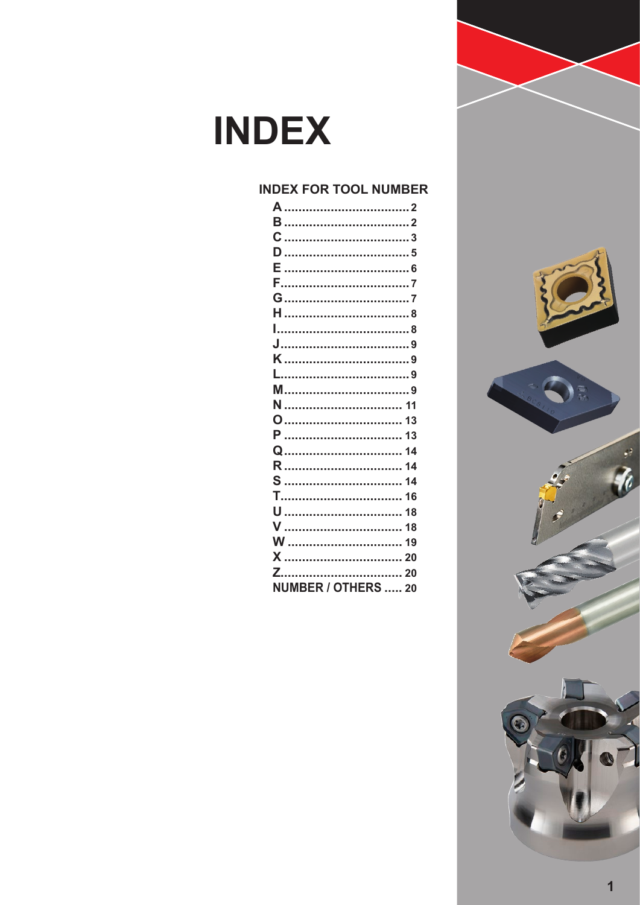# INDEX

## INDEX FOR TOOL NUMBER

| | |
|---|---|
| A | 2 |
| B | 2 |
| C | 3 |
| D | 5 |
| E | 6 |
| F | 7 |
| G | 7 |
| H | 8 |
| I | 8 |
| J | 9 |
| K | 9 |
| L | 9 |
| M | 9 |
| N | 11 |
| O | 13 |
| P | 13 |
| Q | 14 |
| R | 14 |
| S | 14 |
| T | 16 |
| U | 18 |
| V | 18 |
| W | 19 |
| X | 20 |
| Z | 20 |
| NUMBER / OTHERS | 20 |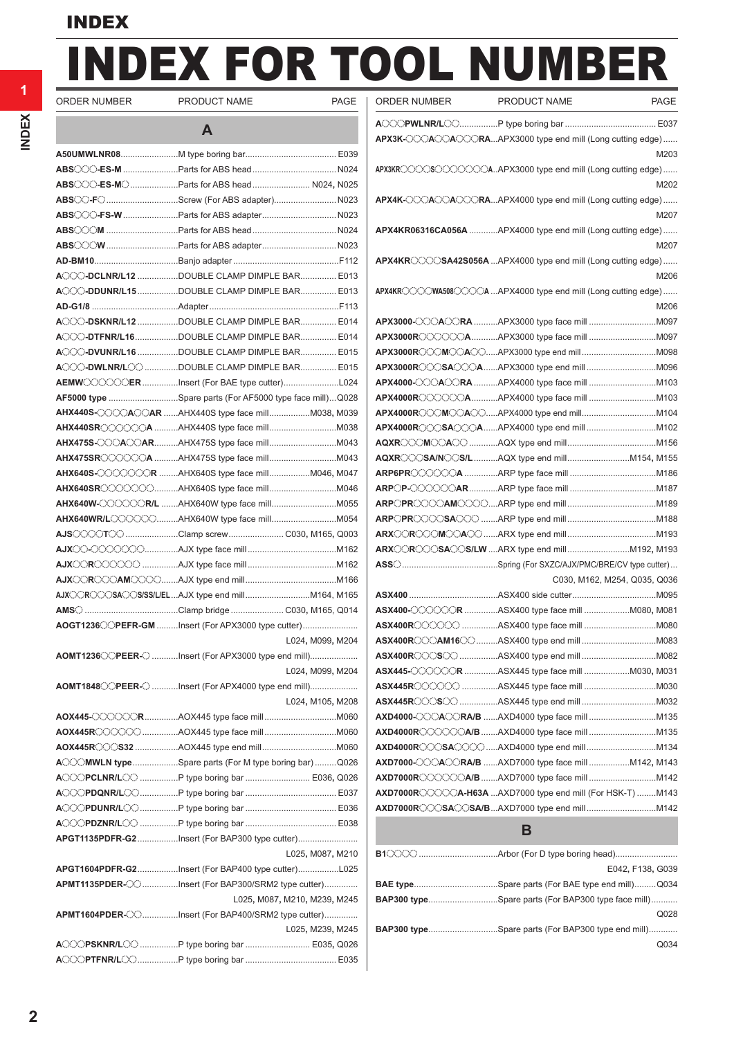# INDEX

# INDEX FOR TOOL NUMBER

| ORDER NUMBER | PRODUCT NAME | PAGE |
|---|---|---|
| **A** | | |
| **A50UMWLNR08** | M type boring bar | E039 |
| **ABS○○○-ES-M** | Parts for ABS head | N024 |
| **ABS○○○-ES-M○** | Parts for ABS head | N024, N025 |
| **ABS○○-F○** | Screw (For ABS adapter) | N023 |
| **ABS○○○-FS-W** | Parts for ABS adapter | N023 |
| **ABS○○○M** | Parts for ABS head | N024 |
| **ABS○○○W** | Parts for ABS adapter | N023 |
| **AD-BM10** | Banjo adapter | F112 |
| **A○○○-DCLNR/L12** | DOUBLE CLAMP DIMPLE BAR | E013 |
| **A○○○-DDUNR/L15** | DOUBLE CLAMP DIMPLE BAR | E013 |
| **AD-G1/8** | Adapter | F113 |
| **A○○○-DSKNR/L12** | DOUBLE CLAMP DIMPLE BAR | E014 |
| **A○○○-DTFNR/L16** | DOUBLE CLAMP DIMPLE BAR | E014 |
| **A○○○-DVUNR/L16** | DOUBLE CLAMP DIMPLE BAR | E015 |
| **A○○○-DWLNR/L○○** | DOUBLE CLAMP DIMPLE BAR | E015 |
| **AEMW○○○○○○ER** | Insert (For BAE type cutter) | L024 |
| **AF5000 type** | Spare parts (For AF5000 type face mill) | Q028 |
| **AHX440S-○○○○A○○AR** | AHX440S type face mill | M038, M039 |
| **AHX440SR○○○○○○A** | AHX440S type face mill | M038 |
| **AHX475S-○○○A○○AR** | AHX475S type face mill | M043 |
| **AHX475SR○○○○○○A** | AHX475S type face mill | M043 |
| **AHX640S-○○○○○○○R** | AHX640S type face mill | M046, M047 |
| **AHX640SR○○○○○○○** | AHX640S type face mill | M046 |
| **AHX640W-○○○○○○R/L** | AHX640W type face mill | M055 |
| **AHX640WR/L○○○○○○** | AHX640W type face mill | M054 |
| **AJS○○○○T○○** | Clamp screw | C030, M165, Q003 |
| **AJX○○-○○○○○○○** | AJX type face mill | M162 |
| **AJX○○R○○○○○○** | AJX type face mill | M162 |
| **AJX○○R○○○AM○○○○** | AJX type end mill | M166 |
| **AJX○○R○○○SA○○S/SS/L/EL** | AJX type end mill | M164, M165 |
| **AMS○** | Clamp bridge | C030, M165, Q014 |
| **AOGT1236○○PEFR-GM** | Insert (For APX3000 type cutter) | L024, M099, M204 |
| **AOMT1236○○PEER-○** | Insert (For APX3000 type end mill) | L024, M099, M204 |
| **AOMT1848○○PEER-○** | Insert (For APX4000 type end mill) | L024, M105, M208 |
| **AOX445-○○○○○○R** | AOX445 type face mill | M060 |
| **AOX445R○○○○○○** | AOX445 type face mill | M060 |
| **AOX445R○○○S32** | AOX445 type end mill | M060 |
| **A○○○MWLN type** | Spare parts (For M type boring bar) | Q026 |
| **A○○○PCLNR/L○○** | P type boring bar | E036, Q026 |
| **A○○○PDQNR/L○○** | P type boring bar | E037 |
| **A○○○PDUNR/L○○** | P type boring bar | E036 |
| **A○○○PDZNR/L○○** | P type boring bar | E038 |
| **APGT1135PDFR-G2** | Insert (For BAP300 type cutter) | L025, M087, M210 |
| **APGT1604PDFR-G2** | Insert (For BAP400 type cutter) | L025 |
| **APMT1135PDER-○○** | Insert (For BAP300/SRM2 type cutter) | L025, M087, M210, M239, M245 |
| **APMT1604PDER-○○** | Insert (For BAP400/SRM2 type cutter) | L025, M239, M245 |
| **A○○○PSKNR/L○○** | P type boring bar | E035, Q026 |
| **A○○○PTFNR/L○○** | P type boring bar | E035 |
| **A○○○PWLNR/L○○** | P type boring bar | E037 |
| **APX3K-○○○A○○A○○○RA** | APX3000 type end mill (Long cutting edge) | M203 |
| **APX3KR○○○○S○○○○○○○A** | APX3000 type end mill (Long cutting edge) | M202 |
| **APX4K-○○○A○○A○○○RA** | APX4000 type end mill (Long cutting edge) | M207 |
| **APX4KR06316CA056A** | APX4000 type end mill (Long cutting edge) | M207 |
| **APX4KR○○○○SA42S056A** | APX4000 type end mill (Long cutting edge) | M206 |
| **APX4KR○○○○WA508○○○○A** | APX4000 type end mill (Long cutting edge) | M206 |
| **APX3000-○○○A○○RA** | APX3000 type face mill | M097 |
| **APX3000R○○○○○○A** | APX3000 type face mill | M097 |
| **APX3000R○○○M○○A○○** | APX3000 type end mill | M098 |
| **APX3000R○○○SA○○○A** | APX3000 type end mill | M096 |
| **APX4000-○○○A○○RA** | APX4000 type face mill | M103 |
| **APX4000R○○○○○○A** | APX4000 type face mill | M103 |
| **APX4000R○○○M○○A○○** | APX4000 type end mill | M104 |
| **APX4000R○○○SA○○○A** | APX4000 type end mill | M102 |
| **AQXR○○○M○○A○○** | AQX type end mill | M156 |
| **AQXR○○○SA/N○○S/L** | AQX type end mill | M154, M155 |
| **ARP6PR○○○○○○A** | ARP type face mill | M186 |
| **ARP○P-○○○○○○AR** | ARP type face mill | M187 |
| **ARP○PR○○○○AM○○○○** | ARP type end mill | M189 |
| **ARP○PR○○○○SA○○○** | ARP type end mill | M188 |
| **ARX○○R○○○M○○A○○** | ARX type end mill | M193 |
| **ARX○○R○○○SA○○S/LW** | ARX type end mill | M192, M193 |
| **ASS○** | Spring (For SXZC/AJX/PMC/BRE/CV type cutter) | C030, M162, M254, Q035, Q036 |
| **ASX400** | ASX400 side cutter | M095 |
| **ASX400-○○○○○○R** | ASX400 type face mill | M080, M081 |
| **ASX400R○○○○○○** | ASX400 type face mill | M080 |
| **ASX400R○○○AM16○○** | ASX400 type end mill | M083 |
| **ASX400R○○○S○○** | ASX400 type end mill | M082 |
| **ASX445-○○○○○○R** | ASX445 type face mill | M030, M031 |
| **ASX445R○○○○○○** | ASX445 type face mill | M030 |
| **ASX445R○○○S○○** | ASX445 type end mill | M032 |
| **AXD4000-○○○A○○RA/B** | AXD4000 type face mill | M135 |
| **AXD4000R○○○○○○A/B** | AXD4000 type face mill | M135 |
| **AXD4000R○○○SA○○○○** | AXD4000 type end mill | M134 |
| **AXD7000-○○○A○○RA/B** | AXD7000 type face mill | M142, M143 |
| **AXD7000R○○○○○○A/B** | AXD7000 type face mill | M142 |
| **AXD7000R○○○○○A-H63A** | AXD7000 type end mill (For HSK-T) | M143 |
| **AXD7000R○○○SA○○SA/B** | AXD7000 type end mill | M142 |
| **B** | | |
| **B1○○○○** | Arbor (For D type boring head) | E042, F138, G039 |
| **BAE type** | Spare parts (For BAE type end mill) | Q034 |
| **BAP300 type** | Spare parts (For BAP300 type face mill) | Q028 |
| **BAP300 type** | Spare parts (For BAP300 type end mill) | Q034 |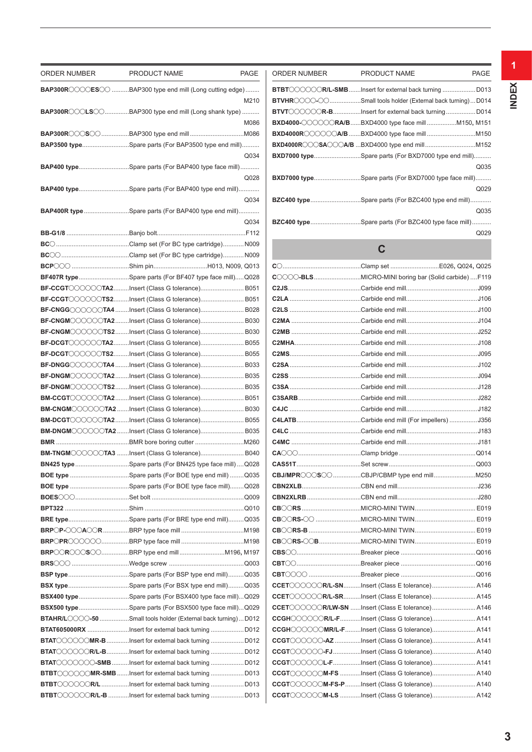| ORDER NUMBER | PRODUCT NAME | PAGE |
|---|---|---|
| **BAP300R◯◯◯◯ES◯◯** | BAP300 type end mill (Long cutting edge) | M210 |
| **BAP300R◯◯◯LS◯◯** | BAP300 type end mill (Long shank type) | M086 |
| **BAP300R◯◯◯S◯◯** | BAP300 type end mill | M086 |
| **BAP3500 type** | Spare parts (For BAP3500 type end mill) | Q034 |
| **BAP400 type** | Spare parts (For BAP400 type face mill) | Q028 |
| **BAP400 type** | Spare parts (For BAP400 type end mill) | Q034 |
| **BAP400R type** | Spare parts (For BAP400 type end mill) | Q034 |
| **BB-G1/8** | Banjo bolt | F112 |
| **BC◯** | Clamp set (For BC type cartridge) | N009 |
| **BC◯◯** | Clamp set (For BC type cartridge) | N009 |
| **BCP◯◯◯** | Shim pin | H013, N009, Q013 |
| **BF407R type** | Spare parts (For BF407 type face mill) | Q028 |
| **BF-CCGT◯◯◯◯◯◯TA2** | Insert (Class G tolerance) | B051 |
| **BF-CCGT◯◯◯◯◯◯TS2** | Insert (Class G tolerance) | B051 |
| **BF-CNGG◯◯◯◯◯◯TA4** | Insert (Class G tolerance) | B028 |
| **BF-CNGM◯◯◯◯◯◯TA2** | Insert (Class G tolerance) | B030 |
| **BF-CNGM◯◯◯◯◯◯TS2** | Insert (Class G tolerance) | B030 |
| **BF-DCGT◯◯◯◯◯◯TA2** | Insert (Class G tolerance) | B055 |
| **BF-DCGT◯◯◯◯◯◯TS2** | Insert (Class G tolerance) | B055 |
| **BF-DNGG◯◯◯◯◯◯TA4** | Insert (Class G tolerance) | B033 |
| **BF-DNGM◯◯◯◯◯◯TA2** | Insert (Class G tolerance) | B035 |
| **BF-DNGM◯◯◯◯◯◯TS2** | Insert (Class G tolerance) | B035 |
| **BM-CCGT◯◯◯◯◯◯TA2** | Insert (Class G tolerance) | B051 |
| **BM-CNGM◯◯◯◯◯◯TA2** | Insert (Class G tolerance) | B030 |
| **BM-DCGT◯◯◯◯◯◯TA2** | Insert (Class G tolerance) | B055 |
| **BM-DNGM◯◯◯◯◯◯TA2** | Insert (Class G tolerance) | B035 |
| **BMR** | BMR bore boring cutter | M260 |
| **BM-TNGM◯◯◯◯◯◯TA3** | Insert (Class G tolerance) | B040 |
| **BN425 type** | Spare parts (For BN425 type face mill) | Q028 |
| **BOE type** | Spare parts (For BOE type end mill) | Q035 |
| **BOE type** | Spare parts (For BOE type face mill) | Q028 |
| **BOES◯◯◯** | Set bolt | Q009 |
| **BPT322** | Shim | Q010 |
| **BRE type** | Spare parts (For BRE type end mill) | Q035 |
| **BRP◯P-◯◯◯A◯◯R** | BRP type face mill | M198 |
| **BRP◯PR◯◯◯◯◯◯** | BRP type face mill | M198 |
| **BRP◯◯R◯◯◯S◯◯** | BRP type end mill | M196, M197 |
| **BRS◯◯◯** | Wedge screw | Q003 |
| **BSP type** | Spare parts (For BSP type end mill) | Q035 |
| **BSX type** | Spare parts (For BSX type end mill) | Q035 |
| **BSX400 type** | Spare parts (For BSX400 type face mill) | Q029 |
| **BSX500 type** | Spare parts (For BSX500 type face mill) | Q029 |
| **BTAHR/L◯◯◯◯-50** | Small tools holder (External back turning) | D012 |
| **BTAT605000RX** | Insert for external back turning | D012 |
| **BTAT◯◯◯◯◯◯MR-B** | Insert for external back turning | D012 |
| **BTAT◯◯◯◯◯◯R/L-B** | Insert for external back turning | D012 |
| **BTAT◯◯◯◯◯◯◯-SMB** | Insert for external back turning | D012 |
| **BTBT◯◯◯◯◯◯MR-SMB** | Insert for external back turning | D013 |
| **BTBT◯◯◯◯◯◯R/L** | Insert for external back turning | D013 |
| **BTBT◯◯◯◯◯◯R/L-B** | Insert for external back turning | D013 |
| **BTBT◯◯◯◯◯◯R/L-SMB** | Insert for external back turning | D013 |
| **BTVHR◯◯◯◯-◯◯** | Small tools holder (External back turning) | D014 |
| **BTVT◯◯◯◯◯◯R-B** | Insert for external back turning | D014 |
| **BXD4000-◯◯◯◯◯◯RA/B** | BXD4000 type face mill | M150, M151 |
| **BXD4000R◯◯◯◯◯◯A/B** | BXD4000 type face mill | M150 |
| **BXD4000R◯◯◯SA◯◯◯A/B** | BXD4000 type end mill | M152 |
| **BXD7000 type** | Spare parts (For BXD7000 type end mill) | Q035 |
| **BXD7000 type** | Spare parts (For BXD7000 type face mill) | Q029 |
| **BZC400 type** | Spare parts (For BZC400 type end mill) | Q035 |
| **BZC400 type** | Spare parts (For BZC400 type face mill) | Q029 |

## C

| ORDER NUMBER | PRODUCT NAME | PAGE |
|---|---|---|
| **C◯** | Clamp set | E026, Q024, Q025 |
| **C◯◯◯◯-BLS** | MICRO-MINI boring bar (Solid carbide) | F119 |
| **C2JS** | Carbide end mill | J099 |
| **C2LA** | Carbide end mill | J106 |
| **C2LS** | Carbide end mill | J100 |
| **C2MA** | Carbide end mill | J104 |
| **C2MB** | Carbide end mill | J252 |
| **C2MHA** | Carbide end mill | J108 |
| **C2MS** | Carbide end mill | J095 |
| **C2SA** | Carbide end mill | J102 |
| **C2SS** | Carbide end mill | J094 |
| **C3SA** | Carbide end mill | J128 |
| **C3SARB** | Carbide end mill | J282 |
| **C4JC** | Carbide end mill | J182 |
| **C4LATB** | Carbide end mill (For impellers) | J356 |
| **C4LC** | Carbide end mill | J183 |
| **C4MC** | Carbide end mill | J181 |
| **CA◯◯◯** | Clamp bridge | Q014 |
| **CAS51T** | Set screw | Q003 |
| **CBJ/MPR◯◯◯S◯◯** | CBJP/CBMP type end mill | M250 |
| **CBN2XLB** | CBN end mill | J236 |
| **CBN2XLRB** | CBN end mill | J280 |
| **CB◯◯RS** | MICRO-MINI TWIN | E019 |
| **CB◯◯RS-◯◯** | MICRO-MINI TWIN | E019 |
| **CB◯◯RS-B** | MICRO-MINI TWIN | E019 |
| **CB◯◯RS-◯◯B** | MICRO-MINI TWIN | E019 |
| **CBS◯◯** | Breaker piece | Q016 |
| **CBT◯◯** | Breaker piece | Q016 |
| **CBT◯◯◯◯** | Breaker piece | Q016 |
| **CCET◯◯◯◯◯◯R/L-SN** | Insert (Class E tolerance) | A146 |
| **CCET◯◯◯◯◯◯R/L-SR** | Insert (Class E tolerance) | A145 |
| **CCET◯◯◯◯◯◯R/LW-SN** | Insert (Class E tolerance) | A146 |
| **CCGH◯◯◯◯◯◯R/L-F** | Insert (Class G tolerance) | A141 |
| **CCGH◯◯◯◯◯◯MR/L-F** | Insert (Class G tolerance) | A141 |
| **CCGT◯◯◯◯◯◯-AZ** | Insert (Class G tolerance) | A141 |
| **CCGT◯◯◯◯◯◯-FJ** | Insert (Class G tolerance) | A140 |
| **CCGT◯◯◯◯◯◯L-F** | Insert (Class G tolerance) | A141 |
| **CCGT◯◯◯◯◯◯M-FS** | Insert (Class G tolerance) | A140 |
| **CCGT◯◯◯◯◯◯M-FS-P** | Insert (Class G tolerance) | A140 |
| **CCGT◯◯◯◯◯◯M-LS** | Insert (Class G tolerance) | A142 |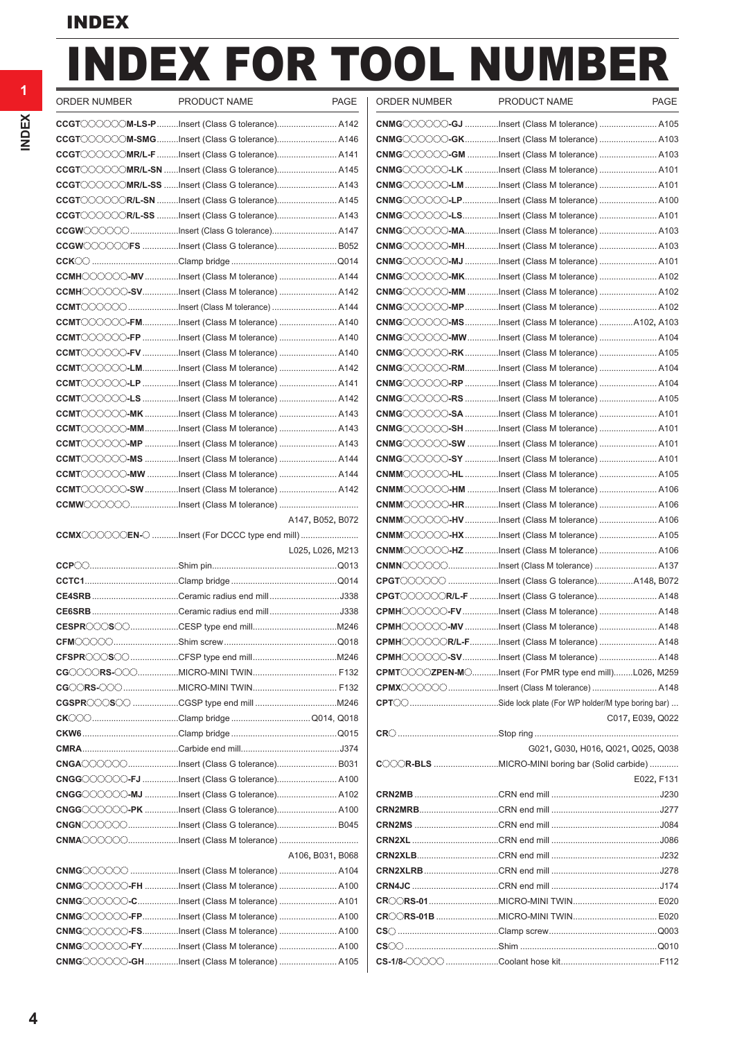# INDEX

# INDEX FOR TOOL NUMBER

| ORDER NUMBER | PRODUCT NAME | PAGE |
|---|---|---|
| **CCGT○○○○○○M-LS-P** | Insert (Class G tolerance) | A142 |
| **CCGT○○○○○○M-SMG** | Insert (Class G tolerance) | A146 |
| **CCGT○○○○○○MR/L-F** | Insert (Class G tolerance) | A141 |
| **CCGT○○○○○○MR/L-SN** | Insert (Class G tolerance) | A145 |
| **CCGT○○○○○○MR/L-SS** | Insert (Class G tolerance) | A143 |
| **CCGT○○○○○○R/L-SN** | Insert (Class G tolerance) | A145 |
| **CCGT○○○○○○R/L-SS** | Insert (Class G tolerance) | A143 |
| **CCGW○○○○○○** | Insert (Class G tolerance) | A147 |
| **CCGW○○○○○○FS** | Insert (Class G tolerance) | B052 |
| **CCK○○** | Clamp bridge | Q014 |
| **CCMH○○○○○○-MV** | Insert (Class M tolerance) | A144 |
| **CCMH○○○○○○-SV** | Insert (Class M tolerance) | A142 |
| **CCMT○○○○○○** | Insert (Class M tolerance) | A144 |
| **CCMT○○○○○○-FM** | Insert (Class M tolerance) | A140 |
| **CCMT○○○○○○-FP** | Insert (Class M tolerance) | A140 |
| **CCMT○○○○○○-FV** | Insert (Class M tolerance) | A140 |
| **CCMT○○○○○○-LM** | Insert (Class M tolerance) | A142 |
| **CCMT○○○○○○-LP** | Insert (Class M tolerance) | A141 |
| **CCMT○○○○○○-LS** | Insert (Class M tolerance) | A142 |
| **CCMT○○○○○○-MK** | Insert (Class M tolerance) | A143 |
| **CCMT○○○○○○-MM** | Insert (Class M tolerance) | A143 |
| **CCMT○○○○○○-MP** | Insert (Class M tolerance) | A143 |
| **CCMT○○○○○○-MS** | Insert (Class M tolerance) | A144 |
| **CCMT○○○○○○-MW** | Insert (Class M tolerance) | A144 |
| **CCMT○○○○○○-SW** | Insert (Class M tolerance) | A142 |
| **CCMW○○○○○○** | Insert (Class M tolerance) | A147, B052, B072 |
| **CCMX○○○○○○EN-○** | Insert (For DCCC type end mill) | L025, L026, M213 |
| **CCP○○** | Shim pin | Q013 |
| **CCTC1** | Clamp bridge | Q014 |
| **CE4SRB** | Ceramic radius end mill | J338 |
| **CE6SRB** | Ceramic radius end mill | J338 |
| **CESPR○○○S○○** | CESP type end mill | M246 |
| **CFM○○○○○** | Shim screw | Q018 |
| **CFSPR○○○S○○** | CFSP type end mill | M246 |
| **CG○○○○RS-○○○** | MICRO-MINI TWIN | F132 |
| **CG○○RS-○○○** | MICRO-MINI TWIN | F132 |
| **CGSPR○○○S○○** | CGSP type end mill | M246 |
| **CK○○○** | Clamp bridge | Q014, Q018 |
| **CKW6** | Clamp bridge | Q015 |
| **CMRA** | Carbide end mill | J374 |
| **CNGA○○○○○○** | Insert (Class G tolerance) | B031 |
| **CNGG○○○○○○-FJ** | Insert (Class G tolerance) | A100 |
| **CNGG○○○○○○-MJ** | Insert (Class G tolerance) | A102 |
| **CNGG○○○○○○-PK** | Insert (Class G tolerance) | A100 |
| **CNGN○○○○○○** | Insert (Class G tolerance) | B045 |
| **CNMA○○○○○○** | Insert (Class M tolerance) | A106, B031, B068 |
| **CNMG○○○○○○** | Insert (Class M tolerance) | A104 |
| **CNMG○○○○○○-FH** | Insert (Class M tolerance) | A100 |
| **CNMG○○○○○○-C** | Insert (Class M tolerance) | A101 |
| **CNMG○○○○○○-FP** | Insert (Class M tolerance) | A100 |
| **CNMG○○○○○○-FS** | Insert (Class M tolerance) | A100 |
| **CNMG○○○○○○-FY** | Insert (Class M tolerance) | A100 |
| **CNMG○○○○○○-GH** | Insert (Class M tolerance) | A105 |
| **CNMG○○○○○○-GJ** | Insert (Class M tolerance) | A105 |
| **CNMG○○○○○○-GK** | Insert (Class M tolerance) | A103 |
| **CNMG○○○○○○-GM** | Insert (Class M tolerance) | A103 |
| **CNMG○○○○○○-LK** | Insert (Class M tolerance) | A101 |
| **CNMG○○○○○○-LM** | Insert (Class M tolerance) | A101 |
| **CNMG○○○○○○-LP** | Insert (Class M tolerance) | A100 |
| **CNMG○○○○○○-LS** | Insert (Class M tolerance) | A101 |
| **CNMG○○○○○○-MA** | Insert (Class M tolerance) | A103 |
| **CNMG○○○○○○-MH** | Insert (Class M tolerance) | A103 |
| **CNMG○○○○○○-MJ** | Insert (Class M tolerance) | A101 |
| **CNMG○○○○○○-MK** | Insert (Class M tolerance) | A102 |
| **CNMG○○○○○○-MM** | Insert (Class M tolerance) | A102 |
| **CNMG○○○○○○-MP** | Insert (Class M tolerance) | A102 |
| **CNMG○○○○○○-MS** | Insert (Class M tolerance) | A102, A103 |
| **CNMG○○○○○○-MW** | Insert (Class M tolerance) | A104 |
| **CNMG○○○○○○-RK** | Insert (Class M tolerance) | A105 |
| **CNMG○○○○○○-RM** | Insert (Class M tolerance) | A104 |
| **CNMG○○○○○○-RP** | Insert (Class M tolerance) | A104 |
| **CNMG○○○○○○-RS** | Insert (Class M tolerance) | A105 |
| **CNMG○○○○○○-SA** | Insert (Class M tolerance) | A101 |
| **CNMG○○○○○○-SH** | Insert (Class M tolerance) | A101 |
| **CNMG○○○○○○-SW** | Insert (Class M tolerance) | A101 |
| **CNMG○○○○○○-SY** | Insert (Class M tolerance) | A101 |
| **CNMM○○○○○○-HL** | Insert (Class M tolerance) | A105 |
| **CNMM○○○○○○-HM** | Insert (Class M tolerance) | A106 |
| **CNMM○○○○○○-HR** | Insert (Class M tolerance) | A106 |
| **CNMM○○○○○○-HV** | Insert (Class M tolerance) | A106 |
| **CNMM○○○○○○-HX** | Insert (Class M tolerance) | A105 |
| **CNMM○○○○○○-HZ** | Insert (Class M tolerance) | A106 |
| **CNMN○○○○○○** | Insert (Class M tolerance) | A137 |
| **CPGT○○○○○○** | Insert (Class G tolerance) | A148, B072 |
| **CPGT○○○○○○R/L-F** | Insert (Class G tolerance) | A148 |
| **CPMH○○○○○○-FV** | Insert (Class M tolerance) | A148 |
| **CPMH○○○○○○-MV** | Insert (Class M tolerance) | A148 |
| **CPMH○○○○○○R/L-F** | Insert (Class M tolerance) | A148 |
| **CPMH○○○○○○-SV** | Insert (Class M tolerance) | A148 |
| **CPMT○○○○ZPEN-M○** | Insert (For PMR type end mill) | L026, M259 |
| **CPMX○○○○○○** | Insert (Class M tolerance) | A148 |
| **CPT○○** | Side lock plate (For WP holder/M type boring bar) | C017, E039, Q022 |
| **CR○** | Stop ring | G021, G030, H016, Q021, Q025, Q038 |
| **C○○○R-BLS** | MICRO-MINI boring bar (Solid carbide) | E022, F131 |
| **CRN2MB** | CRN end mill | J230 |
| **CRN2MRB** | CRN end mill | J277 |
| **CRN2MS** | CRN end mill | J084 |
| **CRN2XL** | CRN end mill | J086 |
| **CRN2XLB** | CRN end mill | J232 |
| **CRN2XLRB** | CRN end mill | J278 |
| **CRN4JC** | CRN end mill | J174 |
| **CR○○RS-01** | MICRO-MINI TWIN | E020 |
| **CR○○RS-01B** | MICRO-MINI TWIN | E020 |
| **CS○** | Clamp screw | Q003 |
| **CS○○** | Shim | Q010 |
| **CS-1/8-○○○○○** | Coolant hose kit | F112 |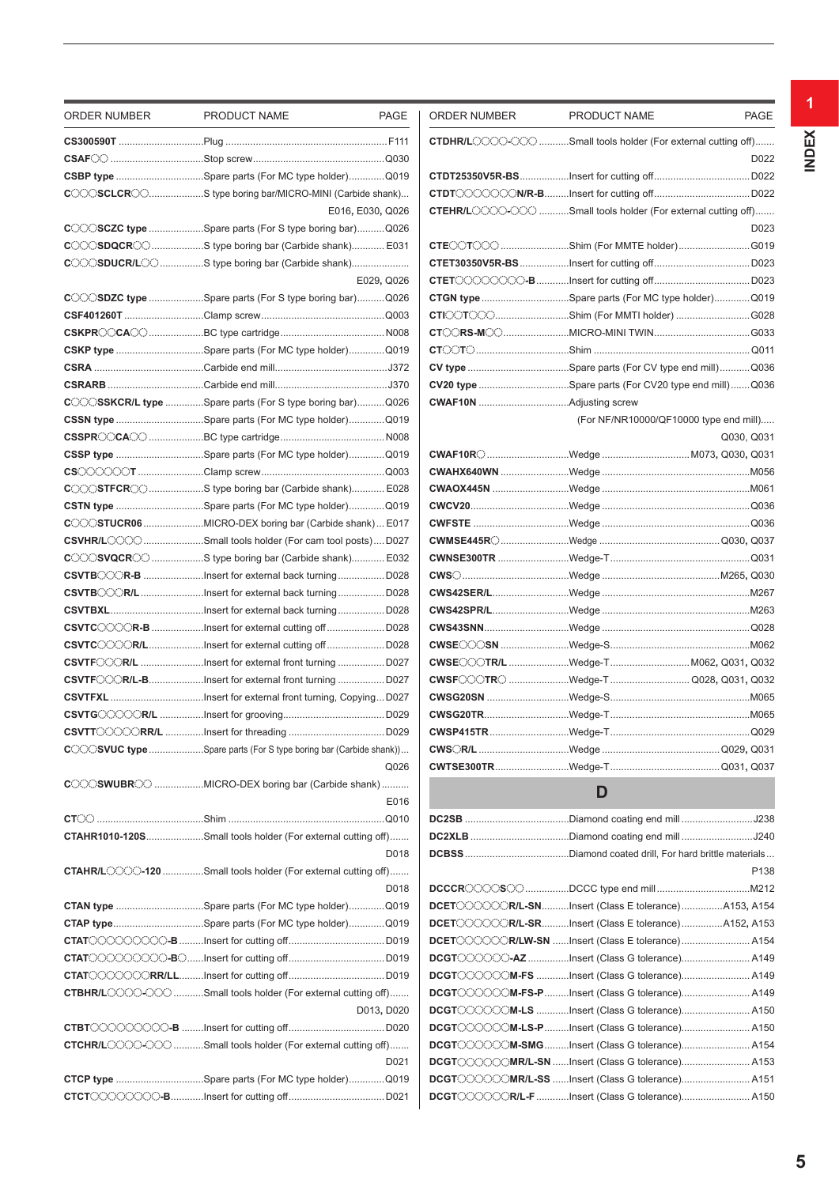| ORDER NUMBER | PRODUCT NAME | PAGE |
|---|---|---|
| **CS300590T** | Plug | F111 |
| **CSAF○○** | Stop screw | Q030 |
| **CSBP type** | Spare parts (For MC type holder) | Q019 |
| **C○○○SCLCR○○** | S type boring bar/MICRO-MINI (Carbide shank) | E016, E030, Q026 |
| **C○○○SCZC type** | Spare parts (For S type boring bar) | Q026 |
| **C○○○SDQCR○○** | S type boring bar (Carbide shank) | E031 |
| **C○○○SDUCR/L○○** | S type boring bar (Carbide shank) | E029, Q026 |
| **C○○○SDZC type** | Spare parts (For S type boring bar) | Q026 |
| **CSF401260T** | Clamp screw | Q003 |
| **CSKPR○○CA○○** | BC type cartridge | N008 |
| **CSKP type** | Spare parts (For MC type holder) | Q019 |
| **CSRA** | Carbide end mill | J372 |
| **CSRARB** | Carbide end mill | J370 |
| **C○○○SSKCR/L type** | Spare parts (For S type boring bar) | Q026 |
| **CSSN type** | Spare parts (For MC type holder) | Q019 |
| **CSSPR○○CA○○** | BC type cartridge | N008 |
| **CSSP type** | Spare parts (For MC type holder) | Q019 |
| **CS○○○○○○T** | Clamp screw | Q003 |
| **C○○○STFCR○○** | S type boring bar (Carbide shank) | E028 |
| **CSTN type** | Spare parts (For MC type holder) | Q019 |
| **C○○○STUCR06** | MICRO-DEX boring bar (Carbide shank) | E017 |
| **CSVHR/L○○○○** | Small tools holder (For cam tool posts) | D027 |
| **C○○○SVQCR○○** | S type boring bar (Carbide shank) | E032 |
| **CSVTB○○○R-B** | Insert for external back turning | D028 |
| **CSVTB○○○R/L** | Insert for external back turning | D028 |
| **CSVTBXL** | Insert for external back turning | D028 |
| **CSVTC○○○○R-B** | Insert for external cutting off | D028 |
| **CSVTC○○○○R/L** | Insert for external cutting off | D028 |
| **CSVTF○○○R/L** | Insert for external front turning | D027 |
| **CSVTF○○○R/L-B** | Insert for external front turning | D027 |
| **CSVTFXL** | Insert for external front turning, Copying | D027 |
| **CSVTG○○○○R/L** | Insert for grooving | D029 |
| **CSVTT○○○○○RR/L** | Insert for threading | D029 |
| **C○○○SVUC type** | Spare parts (For S type boring bar (Carbide shank)) | Q026 |
| **C○○○SWUBR○○** | MICRO-DEX boring bar (Carbide shank) | E016 |
| **CT○○** | Shim | Q010 |
| **CTAHR1010-120S** | Small tools holder (For external cutting off) | D018 |
| **CTAHR/L○○○○-120** | Small tools holder (For external cutting off) | D018 |
| **CTAN type** | Spare parts (For MC type holder) | Q019 |
| **CTAP type** | Spare parts (For MC type holder) | Q019 |
| **CTAT○○○○○○○○○-B** | Insert for cutting off | D019 |
| **CTAT○○○○○○○○○-B○** | Insert for cutting off | D019 |
| **CTAT○○○○○○○RR/LL** | Insert for cutting off | D019 |
| **CTBHR/L○○○○-○○○** | Small tools holder (For external cutting off) | D013, D020 |
| **CTBT○○○○○○○○○-B** | Insert for cutting off | D020 |
| **CTCHR/L○○○○-○○○** | Small tools holder (For external cutting off) | D021 |
| **CTCP type** | Spare parts (For MC type holder) | Q019 |
| **CTCT○○○○○○○○-B** | Insert for cutting off | D021 |
| **CTDHR/L○○○○-○○○** | Small tools holder (For external cutting off) | D022 |
| **CTDT25350V5R-BS** | Insert for cutting off | D022 |
| **CTDT○○○○○○○N/R-B** | Insert for cutting off | D022 |
| **CTEHR/L○○○○-○○○** | Small tools holder (For external cutting off) | D023 |
| **CTE○○T○○○** | Shim (For MMTE holder) | G019 |
| **CTET30350V5R-BS** | Insert for cutting off | D023 |
| **CTET○○○○○○○○○-B** | Insert for cutting off | D023 |
| **CTGN type** | Spare parts (For MC type holder) | Q019 |
| **CTI○○T○○○** | Shim (For MMTI holder) | G028 |
| **CT○○RS-M○○** | MICRO-MINI TWIN | G033 |
| **CT○○T○** | Shim | Q011 |
| **CV type** | Spare parts (For CV type end mill) | Q036 |
| **CV20 type** | Spare parts (For CV20 type end mill) | Q036 |
| **CWAF10N** | Adjusting screw (For NF/NR10000/QF10000 type end mill) | Q030, Q031 |
| **CWAF10R○** | Wedge | M073, Q030, Q031 |
| **CWAHX640WN** | Wedge | M056 |
| **CWAOX445N** | Wedge | M061 |
| **CWCV20** | Wedge | Q036 |
| **CWFSTE** | Wedge | Q036 |
| **CWMSE445R○** | Wedge | Q030, Q037 |
| **CWNSE300TR** | Wedge-T | Q031 |
| **CWS○** | Wedge | M265, Q030 |
| **CWS42SER/L** | Wedge | M267 |
| **CWS42SPR/L** | Wedge | M263 |
| **CWS43SNN** | Wedge | Q028 |
| **CWSE○○○SN** | Wedge-S | M062 |
| **CWSE○○○TR/L** | Wedge-T | M062, Q031, Q032 |
| **CWSF○○○TR○** | Wedge-T | Q028, Q031, Q032 |
| **CWSG20SN** | Wedge-S | M065 |
| **CWSG20TR** | Wedge-T | M065 |
| **CWSP415TR** | Wedge-T | Q029 |
| **CWS○R/L** | Wedge | Q029, Q031 |
| **CWTSE300TR** | Wedge-T | Q031, Q037 |

## D

| ORDER NUMBER | PRODUCT NAME | PAGE |
|---|---|---|
| **DC2SB** | Diamond coating end mill | J238 |
| **DC2XLB** | Diamond coating end mill | J240 |
| **DCBSS** | Diamond coated drill, For hard brittle materials | P138 |
| **DCCCR○○○○S○○** | DCCC type end mill | M212 |
| **DCET○○○○○○R/L-SN** | Insert (Class E tolerance) | A153, A154 |
| **DCET○○○○○○R/L-SR** | Insert (Class E tolerance) | A152, A153 |
| **DCET○○○○○○R/LW-SN** | Insert (Class E tolerance) | A154 |
| **DCGT○○○○○○-AZ** | Insert (Class G tolerance) | A149 |
| **DCGT○○○○○○M-FS** | Insert (Class G tolerance) | A149 |
| **DCGT○○○○○○M-FS-P** | Insert (Class G tolerance) | A149 |
| **DCGT○○○○○○M-LS** | Insert (Class G tolerance) | A150 |
| **DCGT○○○○○○M-LS-P** | Insert (Class G tolerance) | A150 |
| **DCGT○○○○○○M-SMG** | Insert (Class G tolerance) | A154 |
| **DCGT○○○○○○MR/L-SN** | Insert (Class G tolerance) | A153 |
| **DCGT○○○○○○MR/L-SS** | Insert (Class G tolerance) | A151 |
| **DCGT○○○○○○R/L-F** | Insert (Class G tolerance) | A150 |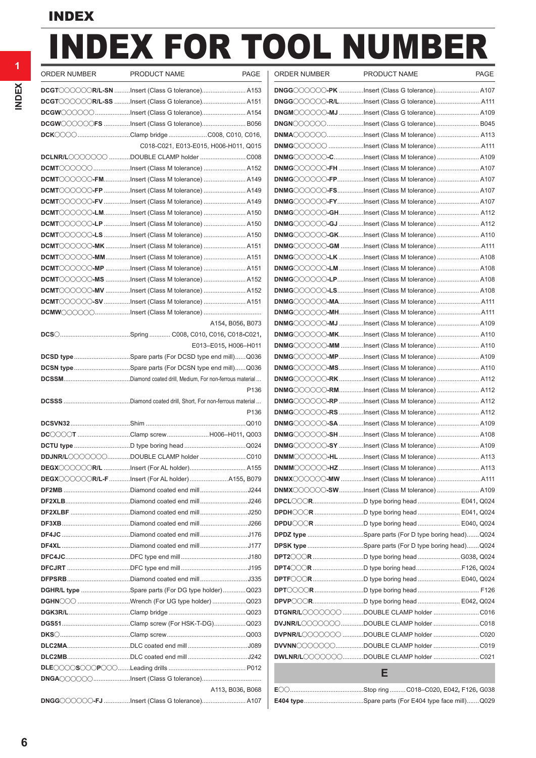# INDEX FOR TOOL NUMBER

| ORDER NUMBER | PRODUCT NAME | PAGE |
|---|---|---|
| **DCGT○○○○○○R/L-SN** | Insert (Class G tolerance) | A153 |
| **DCGT○○○○○○R/L-SS** | Insert (Class G tolerance) | A151 |
| **DCGW○○○○○○** | Insert (Class G tolerance) | A154 |
| **DCGW○○○○○○FS** | Insert (Class G tolerance) | B056 |
| **DCK○○○○** | Clamp bridge | C008, C010, C016, C018-C021, E013-E015, H006-H011, Q015 |
| **DCLNR/L○○○○○○○** | DOUBLE CLAMP holder | C008 |
| **DCMT○○○○○○** | Insert (Class M tolerance) | A152 |
| **DCMT○○○○○○-FM** | Insert (Class M tolerance) | A149 |
| **DCMT○○○○○○-FP** | Insert (Class M tolerance) | A149 |
| **DCMT○○○○○○-FV** | Insert (Class M tolerance) | A149 |
| **DCMT○○○○○○-LM** | Insert (Class M tolerance) | A150 |
| **DCMT○○○○○○-LP** | Insert (Class M tolerance) | A150 |
| **DCMT○○○○○○-LS** | Insert (Class M tolerance) | A150 |
| **DCMT○○○○○○-MK** | Insert (Class M tolerance) | A151 |
| **DCMT○○○○○○-MM** | Insert (Class M tolerance) | A151 |
| **DCMT○○○○○○-MP** | Insert (Class M tolerance) | A151 |
| **DCMT○○○○○○-MS** | Insert (Class M tolerance) | A152 |
| **DCMT○○○○○○-MV** | Insert (Class M tolerance) | A152 |
| **DCMT○○○○○○-SV** | Insert (Class M tolerance) | A151 |
| **DCMW○○○○○○** | Insert (Class M tolerance) | A154, B056, B073 |
| **DCS○** | Spring | C008, C010, C016, C018-C021, E013–E015, H006–H011 |
| **DCSD type** | Spare parts (For DCSD type end mill) | Q036 |
| **DCSN type** | Spare parts (For DCSN type end mill) | Q036 |
| **DCSSM** | Diamond coated drill, Medium, For non-ferrous material | P136 |
| **DCSSS** | Diamond coated drill, Short, For non-ferrous material | P136 |
| **DCSVN32** | Shim | Q010 |
| **DC○○○○T** | Clamp screw | H006–H011, Q003 |
| **DCTU type** | D type boring head | Q024 |
| **DDJNR/L○○○○○○○** | DOUBLE CLAMP holder | C010 |
| **DEGX○○○○○○R/L** | Insert (For AL holder) | A155 |
| **DEGX○○○○○○R/L-F** | Insert (For AL holder) | A155, B079 |
| **DF2MB** | Diamond coated end mill | J244 |
| **DF2XLB** | Diamond coated end mill | J246 |
| **DF2XLBF** | Diamond coated end mill | J250 |
| **DF3XB** | Diamond coated end mill | J266 |
| **DF4JC** | Diamond coated end mill | J176 |
| **DF4XL** | Diamond coated end mill | J177 |
| **DFC4JC** | DFC type end mill | J180 |
| **DFCJRT** | DFC type end mill | J195 |
| **DFPSRB** | Diamond coated end mill | J335 |
| **DGHR/L type** | Spare parts (For DG type holder) | Q023 |
| **DGHN○○○** | Wrench (For UG type holder) | Q023 |
| **DGK3R/L** | Clamp bridge | Q023 |
| **DGS51** | Clamp screw (For HSK-T-DG) | Q023 |
| **DKS○** | Clamp screw | Q003 |
| **DLC2MA** | DLC coated end mill | J089 |
| **DLC2MB** | DLC coated end mill | J242 |
| **DLE○○○○S○○○P○○○** | Leading drills | P012 |
| **DNGA○○○○○○** | Insert (Class G tolerance) | A113, B036, B068 |
| **DNGG○○○○○○-FJ** | Insert (Class G tolerance) | A107 |
| **DNGG○○○○○○-PK** | Insert (Class G tolerance) | A107 |
| **DNGG○○○○○○-R/L** | Insert (Class G tolerance) | A111 |
| **DNGM○○○○○○-MJ** | Insert (Class G tolerance) | A109 |
| **DNGN○○○○○○** | Insert (Class G tolerance) | B045 |
| **DNMA○○○○○○** | Insert (Class M tolerance) | A113 |
| **DNMG○○○○○○** | Insert (Class M tolerance) | A111 |
| **DNMG○○○○○○-C** | Insert (Class M tolerance) | A109 |
| **DNMG○○○○○○-FH** | Insert (Class M tolerance) | A107 |
| **DNMG○○○○○○-FP** | Insert (Class M tolerance) | A107 |
| **DNMG○○○○○○-FS** | Insert (Class M tolerance) | A107 |
| **DNMG○○○○○○-FY** | Insert (Class M tolerance) | A107 |
| **DNMG○○○○○○-GH** | Insert (Class M tolerance) | A112 |
| **DNMG○○○○○○-GJ** | Insert (Class M tolerance) | A112 |
| **DNMG○○○○○○-GK** | Insert (Class M tolerance) | A110 |
| **DNMG○○○○○○-GM** | Insert (Class M tolerance) | A111 |
| **DNMG○○○○○○-LK** | Insert (Class M tolerance) | A108 |
| **DNMG○○○○○○-LM** | Insert (Class M tolerance) | A108 |
| **DNMG○○○○○○-LP** | Insert (Class M tolerance) | A108 |
| **DNMG○○○○○○-LS** | Insert (Class M tolerance) | A108 |
| **DNMG○○○○○○-MA** | Insert (Class M tolerance) | A111 |
| **DNMG○○○○○○-MH** | Insert (Class M tolerance) | A111 |
| **DNMG○○○○○○-MJ** | Insert (Class M tolerance) | A109 |
| **DNMG○○○○○○-MK** | Insert (Class M tolerance) | A110 |
| **DNMG○○○○○○-MM** | Insert (Class M tolerance) | A110 |
| **DNMG○○○○○○-MP** | Insert (Class M tolerance) | A109 |
| **DNMG○○○○○○-MS** | Insert (Class M tolerance) | A110 |
| **DNMG○○○○○○-RK** | Insert (Class M tolerance) | A112 |
| **DNMG○○○○○○-RM** | Insert (Class M tolerance) | A112 |
| **DNMG○○○○○○-RP** | Insert (Class M tolerance) | A112 |
| **DNMG○○○○○○-RS** | Insert (Class M tolerance) | A112 |
| **DNMG○○○○○○-SA** | Insert (Class M tolerance) | A109 |
| **DNMG○○○○○○-SH** | Insert (Class M tolerance) | A108 |
| **DNMG○○○○○○-SY** | Insert (Class M tolerance) | A109 |
| **DNMM○○○○○○-HL** | Insert (Class M tolerance) | A113 |
| **DNMM○○○○○○-HZ** | Insert (Class M tolerance) | A113 |
| **DNMX○○○○○○-MW** | Insert (Class M tolerance) | A111 |
| **DNMX○○○○○○-SW** | Insert (Class M tolerance) | A109 |
| **DPCL○○○R** | D type boring head | E041, Q024 |
| **DPDH○○○R** | D type boring head | E041, Q024 |
| **DPDU○○○R** | D type boring head | E040, Q024 |
| **DPDZ type** | Spare parts (For D type boring head) | Q024 |
| **DPSK type** | Spare parts (For D type boring head) | Q024 |
| **DPT2○○○R** | D type boring head | G038, Q024 |
| **DPT4○○○R** | D type boring head | F126, Q024 |
| **DPTF○○○R** | D type boring head | E040, Q024 |
| **DPT○○○○R** | D type boring head | F126 |
| **DPVP○○○R** | D type boring head | E042, Q024 |
| **DTGNR/L○○○○○○○** | DOUBLE CLAMP holder | C016 |
| **DVJNR/L○○○○○○○** | DOUBLE CLAMP holder | C018 |
| **DVPNR/L○○○○○○○** | DOUBLE CLAMP holder | C020 |
| **DVVNN○○○○○○○** | DOUBLE CLAMP holder | C019 |
| **DWLNR/L○○○○○○○** | DOUBLE CLAMP holder | C021 |

## E

| ORDER NUMBER | PRODUCT NAME | PAGE |
|---|---|---|
| **E○○** | Stop ring | C018–C020, E042, F126, G038 |
| **E404 type** | Spare parts (For E404 type face mill) | Q029 |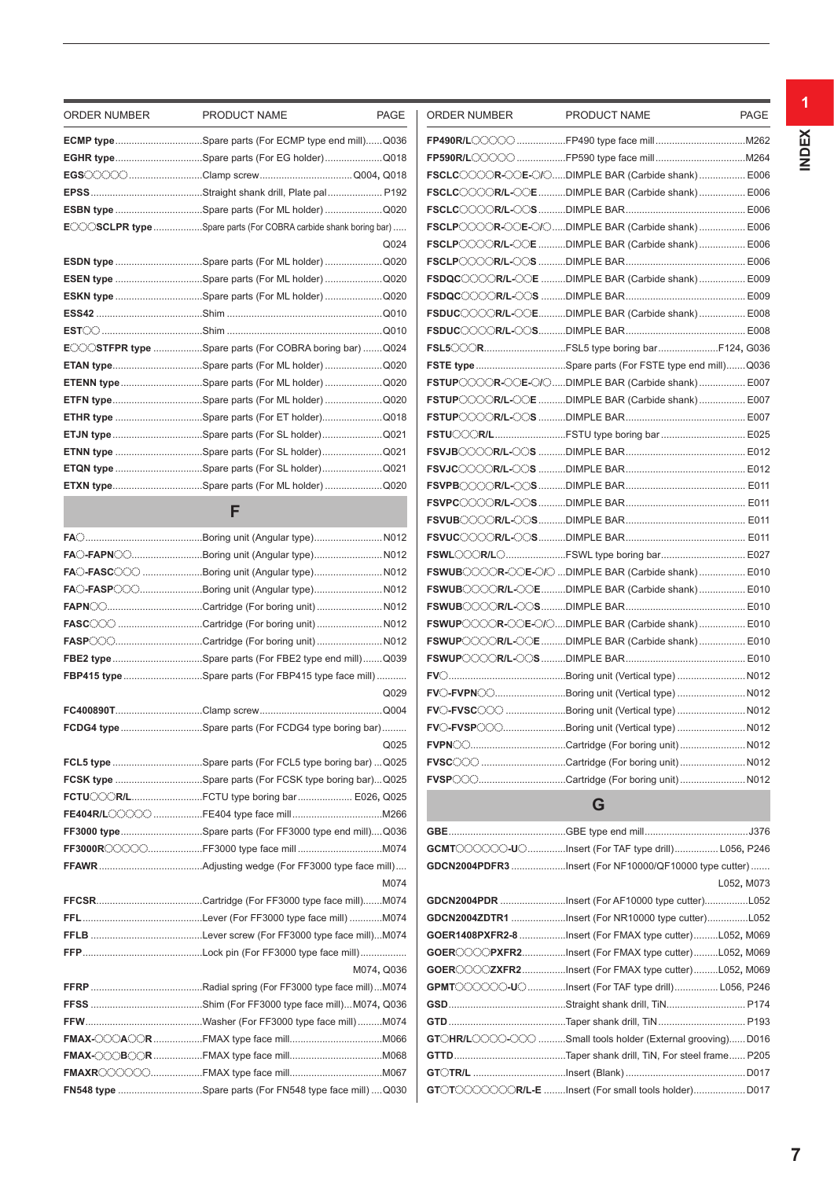| ORDER NUMBER | PRODUCT NAME | PAGE |
|---|---|---|
| **ECMP type** | Spare parts (For ECMP type end mill) | Q036 |
| **EGHR type** | Spare parts (For EG holder) | Q018 |
| **EGS○○○○○** | Clamp screw | Q004, Q018 |
| **EPSS** | Straight shank drill, Plate pal | P192 |
| **ESBN type** | Spare parts (For ML holder) | Q020 |
| **E○○○SCLPR type** | Spare parts (For COBRA carbide shank boring bar) | Q024 |
| **ESDN type** | Spare parts (For ML holder) | Q020 |
| **ESEN type** | Spare parts (For ML holder) | Q020 |
| **ESKN type** | Spare parts (For ML holder) | Q020 |
| **ESS42** | Shim | Q010 |
| **EST○○** | Shim | Q010 |
| **E○○○STFPR type** | Spare parts (For COBRA boring bar) | Q024 |
| **ETAN type** | Spare parts (For ML holder) | Q020 |
| **ETENN type** | Spare parts (For ML holder) | Q020 |
| **ETFN type** | Spare parts (For ML holder) | Q020 |
| **ETHR type** | Spare parts (For ET holder) | Q018 |
| **ETJN type** | Spare parts (For SL holder) | Q021 |
| **ETNN type** | Spare parts (For SL holder) | Q021 |
| **ETQN type** | Spare parts (For SL holder) | Q021 |
| **ETXN type** | Spare parts (For ML holder) | Q020 |

## F

| ORDER NUMBER | PRODUCT NAME | PAGE |
|---|---|---|
| **FA○** | Boring unit (Angular type) | N012 |
| **FA○-FAPN○○** | Boring unit (Angular type) | N012 |
| **FA○-FASC○○○** | Boring unit (Angular type) | N012 |
| **FA○-FASP○○○** | Boring unit (Angular type) | N012 |
| **FAPN○○** | Cartridge (For boring unit) | N012 |
| **FASC○○○** | Cartridge (For boring unit) | N012 |
| **FASP○○○** | Cartridge (For boring unit) | N012 |
| **FBE2 type** | Spare parts (For FBE2 type end mill) | Q039 |
| **FBP415 type** | Spare parts (For FBP415 type face mill) | Q029 |
| **FC400890T** | Clamp screw | Q004 |
| **FCDG4 type** | Spare parts (For FCDG4 type boring bar) | Q025 |
| **FCL5 type** | Spare parts (For FCL5 type boring bar) | Q025 |
| **FCSK type** | Spare parts (For FCSK type boring bar) | Q025 |
| **FCTU○○○R/L** | FCTU type boring bar | E026, Q025 |
| **FE404R/L○○○○○** | FE404 type face mill | M266 |
| **FF3000 type** | Spare parts (For FF3000 type end mill) | Q036 |
| **FF3000R○○○○○** | FF3000 type face mill | M074 |
| **FFAWR** | Adjusting wedge (For FF3000 type face mill) | M074 |
| **FFCSR** | Cartridge (For FF3000 type face mill) | M074 |
| **FFL** | Lever (For FF3000 type face mill) | M074 |
| **FFLB** | Lever screw (For FF3000 type face mill) | M074 |
| **FFP** | Lock pin (For FF3000 type face mill) | M074, Q036 |
| **FFRP** | Radial spring (For FF3000 type face mill) | M074 |
| **FFSS** | Shim (For FF3000 type face mill) | M074, Q036 |
| **FFW** | Washer (For FF3000 type face mill) | M074 |
| **FMAX-○○○A○○R** | FMAX type face mill | M066 |
| **FMAX-○○○B○○R** | FMAX type face mill | M068 |
| **FMAXR○○○○○○** | FMAX type face mill | M067 |
| **FN548 type** | Spare parts (For FN548 type face mill) | Q030 |
| **FP490R/L○○○○○** | FP490 type face mill | M262 |
| **FP590R/L○○○○○** | FP590 type face mill | M264 |
| **FSCLC○○○○R-○○E-○/○** | DIMPLE BAR (Carbide shank) | E006 |
| **FSCLC○○○○R/L-○○E** | DIMPLE BAR (Carbide shank) | E006 |
| **FSCLC○○○○R/L-○○S** | DIMPLE BAR | E006 |
| **FSCLP○○○○R-○○E-○/○** | DIMPLE BAR (Carbide shank) | E006 |
| **FSCLP○○○○R/L-○○E** | DIMPLE BAR (Carbide shank) | E006 |
| **FSCLP○○○○R/L-○○S** | DIMPLE BAR | E006 |
| **FSDQC○○○○R/L-○○E** | DIMPLE BAR (Carbide shank) | E009 |
| **FSDQC○○○○R/L-○○S** | DIMPLE BAR | E009 |
| **FSDUC○○○○R/L-○○E** | DIMPLE BAR (Carbide shank) | E008 |
| **FSDUC○○○○R/L-○○S** | DIMPLE BAR | E008 |
| **FSL5○○○R** | FSL5 type boring bar | F124, G036 |
| **FSTE type** | Spare parts (For FSTE type end mill) | Q036 |
| **FSTUP○○○○R-○○E-○/○** | DIMPLE BAR (Carbide shank) | E007 |
| **FSTUP○○○○R/L-○○E** | DIMPLE BAR (Carbide shank) | E007 |
| **FSTUP○○○○R/L-○○S** | DIMPLE BAR | E007 |
| **FSTU○○○R/L** | FSTU type boring bar | E025 |
| **FSVJB○○○○R/L-○○S** | DIMPLE BAR | E012 |
| **FSVJC○○○○R/L-○○S** | DIMPLE BAR | E012 |
| **FSVPB○○○○R/L-○○S** | DIMPLE BAR | E011 |
| **FSVPC○○○○R/L-○○S** | DIMPLE BAR | E011 |
| **FSVUB○○○○R/L-○○S** | DIMPLE BAR | E011 |
| **FSVUC○○○○R/L-○○S** | DIMPLE BAR | E011 |
| **FSWL○○○R/L○** | FSWL type boring bar | E027 |
| **FSWUB○○○○R-○○E-○/○** | DIMPLE BAR (Carbide shank) | E010 |
| **FSWUB○○○○R/L-○○E** | DIMPLE BAR (Carbide shank) | E010 |
| **FSWUB○○○○R/L-○○S** | DIMPLE BAR | E010 |
| **FSWUP○○○○R-○○E-○/○** | DIMPLE BAR (Carbide shank) | E010 |
| **FSWUP○○○○R/L-○○E** | DIMPLE BAR (Carbide shank) | E010 |
| **FSWUP○○○○R/L-○○S** | DIMPLE BAR | E010 |
| **FV○** | Boring unit (Vertical type) | N012 |
| **FV○-FVPN○○** | Boring unit (Vertical type) | N012 |
| **FV○-FVSC○○○** | Boring unit (Vertical type) | N012 |
| **FV○-FVSP○○○** | Boring unit (Vertical type) | N012 |
| **FVPN○○** | Cartridge (For boring unit) | N012 |
| **FVSC○○○** | Cartridge (For boring unit) | N012 |
| **FVSP○○○** | Cartridge (For boring unit) | N012 |

## G

| ORDER NUMBER | PRODUCT NAME | PAGE |
|---|---|---|
| **GBE** | GBE type end mill | J376 |
| **GCMT○○○○○○-U○** | Insert (For TAF type drill) | L056, P246 |
| **GDCN2004PDFR3** | Insert (For NF10000/QF10000 type cutter) | L052, M073 |
| **GDCN2004PDR** | Insert (For AF10000 type cutter) | L052 |
| **GDCN2004ZDTR1** | Insert (For NR10000 type cutter) | L052 |
| **GOER1408PXFR2-8** | Insert (For FMAX type cutter) | L052, M069 |
| **GOER○○○○PXFR2** | Insert (For FMAX type cutter) | L052, M069 |
| **GOER○○○○ZXFR2** | Insert (For FMAX type cutter) | L052, M069 |
| **GPMT○○○○○○-U○** | Insert (For TAF type drill) | L056, P246 |
| **GSD** | Straight shank drill, TiN | P174 |
| **GTD** | Taper shank drill, TiN | P193 |
| **GT○HR/L○○○○-○○○** | Small tools holder (External grooving) | D016 |
| **GTTD** | Taper shank drill, TiN, For steel frame | P205 |
| **GT○TR/L** | Insert (Blank) | D017 |
| **GT○T○○○○○○○R/L-E** | Insert (For small tools holder) | D017 |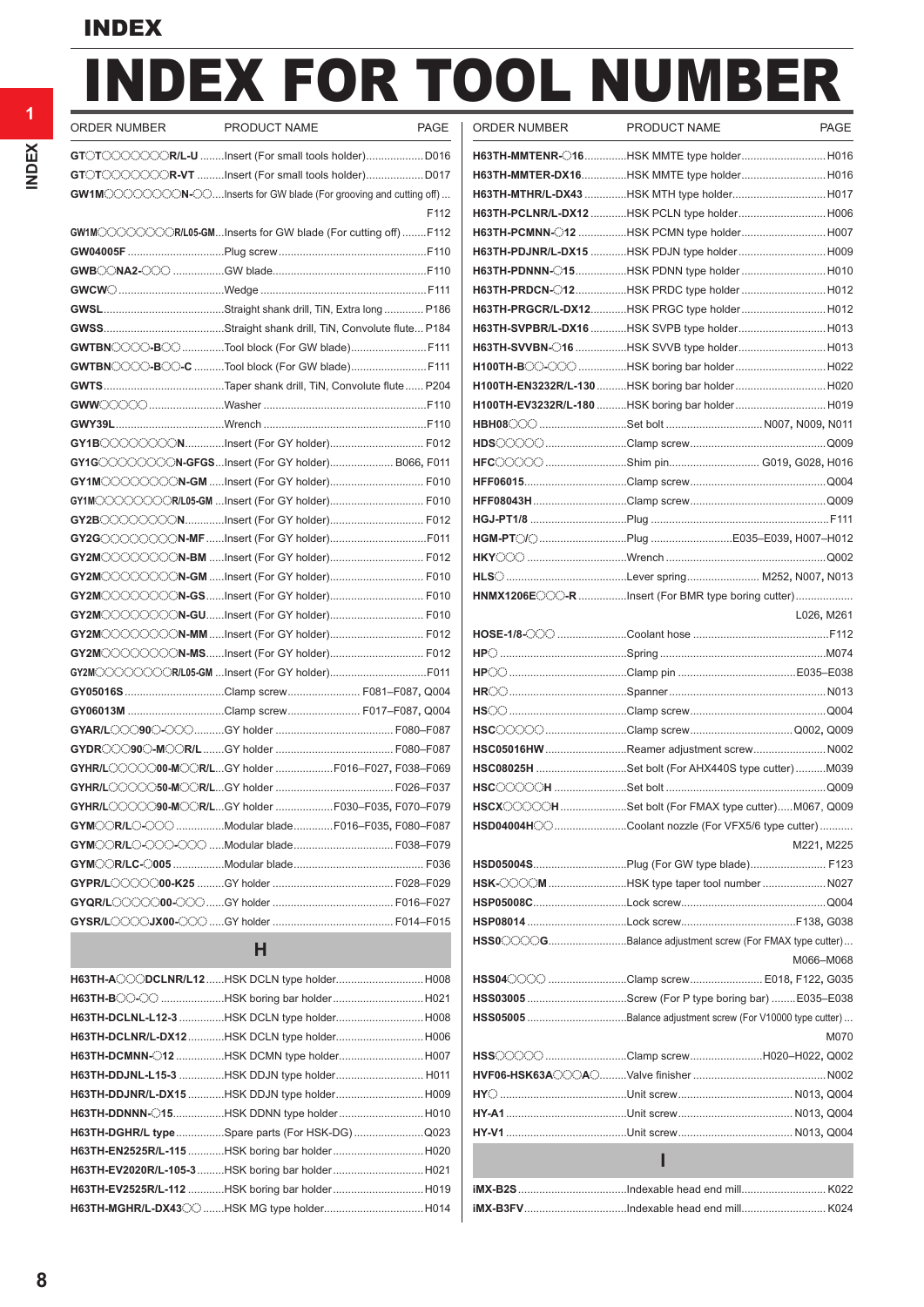# INDEX FOR TOOL NUMBER

| ORDER NUMBER | PRODUCT NAME | PAGE |
|---|---|---|
| GT◯T◯◯◯◯◯◯R/L-U | Insert (For small tools holder) | D016 |
| GT◯T◯◯◯◯◯◯R-VT | Insert (For small tools holder) | D017 |
| GW1M◯◯◯◯◯◯◯◯N-◯◯ | Inserts for GW blade (For grooving and cutting off) | F112 |
| GW1M◯◯◯◯◯◯◯◯R/L05-GM | Inserts for GW blade (For cutting off) | F112 |
| GW04005F | Plug screw | F110 |
| GWB◯◯NA2-◯◯◯ | GW blade | F110 |
| GWCW◯ | Wedge | F111 |
| GWSL | Straight shank drill, TiN, Extra long | P186 |
| GWSS | Straight shank drill, TiN, Convolute flute | P184 |
| GWTBN◯◯◯◯-B◯◯ | Tool block (For GW blade) | F111 |
| GWTBN◯◯◯◯-B◯◯-C | Tool block (For GW blade) | F111 |
| GWTS | Taper shank drill, TiN, Convolute flute | P204 |
| GWW◯◯◯◯◯ | Washer | F110 |
| GWY39L | Wrench | F110 |
| GY1B◯◯◯◯◯◯◯◯N | Insert (For GY holder) | F012 |
| GY1G◯◯◯◯◯◯◯◯N-GFGS | Insert (For GY holder) | B066, F011 |
| GY1M◯◯◯◯◯◯◯◯N-GM | Insert (For GY holder) | F010 |
| GY1M◯◯◯◯◯◯◯◯R/L05-GM | Insert (For GY holder) | F010 |
| GY2B◯◯◯◯◯◯◯◯N | Insert (For GY holder) | F012 |
| GY2G◯◯◯◯◯◯◯◯N-MF | Insert (For GY holder) | F011 |
| GY2M◯◯◯◯◯◯◯◯N-BM | Insert (For GY holder) | F012 |
| GY2M◯◯◯◯◯◯◯◯N-GM | Insert (For GY holder) | F010 |
| GY2M◯◯◯◯◯◯◯◯N-GS | Insert (For GY holder) | F010 |
| GY2M◯◯◯◯◯◯◯◯N-GU | Insert (For GY holder) | F010 |
| GY2M◯◯◯◯◯◯◯◯N-MM | Insert (For GY holder) | F012 |
| GY2M◯◯◯◯◯◯◯◯N-MS | Insert (For GY holder) | F012 |
| GY2M◯◯◯◯◯◯◯◯R/L05-GM | Insert (For GY holder) | F011 |
| GY05016S | Clamp screw | F081–F087, Q004 |
| GY06013M | Clamp screw | F017–F087, Q004 |
| GYAR/L◯◯◯90◯-◯◯◯ | GY holder | F080–F087 |
| GYDR◯◯◯90◯-M◯◯R/L | GY holder | F080–F087 |
| GYHR/L◯◯◯◯◯00-M◯◯R/L | GY holder | F016–F027, F038–F069 |
| GYHR/L◯◯◯◯◯50-M◯◯R/L | GY holder | F026–F037 |
| GYHR/L◯◯◯◯◯90-M◯◯R/L | GY holder | F030–F035, F070–F079 |
| GYM◯◯R/L◯-◯◯◯ | Modular blade | F016–F035, F080–F087 |
| GYM◯◯R/L◯-◯◯◯-◯◯◯ | Modular blade | F038–F079 |
| GYM◯◯R/LC-◯005 | Modular blade | F036 |
| GYPR/L◯◯◯◯00-K25 | GY holder | F028–F029 |
| GYQR/L◯◯◯◯◯00-◯◯◯ | GY holder | F016–F027 |
| GYSR/L◯◯◯◯JX00-◯◯◯ | GY holder | F014–F015 |

## H

| ORDER NUMBER | PRODUCT NAME | PAGE |
|---|---|---|
| H63TH-A◯◯◯DCLNR/L12 | HSK DCLN type holder | H008 |
| H63TH-B◯◯-◯◯ | HSK boring bar holder | H021 |
| H63TH-DCLNL-L12-3 | HSK DCLN type holder | H008 |
| H63TH-DCLNR/L-DX12 | HSK DCLN type holder | H006 |
| H63TH-DCMNN-◯12 | HSK DCMN type holder | H007 |
| H63TH-DDJNL-L15-3 | HSK DDJN type holder | H011 |
| H63TH-DDJNR/L-DX15 | HSK DDJN type holder | H009 |
| H63TH-DDNNN-◯15 | HSK DDNN type holder | H010 |
| H63TH-DGHR/L type | Spare parts (For HSK-DG) | Q023 |
| H63TH-EN2525R/L-115 | HSK boring bar holder | H020 |
| H63TH-EV2020R/L-105-3 | HSK boring bar holder | H021 |
| H63TH-EV2525R/L-112 | HSK boring bar holder | H019 |
| H63TH-MGHR/L-DX43◯◯ | HSK MG type holder | H014 |
| H63TH-MMTENR-◯16 | HSK MMTE type holder | H016 |
| H63TH-MMTER-DX16 | HSK MMTE type holder | H016 |
| H63TH-MTHR/L-DX43 | HSK MTH type holder | H017 |
| H63TH-PCLNR/L-DX12 | HSK PCLN type holder | H006 |
| H63TH-PCMNN-◯12 | HSK PCMN type holder | H007 |
| H63TH-PDJNR/L-DX15 | HSK PDJN type holder | H009 |
| H63TH-PDNNN-◯15 | HSK PDNN type holder | H010 |
| H63TH-PRDCN-◯12 | HSK PRDC type holder | H012 |
| H63TH-PRGCR/L-DX12 | HSK PRGC type holder | H012 |
| H63TH-SVPBR/L-DX16 | HSK SVPB type holder | H013 |
| H63TH-SVVBN-◯16 | HSK SVVB type holder | H013 |
| H100TH-B◯◯-◯◯◯ | HSK boring bar holder | H022 |
| H100TH-EN3232R/L-130 | HSK boring bar holder | H020 |
| H100TH-EV3232R/L-180 | HSK boring bar holder | H019 |
| HBH08◯◯◯ | Set bolt | N007, N009, N011 |
| HDS◯◯◯◯◯ | Clamp screw | Q009 |
| HFC◯◯◯◯◯ | Shim pin | G019, G028, H016 |
| HFF06015 | Clamp screw | Q004 |
| HFF08043H | Clamp screw | Q009 |
| HGJ-PT1/8 | Plug | F111 |
| HGM-PT◯/◯ | Plug | E035–E039, H007–H012 |
| HKY◯◯◯ | Wrench | Q002 |
| HLS◯ | Lever spring | M252, N007, N013 |
| HNMX1206E◯◯◯-R | Insert (For BMR type boring cutter) | L026, M261 |
| HOSE-1/8-◯◯◯ | Coolant hose | F112 |
| HP◯ | Spring | M074 |
| HP◯◯ | Clamp pin | E035–E038 |
| HR◯◯ | Spanner | N013 |
| HS◯◯ | Clamp screw | Q004 |
| HSC◯◯◯◯◯ | Clamp screw | Q002, Q009 |
| HSC05016HW | Reamer adjustment screw | N002 |
| HSC08025H | Set bolt (For AHX440S type cutter) | M039 |
| HSC◯◯◯◯◯H | Set bolt | Q009 |
| HSCX◯◯◯◯◯H | Set bolt (For FMAX type cutter) | M067, Q009 |
| HSD04004H◯◯ | Coolant nozzle (For VFX5/6 type cutter) | M221, M225 |
| HSD05004S | Plug (For GW type blade) | F123 |
| HSK-◯◯◯◯M | HSK type taper tool number | N027 |
| HSP05008C | Lock screw | Q004 |
| HSP08014 | Lock screw | F138, G038 |
| HSS0◯◯◯◯G | Balance adjustment screw (For FMAX type cutter) | M066–M068 |
| HSS04◯◯◯◯ | Clamp screw | E018, F122, G035 |
| HSS03005 | Screw (For P type boring bar) | E035–E038 |
| HSS05005 | Balance adjustment screw (For V10000 type cutter) | M070 |
| HSS◯◯◯◯◯ | Clamp screw | H020–H022, Q002 |
| HVF06-HSK63A◯◯◯A◯ | Valve finisher | N002 |
| HY◯ | Unit screw | N013, Q004 |
| HY-A1 | Unit screw | N013, Q004 |
| HY-V1 | Unit screw | N013, Q004 |

## I

| ORDER NUMBER | PRODUCT NAME | PAGE |
|---|---|---|
| iMX-B2S | Indexable head end mill | K022 |
| iMX-B3FV | Indexable head end mill | K024 |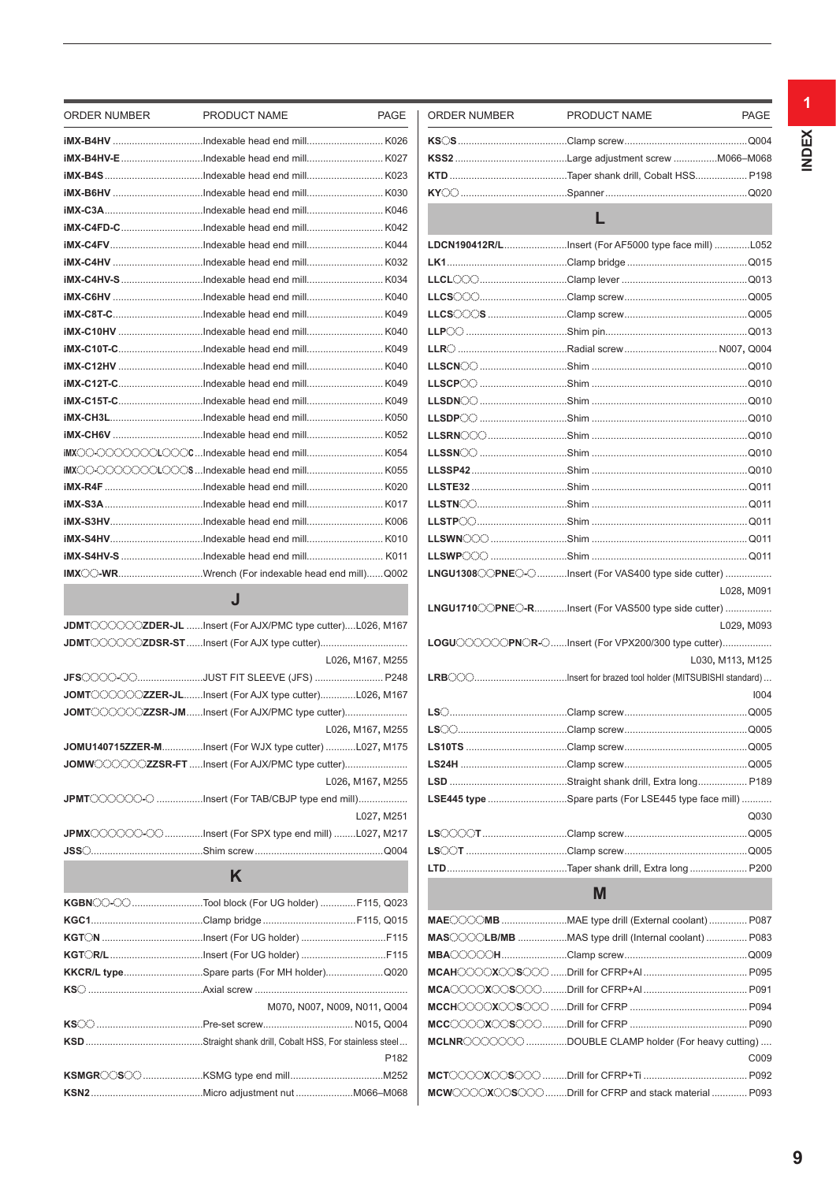| ORDER NUMBER | PRODUCT NAME | PAGE |
|---|---|---|
| **iMX-B4HV** | Indexable head end mill | K026 |
| **iMX-B4HV-E** | Indexable head end mill | K027 |
| **iMX-B4S** | Indexable head end mill | K023 |
| **iMX-B6HV** | Indexable head end mill | K030 |
| **iMX-C3A** | Indexable head end mill | K046 |
| **iMX-C4FD-C** | Indexable head end mill | K042 |
| **iMX-C4FV** | Indexable head end mill | K044 |
| **iMX-C4HV** | Indexable head end mill | K032 |
| **iMX-C4HV-S** | Indexable head end mill | K034 |
| **iMX-C6HV** | Indexable head end mill | K040 |
| **iMX-C8T-C** | Indexable head end mill | K049 |
| **iMX-C10HV** | Indexable head end mill | K040 |
| **iMX-C10T-C** | Indexable head end mill | K049 |
| **iMX-C12HV** | Indexable head end mill | K040 |
| **iMX-C12T-C** | Indexable head end mill | K049 |
| **iMX-C15T-C** | Indexable head end mill | K049 |
| **iMX-CH3L** | Indexable head end mill | K050 |
| **iMX-CH6V** | Indexable head end mill | K052 |
| **iMX○○-○○○○○○○L○○○C** | Indexable head end mill | K054 |
| **iMX○○-○○○○○○○L○○○S** | Indexable head end mill | K055 |
| **iMX-R4F** | Indexable head end mill | K020 |
| **iMX-S3A** | Indexable head end mill | K017 |
| **iMX-S3HV** | Indexable head end mill | K006 |
| **iMX-S4HV** | Indexable head end mill | K010 |
| **iMX-S4HV-S** | Indexable head end mill | K011 |
| **IMX○○-WR** | Wrench (For indexable head end mill) | Q002 |
| **J** | | |
| **JDMT○○○○○○ZDER-JL** | Insert (For AJX/PMC type cutter) | L026, M167 |
| **JDMT○○○○○○ZDSR-ST** | Insert (For AJX type cutter) | L026, M167, M255 |
| **JFS○○○○-○○** | JUST FIT SLEEVE (JFS) | P248 |
| **JOMT○○○○○○ZZER-JL** | Insert (For AJX type cutter) | L026, M167 |
| **JOMT○○○○○○ZZSR-JM** | Insert (For AJX/PMC type cutter) | L026, M167, M255 |
| **JOMU140715ZZER-M** | Insert (For WJX type cutter) | L027, M175 |
| **JOMW○○○○○○ZZSR-FT** | Insert (For AJX/PMC type cutter) | L026, M167, M255 |
| **JPMT○○○○○○-○** | Insert (For TAB/CBJP type end mill) | L027, M251 |
| **JPMX○○○○○○-○○** | Insert (For SPX type end mill) | L027, M217 |
| **JSS○** | Shim screw | Q004 |
| **K** | | |
| **KGBN○○-○○** | Tool block (For UG holder) | F115, Q023 |
| **KGC1** | Clamp bridge | F115, Q015 |
| **KGT○N** | Insert (For UG holder) | F115 |
| **KGT○R/L** | Insert (For UG holder) | F115 |
| **KKCR/L type** | Spare parts (For MH holder) | Q020 |
| **KS○** | Axial screw | M070, N007, N009, N011, Q004 |
| **KS○○** | Pre-set screw | N015, Q004 |
| **KSD** | Straight shank drill, Cobalt HSS, For stainless steel | P182 |
| **KSMGR○○S○○** | KSMG type end mill | M252 |
| **KSN2** | Micro adjustment nut | M066–M068 |
| **KS○S** | Clamp screw | Q004 |
| **KSS2** | Large adjustment screw | M066–M068 |
| **KTD** | Taper shank drill, Cobalt HSS | P198 |
| **KY○○** | Spanner | Q020 |
| **L** | | |
| **LDCN190412R/L** | Insert (For AF5000 type face mill) | L052 |
| **LK1** | Clamp bridge | Q015 |
| **LLCL○○○** | Clamp lever | Q013 |
| **LLCS○○○** | Clamp screw | Q005 |
| **LLCS○○○S** | Clamp screw | Q005 |
| **LLP○○** | Shim pin | Q013 |
| **LLR○** | Radial screw | N007, Q004 |
| **LLSCN○○** | Shim | Q010 |
| **LLSCP○○** | Shim | Q010 |
| **LLSDN○○** | Shim | Q010 |
| **LLSDP○○** | Shim | Q010 |
| **LLSRN○○○** | Shim | Q010 |
| **LLSSN○○** | Shim | Q010 |
| **LLSSP42** | Shim | Q010 |
| **LLSTE32** | Shim | Q011 |
| **LLSTN○○** | Shim | Q011 |
| **LLSTP○○** | Shim | Q011 |
| **LLSWN○○○** | Shim | Q011 |
| **LLSWP○○○** | Shim | Q011 |
| **LNGU1308○○PNE○-○** | Insert (For VAS400 type side cutter) | L028, M091 |
| **LNGU1710○○PNE○-R** | Insert (For VAS500 type side cutter) | L029, M093 |
| **LOGU○○○○○○PN○R-○** | Insert (For VPX200/300 type cutter) | L030, M113, M125 |
| **LRB○○○** | Insert for brazed tool holder (MITSUBISHI standard) | I004 |
| **LS○** | Clamp screw | Q005 |
| **LS○○** | Clamp screw | Q005 |
| **LS10TS** | Clamp screw | Q005 |
| **LS24H** | Clamp screw | Q005 |
| **LSD** | Straight shank drill, Extra long | P189 |
| **LSE445 type** | Spare parts (For LSE445 type face mill) | Q030 |
| **LS○○○○T** | Clamp screw | Q005 |
| **LS○○T** | Clamp screw | Q005 |
| **LTD** | Taper shank drill, Extra long | P200 |
| **M** | | |
| **MAE○○○○MB** | MAE type drill (External coolant) | P087 |
| **MAS○○○○LB/MB** | MAS type drill (Internal coolant) | P083 |
| **MBA○○○○○H** | Clamp screw | Q009 |
| **MCAH○○○○X○○S○○○** | Drill for CFRP+Al | P095 |
| **MCA○○○○X○○S○○○** | Drill for CFRP+Al | P091 |
| **MCCH○○○○X○○S○○○** | Drill for CFRP | P094 |
| **MCC○○○○X○○S○○○** | Drill for CFRP | P090 |
| **MCLNR○○○○○○○** | DOUBLE CLAMP holder (For heavy cutting) | C009 |
| **MCT○○○○X○○S○○○** | Drill for CFRP+Ti | P092 |
| **MCW○○○○X○○S○○○** | Drill for CFRP and stack material | P093 |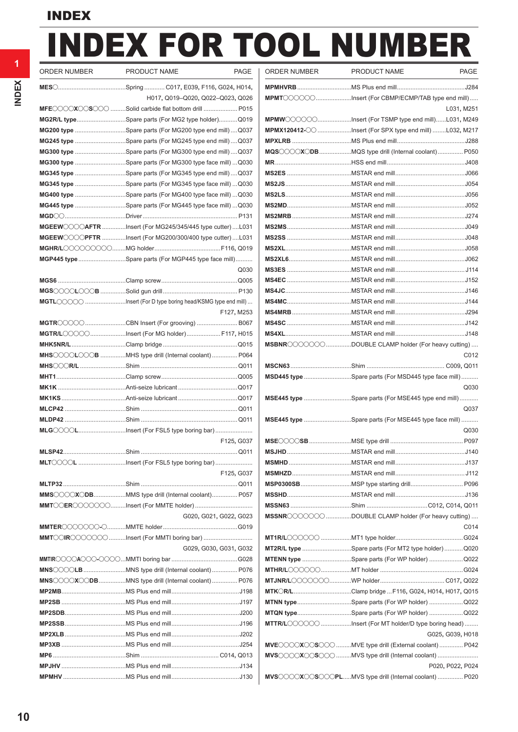# INDEX

# INDEX FOR TOOL NUMBER

| ORDER NUMBER | PRODUCT NAME | PAGE |
|---|---|---|
| **MES◯** | Spring | C017, E039, F116, G024, H014, H017, Q019–Q020, Q022–Q023, Q026 |
| **MFE◯◯◯◯X◯◯S◯◯◯** | Solid carbide flat bottom drill | P015 |
| **MG2R/L type** | Spare parts (For MG2 type holder) | Q019 |
| **MG200 type** | Spare parts (For MG200 type end mill) | Q037 |
| **MG245 type** | Spare parts (For MG245 type end mill) | Q037 |
| **MG300 type** | Spare parts (For MG300 type end mill) | Q037 |
| **MG300 type** | Spare parts (For MG300 type face mill) | Q030 |
| **MG345 type** | Spare parts (For MG345 type end mill) | Q037 |
| **MG345 type** | Spare parts (For MG345 type face mill) | Q030 |
| **MG400 type** | Spare parts (For MG400 type face mill) | Q030 |
| **MG445 type** | Spare parts (For MG445 type face mill) | Q030 |
| **MGD◯◯** | Driver | P131 |
| **MGEEW◯◯◯◯AFTR** | Insert (For MG245/345/445 type cutter) | L031 |
| **MGEEW◯◯◯◯PFTR** | Insert (For MG200/300/400 type cutter) | L031 |
| **MGHR/L◯◯◯◯◯◯◯◯◯◯** | MG holder | F116, Q019 |
| **MGP445 type** | Spare parts (For MGP445 type face mill) | Q030 |
| **MGS6** | Clamp screw | Q005 |
| **MGS◯◯◯◯L◯◯◯B** | Solid gun drill | P130 |
| **MGTL◯◯◯◯◯** | Insert (For D type boring head/KSMG type end mill) | F127, M253 |
| **MGTR◯◯◯◯◯** | CBN Insert (For grooving) | B067 |
| **MGTR/L◯◯◯◯◯** | Insert (For MG holder) | F117, H015 |
| **MHK5NR/L** | Clamp bridge | Q015 |
| **MHS◯◯◯◯L◯◯◯B** | MHS type drill (Internal coolant) | P064 |
| **MHS◯◯◯R/L** | Shim | Q011 |
| **MHT1** | Clamp screw | Q005 |
| **MK1K** | Anti-seize lubricant | Q017 |
| **MK1KS** | Anti-seize lubricant | Q017 |
| **MLCP42** | Shim | Q011 |
| **MLDP42** | Shim | Q011 |
| **MLG◯◯◯◯L** | Insert (For FSL5 type boring bar) | F125, G037 |
| **MLSP42** | Shim | Q011 |
| **MLT◯◯◯◯L** | Insert (For FSL5 type boring bar) | F125, G037 |
| **MLTP32** | Shim | Q011 |
| **MMS◯◯◯◯X◯DB** | MMS type drill (Internal coolant) | P057 |
| **MMT◯◯ER◯◯◯◯◯◯◯** | Insert (For MMTE holder) | G020, G021, G022, G023 |
| **MMTER◯◯◯◯◯◯◯-◯** | MMTE holder | G019 |
| **MMT◯◯IR◯◯◯◯◯◯◯** | Insert (For MMTI boring bar) | G029, G030, G031, G032 |
| **MMTIR◯◯◯◯A◯◯◯-◯◯◯◯** | MMTI boring bar | G028 |
| **MNS◯◯◯◯LB** | MNS type drill (Internal coolant) | P076 |
| **MNS◯◯◯◯X◯◯DB** | MNS type drill (Internal coolant) | P076 |
| **MP2MB** | MS Plus end mill | J198 |
| **MP2SB** | MS Plus end mill | J197 |
| **MP2SDB** | MS Plus end mill | J200 |
| **MP2SSB** | MS Plus end mill | J196 |
| **MP2XLB** | MS Plus end mill | J202 |
| **MP3XB** | MS Plus end mill | J254 |
| **MP6** | Shim | C014, Q013 |
| **MPJHV** | MS Plus end mill | J134 |
| **MPMHV** | MS Plus end mill | J130 |
| **MPMHVRB** | MS Plus end mill | J284 |
| **MPMT◯◯◯◯◯◯** | Insert (For CBMP/ECMP/TAB type end mill) | L031, M251 |
| **MPMW◯◯◯◯◯◯** | Insert (For TSMP type end mill) | L031, M249 |
| **MPMX120412-◯◯** | Insert (For SPX type end mill) | L032, M217 |
| **MPXLRB** | MS Plus end mill | J288 |
| **MQS◯◯◯◯X◯DB** | MQS type drill (Internal coolant) | P050 |
| **MR** | HSS end mill | J408 |
| **MS2ES** | MSTAR end mill | J066 |
| **MS2JS** | MSTAR end mill | J054 |
| **MS2LS** | MSTAR end mill | J056 |
| **MS2MD** | MSTAR end mill | J052 |
| **MS2MRB** | MSTAR end mill | J274 |
| **MS2MS** | MSTAR end mill | J049 |
| **MS2SS** | MSTAR end mill | J048 |
| **MS2XL** | MSTAR end mill | J058 |
| **MS2XL6** | MSTAR end mill | J062 |
| **MS3ES** | MSTAR end mill | J114 |
| **MS4EC** | MSTAR end mill | J152 |
| **MS4JC** | MSTAR end mill | J146 |
| **MS4MC** | MSTAR end mill | J144 |
| **MS4MRB** | MSTAR end mill | J294 |
| **MS4SC** | MSTAR end mill | J142 |
| **MS4XL** | MSTAR end mill | J148 |
| **MSBNR◯◯◯◯◯◯◯** | DOUBLE CLAMP holder (For heavy cutting) | C012 |
| **MSCN63** | Shim | C009, Q011 |
| **MSD445 type** | Spare parts (For MSD445 type face mill) | Q030 |
| **MSE445 type** | Spare parts (For MSE445 type end mill) | Q037 |
| **MSE445 type** | Spare parts (For MSE445 type face mill) | Q030 |
| **MSE◯◯◯◯SB** | MSE type drill | P097 |
| **MSJHD** | MSTAR end mill | J140 |
| **MSMHD** | MSTAR end mill | J137 |
| **MSMHZD** | MSTAR end mill | J112 |
| **MSP0300SB** | MSP type starting drill | P096 |
| **MSSHD** | MSTAR end mill | J136 |
| **MSSN63** | Shim | C012, C014, Q011 |
| **MSSNR◯◯◯◯◯◯◯** | DOUBLE CLAMP holder (For heavy cutting) | C014 |
| **MT1R/L◯◯◯◯◯◯** | MT1 type holder | G024 |
| **MT2R/L type** | Spare parts (For MT2 type holder) | Q020 |
| **MTENN type** | Spare parts (For WP holder) | Q022 |
| **MTHR/L◯◯◯◯◯◯** | MT holder | G024 |
| **MTJNR/L◯◯◯◯◯◯◯** | WP holder | C017, Q022 |
| **MTK◯R/L** | Clamp bridge | F116, G024, H014, H017, Q015 |
| **MTNN type** | Spare parts (For WP holder) | Q022 |
| **MTQN type** | Spare parts (For WP holder) | Q022 |
| **MTTR/L◯◯◯◯◯◯** | Insert (For MT holder/D type boring head) | G025, G039, H018 |
| **MVE◯◯◯◯X◯◯S◯◯◯** | MVE type drill (External coolant) | P042 |
| **MVS◯◯◯◯X◯◯S◯◯◯** | MVS type drill (Internal coolant) | P020, P022, P024 |
| **MVS◯◯◯◯X◯◯S◯◯◯PL** | MVS type drill (Internal coolant) | P020 |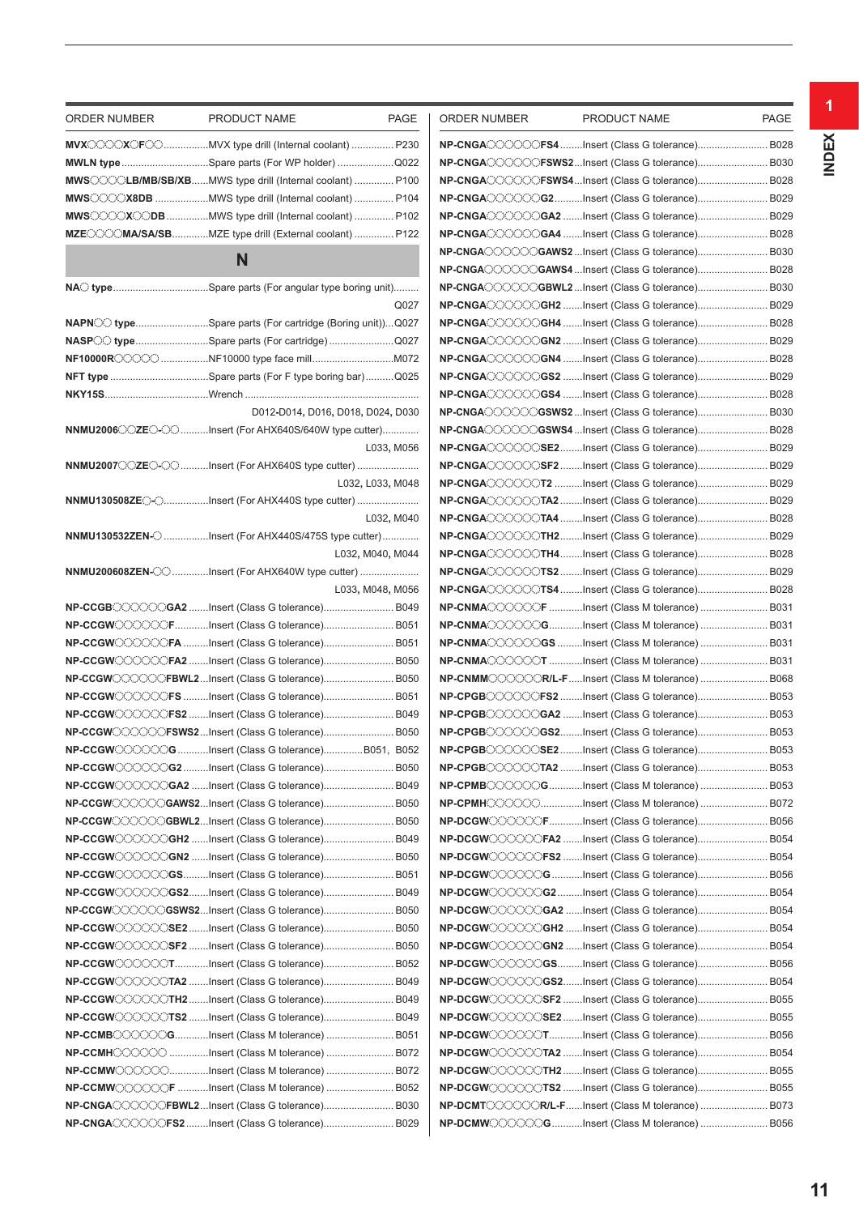| ORDER NUMBER | PRODUCT NAME | PAGE |
|---|---|---|
| **MVX◯◯◯◯X◯F◯◯** | MVX type drill (Internal coolant) | P230 |
| **MWLN type** | Spare parts (For WP holder) | Q022 |
| **MWS◯◯◯◯LB/MB/SB/XB** | MWS type drill (Internal coolant) | P100 |
| **MWS◯◯◯◯X8DB** | MWS type drill (Internal coolant) | P104 |
| **MWS◯◯◯◯X◯◯DB** | MWS type drill (Internal coolant) | P102 |
| **MZE◯◯◯◯MA/SA/SB** | MZE type drill (External coolant) | P122 |

## N

| ORDER NUMBER | PRODUCT NAME | PAGE |
|---|---|---|
| **NA◯ type** | Spare parts (For angular type boring unit) | Q027 |
| **NAPN◯◯ type** | Spare parts (For cartridge (Boring unit)) | Q027 |
| **NASP◯◯ type** | Spare parts (For cartridge) | Q027 |
| **NF10000R◯◯◯◯◯** | NF10000 type face mill | M072 |
| **NFT type** | Spare parts (For F type boring bar) | Q025 |
| **NKY15S** | Wrench | D012-D014, D016, D018, D024, D030 |
| **NNMU2006◯◯ZE◯-◯◯** | Insert (For AHX640S/640W type cutter) | L033, M056 |
| **NNMU2007◯◯ZE◯-◯◯** | Insert (For AHX640S type cutter) | L032, L033, M048 |
| **NNMU130508ZE◯-◯** | Insert (For AHX440S type cutter) | L032, M040 |
| **NNMU130532ZEN-◯** | Insert (For AHX440S/475S type cutter) | L032, M040, M044 |
| **NNMU200608ZEN-◯◯** | Insert (For AHX640W type cutter) | L033, M048, M056 |
| **NP-CCGB◯◯◯◯◯◯GA2** | Insert (Class G tolerance) | B049 |
| **NP-CCGW◯◯◯◯◯◯F** | Insert (Class G tolerance) | B051 |
| **NP-CCGW◯◯◯◯◯◯FA** | Insert (Class G tolerance) | B051 |
| **NP-CCGW◯◯◯◯◯◯FA2** | Insert (Class G tolerance) | B050 |
| **NP-CCGW◯◯◯◯◯◯FBWL2** | Insert (Class G tolerance) | B050 |
| **NP-CCGW◯◯◯◯◯◯FS** | Insert (Class G tolerance) | B051 |
| **NP-CCGW◯◯◯◯◯◯FS2** | Insert (Class G tolerance) | B049 |
| **NP-CCGW◯◯◯◯◯◯FSWS2** | Insert (Class G tolerance) | B050 |
| **NP-CCGW◯◯◯◯◯◯G** | Insert (Class G tolerance) | B051, B052 |
| **NP-CCGW◯◯◯◯◯◯G2** | Insert (Class G tolerance) | B050 |
| **NP-CCGW◯◯◯◯◯◯GA2** | Insert (Class G tolerance) | B049 |
| **NP-CCGW◯◯◯◯◯◯GAWS2** | Insert (Class G tolerance) | B050 |
| **NP-CCGW◯◯◯◯◯◯GBWL2** | Insert (Class G tolerance) | B050 |
| **NP-CCGW◯◯◯◯◯◯GH2** | Insert (Class G tolerance) | B049 |
| **NP-CCGW◯◯◯◯◯◯GN2** | Insert (Class G tolerance) | B050 |
| **NP-CCGW◯◯◯◯◯◯GS** | Insert (Class G tolerance) | B051 |
| **NP-CCGW◯◯◯◯◯◯GS2** | Insert (Class G tolerance) | B049 |
| **NP-CCGW◯◯◯◯◯◯GSWS2** | Insert (Class G tolerance) | B050 |
| **NP-CCGW◯◯◯◯◯◯SE2** | Insert (Class G tolerance) | B050 |
| **NP-CCGW◯◯◯◯◯◯SF2** | Insert (Class G tolerance) | B050 |
| **NP-CCGW◯◯◯◯◯◯T** | Insert (Class G tolerance) | B052 |
| **NP-CCGW◯◯◯◯◯◯TA2** | Insert (Class G tolerance) | B049 |
| **NP-CCGW◯◯◯◯◯◯TH2** | Insert (Class G tolerance) | B049 |
| **NP-CCGW◯◯◯◯◯◯TS2** | Insert (Class G tolerance) | B049 |
| **NP-CCMB◯◯◯◯◯◯G** | Insert (Class M tolerance) | B051 |
| **NP-CCMH◯◯◯◯◯◯** | Insert (Class M tolerance) | B072 |
| **NP-CCMW◯◯◯◯◯◯** | Insert (Class M tolerance) | B072 |
| **NP-CCMW◯◯◯◯◯◯F** | Insert (Class M tolerance) | B052 |
| **NP-CNGA◯◯◯◯◯◯FBWL2** | Insert (Class G tolerance) | B030 |
| **NP-CNGA◯◯◯◯◯◯FS2** | Insert (Class G tolerance) | B029 |
| **NP-CNGA◯◯◯◯◯◯FS4** | Insert (Class G tolerance) | B028 |
| **NP-CNGA◯◯◯◯◯◯FSWS2** | Insert (Class G tolerance) | B030 |
| **NP-CNGA◯◯◯◯◯◯FSWS4** | Insert (Class G tolerance) | B028 |
| **NP-CNGA◯◯◯◯◯◯G2** | Insert (Class G tolerance) | B029 |
| **NP-CNGA◯◯◯◯◯◯GA2** | Insert (Class G tolerance) | B029 |
| **NP-CNGA◯◯◯◯◯◯GA4** | Insert (Class G tolerance) | B028 |
| **NP-CNGA◯◯◯◯◯◯GAWS2** | Insert (Class G tolerance) | B030 |
| **NP-CNGA◯◯◯◯◯◯GAWS4** | Insert (Class G tolerance) | B028 |
| **NP-CNGA◯◯◯◯◯◯GBWL2** | Insert (Class G tolerance) | B030 |
| **NP-CNGA◯◯◯◯◯◯GH2** | Insert (Class G tolerance) | B029 |
| **NP-CNGA◯◯◯◯◯◯GH4** | Insert (Class G tolerance) | B028 |
| **NP-CNGA◯◯◯◯◯◯GN2** | Insert (Class G tolerance) | B029 |
| **NP-CNGA◯◯◯◯◯◯GN4** | Insert (Class G tolerance) | B028 |
| **NP-CNGA◯◯◯◯◯◯GS2** | Insert (Class G tolerance) | B029 |
| **NP-CNGA◯◯◯◯◯◯GS4** | Insert (Class G tolerance) | B028 |
| **NP-CNGA◯◯◯◯◯◯GSWS2** | Insert (Class G tolerance) | B030 |
| **NP-CNGA◯◯◯◯◯◯GSWS4** | Insert (Class G tolerance) | B028 |
| **NP-CNGA◯◯◯◯◯◯SE2** | Insert (Class G tolerance) | B029 |
| **NP-CNGA◯◯◯◯◯◯SF2** | Insert (Class G tolerance) | B029 |
| **NP-CNGA◯◯◯◯◯◯T2** | Insert (Class G tolerance) | B029 |
| **NP-CNGA◯◯◯◯◯◯TA2** | Insert (Class G tolerance) | B029 |
| **NP-CNGA◯◯◯◯◯◯TA4** | Insert (Class G tolerance) | B028 |
| **NP-CNGA◯◯◯◯◯◯TH2** | Insert (Class G tolerance) | B029 |
| **NP-CNGA◯◯◯◯◯◯TH4** | Insert (Class G tolerance) | B028 |
| **NP-CNGA◯◯◯◯◯◯TS2** | Insert (Class G tolerance) | B029 |
| **NP-CNGA◯◯◯◯◯◯TS4** | Insert (Class G tolerance) | B028 |
| **NP-CNMA◯◯◯◯◯◯F** | Insert (Class M tolerance) | B031 |
| **NP-CNMA◯◯◯◯◯◯G** | Insert (Class M tolerance) | B031 |
| **NP-CNMA◯◯◯◯◯◯GS** | Insert (Class M tolerance) | B031 |
| **NP-CNMA◯◯◯◯◯◯T** | Insert (Class M tolerance) | B031 |
| **NP-CNMM◯◯◯◯◯◯R/L-F** | Insert (Class M tolerance) | B068 |
| **NP-CPGB◯◯◯◯◯◯FS2** | Insert (Class G tolerance) | B053 |
| **NP-CPGB◯◯◯◯◯◯GA2** | Insert (Class G tolerance) | B053 |
| **NP-CPGB◯◯◯◯◯◯GS2** | Insert (Class G tolerance) | B053 |
| **NP-CPGB◯◯◯◯◯◯SE2** | Insert (Class G tolerance) | B053 |
| **NP-CPGB◯◯◯◯◯◯TA2** | Insert (Class G tolerance) | B053 |
| **NP-CPMB◯◯◯◯◯◯G** | Insert (Class M tolerance) | B053 |
| **NP-CPMH◯◯◯◯◯◯** | Insert (Class M tolerance) | B072 |
| **NP-DCGW◯◯◯◯◯◯F** | Insert (Class G tolerance) | B056 |
| **NP-DCGW◯◯◯◯◯◯FA2** | Insert (Class G tolerance) | B054 |
| **NP-DCGW◯◯◯◯◯◯FS2** | Insert (Class G tolerance) | B054 |
| **NP-DCGW◯◯◯◯◯◯G** | Insert (Class G tolerance) | B056 |
| **NP-DCGW◯◯◯◯◯◯G2** | Insert (Class G tolerance) | B054 |
| **NP-DCGW◯◯◯◯◯◯GA2** | Insert (Class G tolerance) | B054 |
| **NP-DCGW◯◯◯◯◯◯GH2** | Insert (Class G tolerance) | B054 |
| **NP-DCGW◯◯◯◯◯◯GN2** | Insert (Class G tolerance) | B054 |
| **NP-DCGW◯◯◯◯◯◯GS** | Insert (Class G tolerance) | B056 |
| **NP-DCGW◯◯◯◯◯◯GS2** | Insert (Class G tolerance) | B054 |
| **NP-DCGW◯◯◯◯◯◯SF2** | Insert (Class G tolerance) | B055 |
| **NP-DCGW◯◯◯◯◯◯SE2** | Insert (Class G tolerance) | B055 |
| **NP-DCGW◯◯◯◯◯◯T** | Insert (Class G tolerance) | B056 |
| **NP-DCGW◯◯◯◯◯◯TA2** | Insert (Class G tolerance) | B054 |
| **NP-DCGW◯◯◯◯◯◯TH2** | Insert (Class G tolerance) | B055 |
| **NP-DCGW◯◯◯◯◯◯TS2** | Insert (Class G tolerance) | B055 |
| **NP-DCMT◯◯◯◯◯◯R/L-F** | Insert (Class M tolerance) | B073 |
| **NP-DCMW◯◯◯◯◯◯G** | Insert (Class M tolerance) | B056 |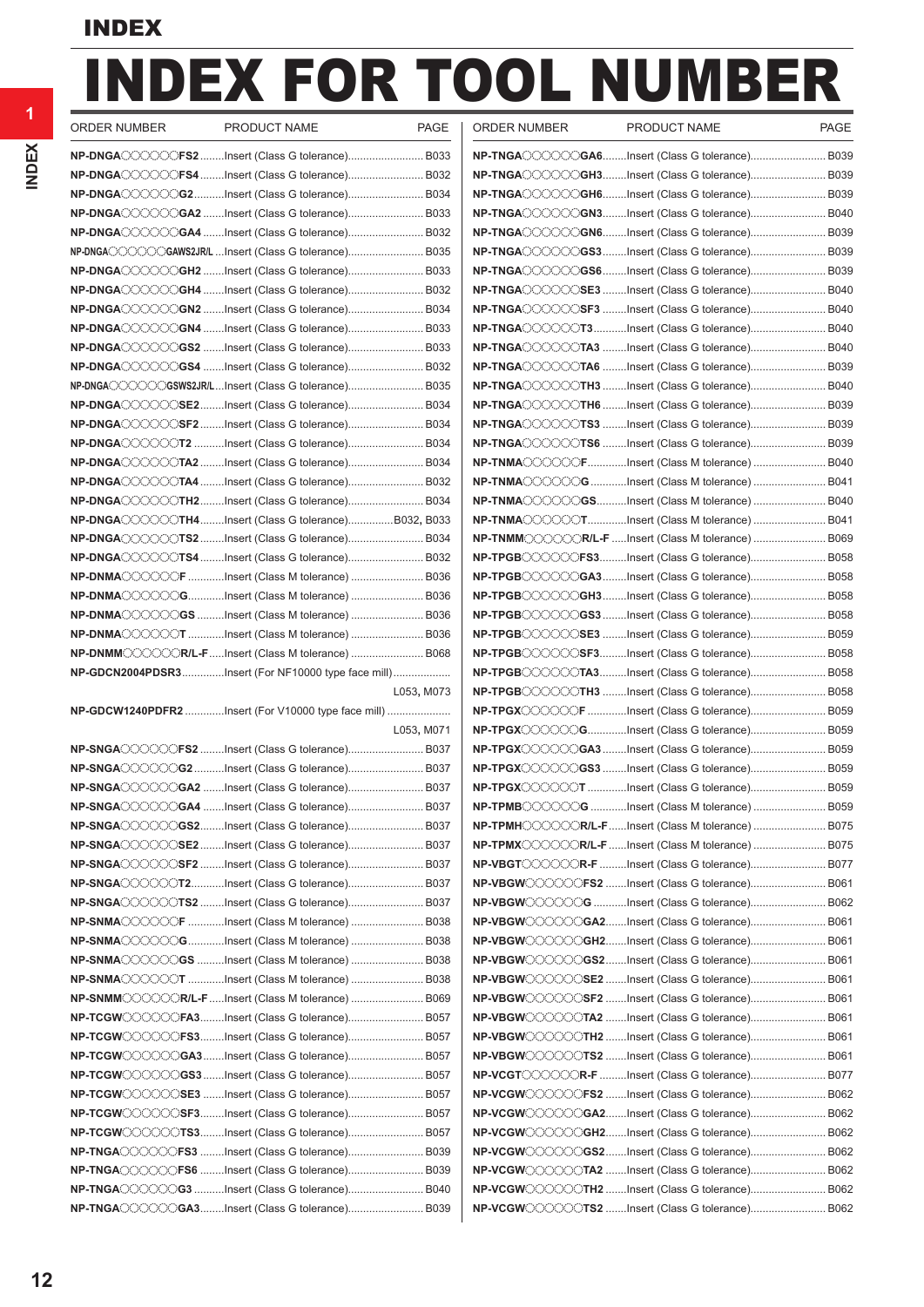# INDEX

# INDEX FOR TOOL NUMBER

| ORDER NUMBER | PRODUCT NAME | PAGE |
|---|---|---|
| **NP-DNGA○○○○○○FS2** | Insert (Class G tolerance) | B033 |
| **NP-DNGA○○○○○○FS4** | Insert (Class G tolerance) | B032 |
| **NP-DNGA○○○○○○G2** | Insert (Class G tolerance) | B034 |
| **NP-DNGA○○○○○○GA2** | Insert (Class G tolerance) | B033 |
| **NP-DNGA○○○○○○GA4** | Insert (Class G tolerance) | B032 |
| **NP-DNGA○○○○○○GAWS2JR/L** | Insert (Class G tolerance) | B035 |
| **NP-DNGA○○○○○○GH2** | Insert (Class G tolerance) | B033 |
| **NP-DNGA○○○○○○GH4** | Insert (Class G tolerance) | B032 |
| **NP-DNGA○○○○○○GN2** | Insert (Class G tolerance) | B034 |
| **NP-DNGA○○○○○○GN4** | Insert (Class G tolerance) | B033 |
| **NP-DNGA○○○○○○GS2** | Insert (Class G tolerance) | B033 |
| **NP-DNGA○○○○○○GS4** | Insert (Class G tolerance) | B032 |
| **NP-DNGA○○○○○○GSWS2JR/L** | Insert (Class G tolerance) | B035 |
| **NP-DNGA○○○○○○SE2** | Insert (Class G tolerance) | B034 |
| **NP-DNGA○○○○○○SF2** | Insert (Class G tolerance) | B034 |
| **NP-DNGA○○○○○○T2** | Insert (Class G tolerance) | B034 |
| **NP-DNGA○○○○○○TA2** | Insert (Class G tolerance) | B034 |
| **NP-DNGA○○○○○○TA4** | Insert (Class G tolerance) | B032 |
| **NP-DNGA○○○○○○TH2** | Insert (Class G tolerance) | B034 |
| **NP-DNGA○○○○○○TH4** | Insert (Class G tolerance) | B032, B033 |
| **NP-DNGA○○○○○○TS2** | Insert (Class G tolerance) | B034 |
| **NP-DNGA○○○○○○TS4** | Insert (Class G tolerance) | B032 |
| **NP-DNMA○○○○○○F** | Insert (Class M tolerance) | B036 |
| **NP-DNMA○○○○○○G** | Insert (Class M tolerance) | B036 |
| **NP-DNMA○○○○○○GS** | Insert (Class M tolerance) | B036 |
| **NP-DNMA○○○○○○T** | Insert (Class M tolerance) | B036 |
| **NP-DNMM○○○○○○R/L-F** | Insert (Class M tolerance) | B068 |
| **NP-GDCN2004PDSR3** | Insert (For NF10000 type face mill) | L053, M073 |
| **NP-GDCW1240PDFR2** | Insert (For V10000 type face mill) | L053, M071 |
| **NP-SNGA○○○○○○FS2** | Insert (Class G tolerance) | B037 |
| **NP-SNGA○○○○○○G2** | Insert (Class G tolerance) | B037 |
| **NP-SNGA○○○○○○GA2** | Insert (Class G tolerance) | B037 |
| **NP-SNGA○○○○○○GA4** | Insert (Class G tolerance) | B037 |
| **NP-SNGA○○○○○○GS2** | Insert (Class G tolerance) | B037 |
| **NP-SNGA○○○○○○SE2** | Insert (Class G tolerance) | B037 |
| **NP-SNGA○○○○○○SF2** | Insert (Class G tolerance) | B037 |
| **NP-SNGA○○○○○○T2** | Insert (Class G tolerance) | B037 |
| **NP-SNGA○○○○○○TS2** | Insert (Class G tolerance) | B037 |
| **NP-SNMA○○○○○○F** | Insert (Class M tolerance) | B038 |
| **NP-SNMA○○○○○○G** | Insert (Class M tolerance) | B038 |
| **NP-SNMA○○○○○○GS** | Insert (Class M tolerance) | B038 |
| **NP-SNMA○○○○○○T** | Insert (Class M tolerance) | B038 |
| **NP-SNMM○○○○○○R/L-F** | Insert (Class M tolerance) | B069 |
| **NP-TCGW○○○○○○FA3** | Insert (Class G tolerance) | B057 |
| **NP-TCGW○○○○○○FS3** | Insert (Class G tolerance) | B057 |
| **NP-TCGW○○○○○○GA3** | Insert (Class G tolerance) | B057 |
| **NP-TCGW○○○○○○GS3** | Insert (Class G tolerance) | B057 |
| **NP-TCGW○○○○○○SE3** | Insert (Class G tolerance) | B057 |
| **NP-TCGW○○○○○○SF3** | Insert (Class G tolerance) | B057 |
| **NP-TCGW○○○○○○TS3** | Insert (Class G tolerance) | B057 |
| **NP-TNGA○○○○○○FS3** | Insert (Class G tolerance) | B039 |
| **NP-TNGA○○○○○○FS6** | Insert (Class G tolerance) | B039 |
| **NP-TNGA○○○○○○G3** | Insert (Class G tolerance) | B040 |
| **NP-TNGA○○○○○○GA3** | Insert (Class G tolerance) | B039 |
| **NP-TNGA○○○○○○GA6** | Insert (Class G tolerance) | B039 |
| **NP-TNGA○○○○○○GH3** | Insert (Class G tolerance) | B039 |
| **NP-TNGA○○○○○○GH6** | Insert (Class G tolerance) | B039 |
| **NP-TNGA○○○○○○GN3** | Insert (Class G tolerance) | B040 |
| **NP-TNGA○○○○○○GN6** | Insert (Class G tolerance) | B039 |
| **NP-TNGA○○○○○○GS3** | Insert (Class G tolerance) | B039 |
| **NP-TNGA○○○○○○GS6** | Insert (Class G tolerance) | B039 |
| **NP-TNGA○○○○○○SE3** | Insert (Class G tolerance) | B040 |
| **NP-TNGA○○○○○○SF3** | Insert (Class G tolerance) | B040 |
| **NP-TNGA○○○○○○T3** | Insert (Class G tolerance) | B040 |
| **NP-TNGA○○○○○○TA3** | Insert (Class G tolerance) | B040 |
| **NP-TNGA○○○○○○TA6** | Insert (Class G tolerance) | B039 |
| **NP-TNGA○○○○○○TH3** | Insert (Class G tolerance) | B040 |
| **NP-TNGA○○○○○○TH6** | Insert (Class G tolerance) | B039 |
| **NP-TNGA○○○○○○TS3** | Insert (Class G tolerance) | B039 |
| **NP-TNGA○○○○○○TS6** | Insert (Class G tolerance) | B039 |
| **NP-TNMA○○○○○○F** | Insert (Class M tolerance) | B040 |
| **NP-TNMA○○○○○○G** | Insert (Class M tolerance) | B041 |
| **NP-TNMA○○○○○○GS** | Insert (Class M tolerance) | B040 |
| **NP-TNMA○○○○○○T** | Insert (Class M tolerance) | B041 |
| **NP-TNMM○○○○○○R/L-F** | Insert (Class M tolerance) | B069 |
| **NP-TPGB○○○○○○FS3** | Insert (Class G tolerance) | B058 |
| **NP-TPGB○○○○○○GA3** | Insert (Class G tolerance) | B058 |
| **NP-TPGB○○○○○○GH3** | Insert (Class G tolerance) | B058 |
| **NP-TPGB○○○○○○GS3** | Insert (Class G tolerance) | B058 |
| **NP-TPGB○○○○○○SE3** | Insert (Class G tolerance) | B059 |
| **NP-TPGB○○○○○○SF3** | Insert (Class G tolerance) | B058 |
| **NP-TPGB○○○○○○TA3** | Insert (Class G tolerance) | B058 |
| **NP-TPGB○○○○○○TH3** | Insert (Class G tolerance) | B058 |
| **NP-TPGX○○○○○○F** | Insert (Class G tolerance) | B059 |
| **NP-TPGX○○○○○○G** | Insert (Class G tolerance) | B059 |
| **NP-TPGX○○○○○○GA3** | Insert (Class G tolerance) | B059 |
| **NP-TPGX○○○○○○GS3** | Insert (Class G tolerance) | B059 |
| **NP-TPGX○○○○○○T** | Insert (Class G tolerance) | B059 |
| **NP-TPMB○○○○○○G** | Insert (Class M tolerance) | B059 |
| **NP-TPMH○○○○○○R/L-F** | Insert (Class M tolerance) | B075 |
| **NP-TPMX○○○○○○R/L-F** | Insert (Class M tolerance) | B075 |
| **NP-VBGT○○○○○○R-F** | Insert (Class G tolerance) | B077 |
| **NP-VBGW○○○○○○FS2** | Insert (Class G tolerance) | B061 |
| **NP-VBGW○○○○○○G** | Insert (Class G tolerance) | B062 |
| **NP-VBGW○○○○○○GA2** | Insert (Class G tolerance) | B061 |
| **NP-VBGW○○○○○○GH2** | Insert (Class G tolerance) | B061 |
| **NP-VBGW○○○○○○GS2** | Insert (Class G tolerance) | B061 |
| **NP-VBGW○○○○○○SE2** | Insert (Class G tolerance) | B061 |
| **NP-VBGW○○○○○○SF2** | Insert (Class G tolerance) | B061 |
| **NP-VBGW○○○○○○TA2** | Insert (Class G tolerance) | B061 |
| **NP-VBGW○○○○○○TH2** | Insert (Class G tolerance) | B061 |
| **NP-VBGW○○○○○○TS2** | Insert (Class G tolerance) | B061 |
| **NP-VCGT○○○○○○R-F** | Insert (Class G tolerance) | B077 |
| **NP-VCGW○○○○○○FS2** | Insert (Class G tolerance) | B062 |
| **NP-VCGW○○○○○○GA2** | Insert (Class G tolerance) | B062 |
| **NP-VCGW○○○○○○GH2** | Insert (Class G tolerance) | B062 |
| **NP-VCGW○○○○○○GS2** | Insert (Class G tolerance) | B062 |
| **NP-VCGW○○○○○○TA2** | Insert (Class G tolerance) | B062 |
| **NP-VCGW○○○○○○TH2** | Insert (Class G tolerance) | B062 |
| **NP-VCGW○○○○○○TS2** | Insert (Class G tolerance) | B062 |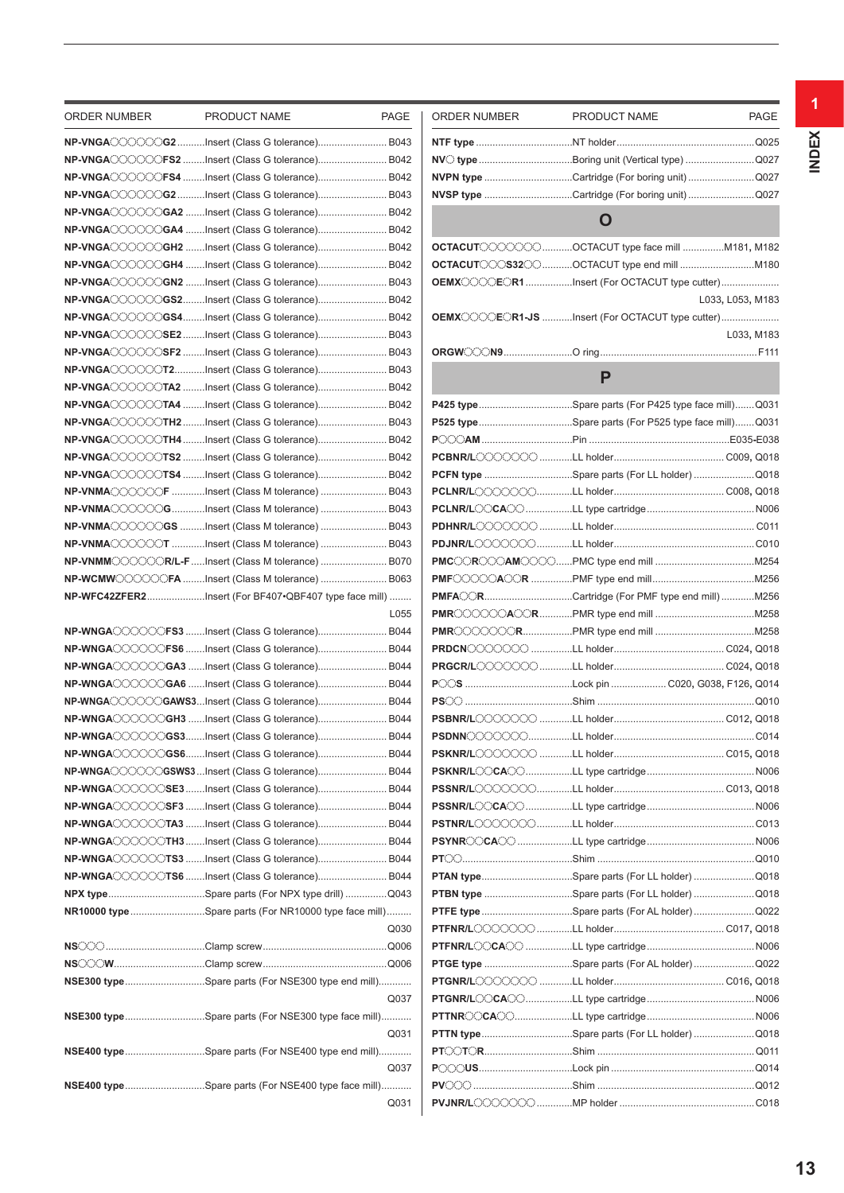| ORDER NUMBER | PRODUCT NAME | PAGE |
|---|---|---|
| **NP-VNGA○○○○○○G2** | Insert (Class G tolerance) | B043 |
| **NP-VNGA○○○○○○FS2** | Insert (Class G tolerance) | B042 |
| **NP-VNGA○○○○○○FS4** | Insert (Class G tolerance) | B042 |
| **NP-VNGA○○○○○○G2** | Insert (Class G tolerance) | B043 |
| **NP-VNGA○○○○○○GA2** | Insert (Class G tolerance) | B042 |
| **NP-VNGA○○○○○○GA4** | Insert (Class G tolerance) | B042 |
| **NP-VNGA○○○○○○GH2** | Insert (Class G tolerance) | B042 |
| **NP-VNGA○○○○○○GH4** | Insert (Class G tolerance) | B042 |
| **NP-VNGA○○○○○○GN2** | Insert (Class G tolerance) | B043 |
| **NP-VNGA○○○○○○GS2** | Insert (Class G tolerance) | B042 |
| **NP-VNGA○○○○○○GS4** | Insert (Class G tolerance) | B042 |
| **NP-VNGA○○○○○○SE2** | Insert (Class G tolerance) | B043 |
| **NP-VNGA○○○○○○SF2** | Insert (Class G tolerance) | B043 |
| **NP-VNGA○○○○○○T2** | Insert (Class G tolerance) | B043 |
| **NP-VNGA○○○○○○TA2** | Insert (Class G tolerance) | B042 |
| **NP-VNGA○○○○○○TA4** | Insert (Class G tolerance) | B042 |
| **NP-VNGA○○○○○○TH2** | Insert (Class G tolerance) | B043 |
| **NP-VNGA○○○○○○TH4** | Insert (Class G tolerance) | B042 |
| **NP-VNGA○○○○○○TS2** | Insert (Class G tolerance) | B042 |
| **NP-VNGA○○○○○○TS4** | Insert (Class G tolerance) | B042 |
| **NP-VNMA○○○○○○F** | Insert (Class M tolerance) | B043 |
| **NP-VNMA○○○○○○G** | Insert (Class M tolerance) | B043 |
| **NP-VNMA○○○○○○GS** | Insert (Class M tolerance) | B043 |
| **NP-VNMA○○○○○○T** | Insert (Class M tolerance) | B043 |
| **NP-VNMM○○○○○○R/L-F** | Insert (Class M tolerance) | B070 |
| **NP-WCMW○○○○○○FA** | Insert (Class M tolerance) | B063 |
| **NP-WFC42ZFER2** | Insert (For BF407•QBF407 type face mill) | L055 |
| **NP-WNGA○○○○○○FS3** | Insert (Class G tolerance) | B044 |
| **NP-WNGA○○○○○○FS6** | Insert (Class G tolerance) | B044 |
| **NP-WNGA○○○○○○GA3** | Insert (Class G tolerance) | B044 |
| **NP-WNGA○○○○○○GA6** | Insert (Class G tolerance) | B044 |
| **NP-WNGA○○○○○○GAWS3** | Insert (Class G tolerance) | B044 |
| **NP-WNGA○○○○○○GH3** | Insert (Class G tolerance) | B044 |
| **NP-WNGA○○○○○○GS3** | Insert (Class G tolerance) | B044 |
| **NP-WNGA○○○○○○GS6** | Insert (Class G tolerance) | B044 |
| **NP-WNGA○○○○○○GSWS3** | Insert (Class G tolerance) | B044 |
| **NP-WNGA○○○○○○SE3** | Insert (Class G tolerance) | B044 |
| **NP-WNGA○○○○○○SF3** | Insert (Class G tolerance) | B044 |
| **NP-WNGA○○○○○○TA3** | Insert (Class G tolerance) | B044 |
| **NP-WNGA○○○○○○TH3** | Insert (Class G tolerance) | B044 |
| **NP-WNGA○○○○○○TS3** | Insert (Class G tolerance) | B044 |
| **NP-WNGA○○○○○○TS6** | Insert (Class G tolerance) | B044 |
| **NPX type** | Spare parts (For NPX type drill) | Q043 |
| **NR10000 type** | Spare parts (For NR10000 type face mill) | Q030 |
| **NS○○○** | Clamp screw | Q006 |
| **NS○○○W** | Clamp screw | Q006 |
| **NSE300 type** | Spare parts (For NSE300 type end mill) | Q037 |
| **NSE300 type** | Spare parts (For NSE300 type face mill) | Q031 |
| **NSE400 type** | Spare parts (For NSE400 type end mill) | Q037 |
| **NSE400 type** | Spare parts (For NSE400 type face mill) | Q031 |
| **NTF type** | NT holder | Q025 |
| **NV○ type** | Boring unit (Vertical type) | Q027 |
| **NVPN type** | Cartridge (For boring unit) | Q027 |
| **NVSP type** | Cartridge (For boring unit) | Q027 |

## O

| ORDER NUMBER | PRODUCT NAME | PAGE |
|---|---|---|
| **OCTACUT○○○○○○○** | OCTACUT type face mill | M181, M182 |
| **OCTACUT○○○S32○○** | OCTACUT type end mill | M180 |
| **OEMX○○○○E○R1** | Insert (For OCTACUT type cutter) | L033, L053, M183 |
| **OEMX○○○○E○R1-JS** | Insert (For OCTACUT type cutter) | L033, M183 |
| **ORGW○○○N9** | O ring | F111 |

## P

| ORDER NUMBER | PRODUCT NAME | PAGE |
|---|---|---|
| **P425 type** | Spare parts (For P425 type face mill) | Q031 |
| **P525 type** | Spare parts (For P525 type face mill) | Q031 |
| **P○○○AM** | Pin | E035-E038 |
| **PCBNR/L○○○○○○○** | LL holder | C009, Q018 |
| **PCFN type** | Spare parts (For LL holder) | Q018 |
| **PCLNR/L○○○○○○○** | LL holder | C008, Q018 |
| **PCLNR/L○○CA○○** | LL type cartridge | N006 |
| **PDHNR/L○○○○○○○** | LL holder | C011 |
| **PDJNR/L○○○○○○○** | LL holder | C010 |
| **PMC○○R○○○AM○○○○** | PMC type end mill | M254 |
| **PMF○○○○○A○○R** | PMF type end mill | M256 |
| **PMFA○○R** | Cartridge (For PMF type end mill) | M256 |
| **PMR○○○○○○○A○○R** | PMR type end mill | M258 |
| **PMR○○○○○○○○R** | PMR type end mill | M258 |
| **PRDCN○○○○○○○** | LL holder | C024, Q018 |
| **PRGCR/L○○○○○○○** | LL holder | C024, Q018 |
| **P○○S** | Lock pin | C020, G038, F126, Q014 |
| **PS○○** | Shim | Q010 |
| **PSBNR/L○○○○○○○** | LL holder | C012, Q018 |
| **PSDNN○○○○○○○** | LL holder | C014 |
| **PSKNR/L○○○○○○○** | LL holder | C015, Q018 |
| **PSKNR/L○○CA○○** | LL type cartridge | N006 |
| **PSSNR/L○○○○○○○** | LL holder | C013, Q018 |
| **PSSNR/L○○CA○○** | LL type cartridge | N006 |
| **PSTNR/L○○○○○○○** | LL holder | C013 |
| **PSYNR○○CA○○** | LL type cartridge | N006 |
| **PT○○** | Shim | Q010 |
| **PTAN type** | Spare parts (For LL holder) | Q018 |
| **PTBN type** | Spare parts (For LL holder) | Q018 |
| **PTFE type** | Spare parts (For AL holder) | Q022 |
| **PTFNR/L○○○○○○○** | LL holder | C017, Q018 |
| **PTFNR/L○○CA○○** | LL type cartridge | N006 |
| **PTGE type** | Spare parts (For AL holder) | Q022 |
| **PTGNR/L○○○○○○○** | LL holder | C016, Q018 |
| **PTGNR/L○○CA○○** | LL type cartridge | N006 |
| **PTTNR○○CA○○** | LL type cartridge | N006 |
| **PTTN type** | Spare parts (For LL holder) | Q018 |
| **PT○○T○R** | Shim | Q011 |
| **P○○○US** | Lock pin | Q014 |
| **PV○○○** | Shim | Q012 |
| **PVJNR/L○○○○○○○** | MP holder | C018 |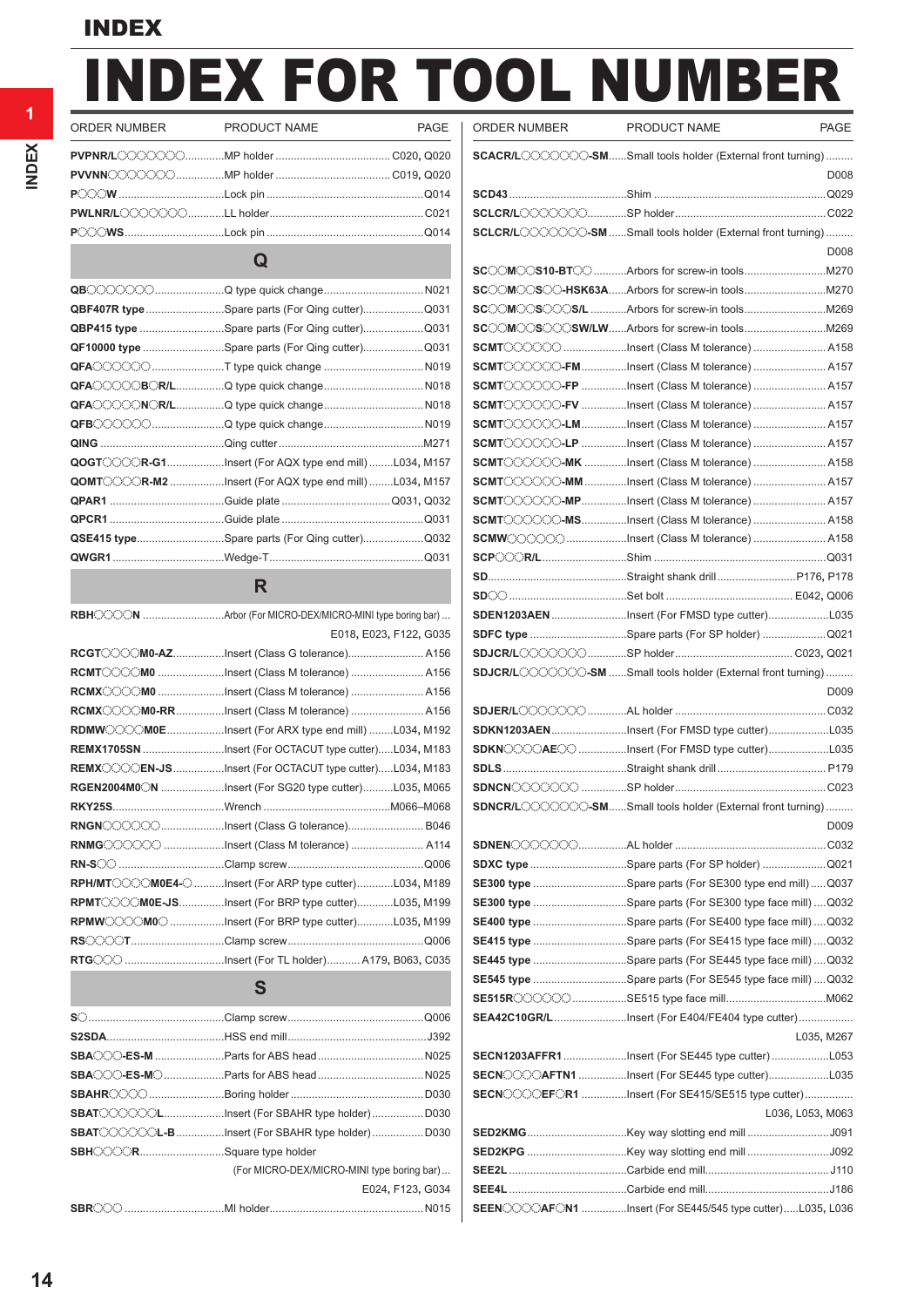# INDEX

# INDEX FOR TOOL NUMBER

| ORDER NUMBER | PRODUCT NAME | PAGE |
|---|---|---|
| **PVPNR/L○○○○○○○** | MP holder | C020, Q020 |
| **PVVNN○○○○○○○** | MP holder | C019, Q020 |
| **P○○○W** | Lock pin | Q014 |
| **PWLNR/L○○○○○○○** | LL holder | C021 |
| **P○○○WS** | Lock pin | Q014 |
| **Q** | | |
| **QB○○○○○○○** | Q type quick change | N021 |
| **QBF407R type** | Spare parts (For Qing cutter) | Q031 |
| **QBP415 type** | Spare parts (For Qing cutter) | Q031 |
| **QF10000 type** | Spare parts (For Qing cutter) | Q031 |
| **QFA○○○○○○** | T type quick change | N019 |
| **QFA○○○○○B○R/L** | Q type quick change | N018 |
| **QFA○○○○○N○R/L** | Q type quick change | N018 |
| **QFB○○○○○○** | Q type quick change | N019 |
| **QING** | Qing cutter | M271 |
| **QOGT○○○○R-G1** | Insert (For AQX type end mill) | L034, M157 |
| **QOMT○○○○R-M2** | Insert (For AQX type end mill) | L034, M157 |
| **QPAR1** | Guide plate | Q031, Q032 |
| **QPCR1** | Guide plate | Q031 |
| **QSE415 type** | Spare parts (For Qing cutter) | Q032 |
| **QWGR1** | Wedge-T | Q031 |
| **R** | | |
| **RBH○○○○N** | Arbor (For MICRO-DEX/MICRO-MINI type boring bar) | E018, E023, F122, G035 |
| **RCGT○○○○M0-AZ** | Insert (Class G tolerance) | A156 |
| **RCMT○○○○M0** | Insert (Class M tolerance) | A156 |
| **RCMX○○○○M0** | Insert (Class M tolerance) | A156 |
| **RCMX○○○○M0-RR** | Insert (Class M tolerance) | A156 |
| **RDMW○○○○M0E** | Insert (For ARX type end mill) | L034, M192 |
| **REMX1705SN** | Insert (For OCTACUT type cutter) | L034, M183 |
| **REMX○○○○EN-JS** | Insert (For OCTACUT type cutter) | L034, M183 |
| **RGEN2004M0○N** | Insert (For SG20 type cutter) | L035, M065 |
| **RKY25S** | Wrench | M066–M068 |
| **RNGN○○○○○○** | Insert (Class G tolerance) | B046 |
| **RNMG○○○○○○** | Insert (Class M tolerance) | A114 |
| **RN-S○○** | Clamp screw | Q006 |
| **RPH/MT○○○○M0E4-○** | Insert (For ARP type cutter) | L034, M189 |
| **RPMT○○○○M0E-JS** | Insert (For BRP type cutter) | L035, M199 |
| **RPMW○○○○M0○** | Insert (For BRP type cutter) | L035, M199 |
| **RS○○○○T** | Clamp screw | Q006 |
| **RTG○○○** | Insert (For TL holder) | A179, B063, C035 |
| **S** | | |
| **S○** | Clamp screw | Q006 |
| **S2SDA** | HSS end mill | J392 |
| **SBA○○○-ES-M** | Parts for ABS head | N025 |
| **SBA○○○-ES-M○** | Parts for ABS head | N025 |
| **SBAHR○○○○** | Boring holder | D030 |
| **SBAT○○○○○○L** | Insert (For SBAHR type holder) | D030 |
| **SBAT○○○○○○L-B** | Insert (For SBAHR type holder) | D030 |
| **SBH○○○○R** | Square type holder (For MICRO-DEX/MICRO-MINI type boring bar) | E024, F123, G034 |
| **SBR○○○** | MI holder | N015 |
| **SCACR/L○○○○○○○-SM** | Small tools holder (External front turning) | D008 |
| **SCD43** | Shim | Q029 |
| **SCLCR/L○○○○○○○** | SP holder | C022 |
| **SCLCR/L○○○○○○○-SM** | Small tools holder (External front turning) | D008 |
| **SC○○M○○S10-BT○○** | Arbors for screw-in tools | M270 |
| **SC○○M○○S○○-HSK63A** | Arbors for screw-in tools | M270 |
| **SC○○M○○S○○○S/L** | Arbors for screw-in tools | M269 |
| **SC○○M○○S○○○SW/LW** | Arbors for screw-in tools | M269 |
| **SCMT○○○○○○** | Insert (Class M tolerance) | A158 |
| **SCMT○○○○○○-FM** | Insert (Class M tolerance) | A157 |
| **SCMT○○○○○○-FP** | Insert (Class M tolerance) | A157 |
| **SCMT○○○○○○-FV** | Insert (Class M tolerance) | A157 |
| **SCMT○○○○○○-LM** | Insert (Class M tolerance) | A157 |
| **SCMT○○○○○○-LP** | Insert (Class M tolerance) | A157 |
| **SCMT○○○○○○-MK** | Insert (Class M tolerance) | A158 |
| **SCMT○○○○○○-MM** | Insert (Class M tolerance) | A157 |
| **SCMT○○○○○○-MP** | Insert (Class M tolerance) | A157 |
| **SCMT○○○○○○-MS** | Insert (Class M tolerance) | A158 |
| **SCMW○○○○○○** | Insert (Class M tolerance) | A158 |
| **SCP○○○R/L** | Shim | Q031 |
| **SD** | Straight shank drill | P176, P178 |
| **SD○○** | Set bolt | E042, Q006 |
| **SDEN1203AEN** | Insert (For FMSD type cutter) | L035 |
| **SDFC type** | Spare parts (For SP holder) | Q021 |
| **SDJCR/L○○○○○○○** | SP holder | C023, Q021 |
| **SDJCR/L○○○○○○○-SM** | Small tools holder (External front turning) | D009 |
| **SDJER/L○○○○○○○** | AL holder | C032 |
| **SDKN1203AEN** | Insert (For FMSD type cutter) | L035 |
| **SDKN○○○○AE○○** | Insert (For FMSD type cutter) | L035 |
| **SDLS** | Straight shank drill | P179 |
| **SDNCN○○○○○○○** | SP holder | C023 |
| **SDNCR/L○○○○○○○-SM** | Small tools holder (External front turning) | D009 |
| **SDNEN○○○○○○○** | AL holder | C032 |
| **SDXC type** | Spare parts (For SP holder) | Q021 |
| **SE300 type** | Spare parts (For SE300 type end mill) | Q037 |
| **SE300 type** | Spare parts (For SE300 type face mill) | Q032 |
| **SE400 type** | Spare parts (For SE400 type face mill) | Q032 |
| **SE415 type** | Spare parts (For SE415 type face mill) | Q032 |
| **SE445 type** | Spare parts (For SE445 type face mill) | Q032 |
| **SE545 type** | Spare parts (For SE545 type face mill) | Q032 |
| **SE515R○○○○○○** | SE515 type face mill | M062 |
| **SEA42C10GR/L** | Insert (For E404/FE404 type cutter) | L035, M267 |
| **SECN1203AFFR1** | Insert (For SE445 type cutter) | L053 |
| **SECN○○○○AFTN1** | Insert (For SE445 type cutter) | L035 |
| **SECN○○○○EF○R1** | Insert (For SE415/SE515 type cutter) | L036, L053, M063 |
| **SED2KMG** | Key way slotting end mill | J091 |
| **SED2KPG** | Key way slotting end mill | J092 |
| **SEE2L** | Carbide end mill | J110 |
| **SEE4L** | Carbide end mill | J186 |
| **SEEN○○○○AF○N1** | Insert (For SE445/545 type cutter) | L035, L036 |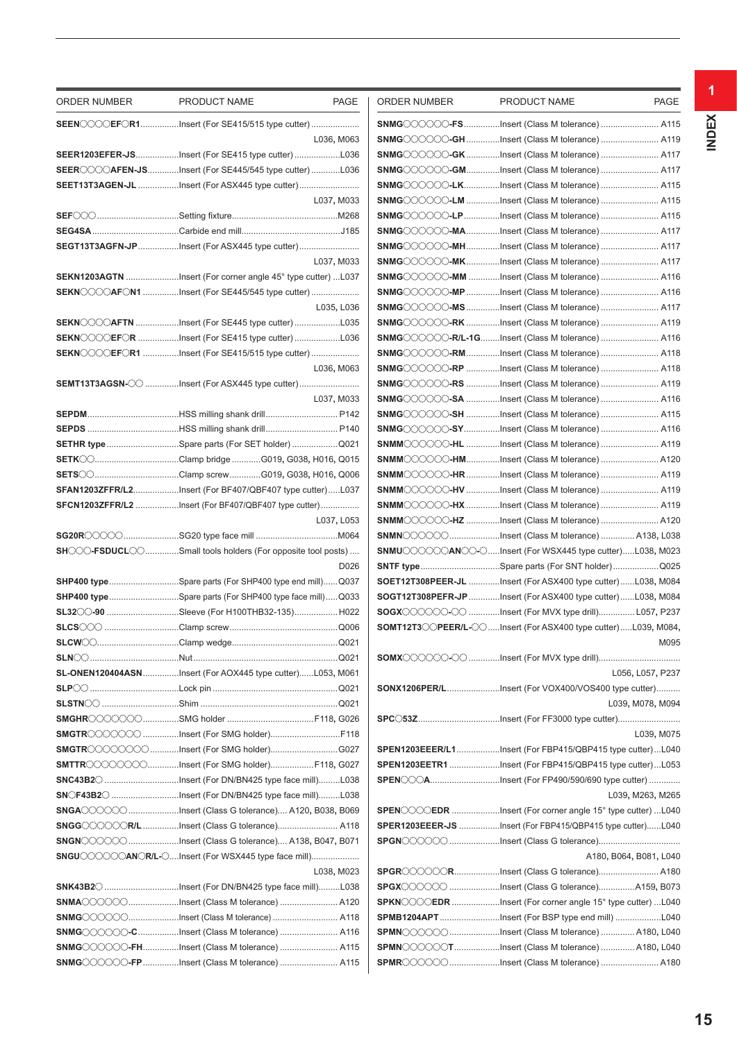| ORDER NUMBER | PRODUCT NAME | PAGE |
|---|---|---|
| **SEEN◯◯◯◯EF◯R1** | Insert (For SE415/515 type cutter) | L036, M063 |
| **SEER1203EFER-JS** | Insert (For SE415 type cutter) | L036 |
| **SEER◯◯◯◯AFEN-JS** | Insert (For SE445/545 type cutter) | L036 |
| **SEET13T3AGEN-JL** | Insert (For ASX445 type cutter) | L037, M033 |
| **SEF◯◯◯** | Setting fixture | M268 |
| **SEG4SA** | Carbide end mill | J185 |
| **SEGT13T3AGFN-JP** | Insert (For ASX445 type cutter) | L037, M033 |
| **SEKN1203AGTN** | Insert (For corner angle 45° type cutter) | L037 |
| **SEKN◯◯◯◯AF◯N1** | Insert (For SE445/545 type cutter) | L035, L036 |
| **SEKN◯◯◯◯AFTN** | Insert (For SE445 type cutter) | L035 |
| **SEKN◯◯◯◯EF◯R** | Insert (For SE415 type cutter) | L036 |
| **SEKN◯◯◯◯EF◯R1** | Insert (For SE415/515 type cutter) | L036, M063 |
| **SEMT13T3AGSN-◯◯** | Insert (For ASX445 type cutter) | L037, M033 |
| **SEPDM** | HSS milling shank drill | P142 |
| **SEPDS** | HSS milling shank drill | P140 |
| **SETHR type** | Spare parts (For SET holder) | Q021 |
| **SETK◯◯** | Clamp bridge | G019, G038, H016, Q015 |
| **SETS◯◯** | Clamp screw | G019, G038, H016, Q006 |
| **SFAN1203ZFFR/L2** | Insert (For BF407/QBF407 type cutter) | L037 |
| **SFCN1203ZFFR/L2** | Insert (For BF407/QBF407 type cutter) | L037, L053 |
| **SG20R◯◯◯◯◯** | SG20 type face mill | M064 |
| **SH◯◯◯-FSDUCL◯◯** | Small tools holders (For opposite tool posts) | D026 |
| **SHP400 type** | Spare parts (For SHP400 type end mill) | Q037 |
| **SHP400 type** | Spare parts (For SHP400 type face mill) | Q033 |
| **SL32◯◯-90** | Sleeve (For H100THB32-135) | H022 |
| **SLCS◯◯◯** | Clamp screw | Q006 |
| **SLCW◯◯** | Clamp wedge | Q021 |
| **SLN◯◯** | Nut | Q021 |
| **SL-ONEN120404ASN** | Insert (For AOX445 type cutter) | L053, M061 |
| **SLP◯◯** | Lock pin | Q021 |
| **SLSTN◯◯** | Shim | Q021 |
| **SMGHR◯◯◯◯◯◯◯** | SMG holder | F118, G026 |
| **SMGTR◯◯◯◯◯◯◯** | Insert (For SMG holder) | F118 |
| **SMGTR◯◯◯◯◯◯◯◯** | Insert (For SMG holder) | G027 |
| **SMTTR◯◯◯◯◯◯◯◯** | Insert (For SMG holder) | F118, G027 |
| **SNC43B2◯** | Insert (For DN/BN425 type face mill) | L038 |
| **SN◯F43B2◯** | Insert (For DN/BN425 type face mill) | L038 |
| **SNGA◯◯◯◯◯◯** | Insert (Class G tolerance) | A120, B038, B069 |
| **SNGG◯◯◯◯◯◯R/L** | Insert (Class G tolerance) | A118 |
| **SNGN◯◯◯◯◯◯** | Insert (Class G tolerance) | A138, B047, B071 |
| **SNGU◯◯◯◯◯◯AN◯R/L-◯** | Insert (For WSX445 type face mill) | L038, M023 |
| **SNK43B2◯** | Insert (For DN/BN425 type face mill) | L038 |
| **SNMA◯◯◯◯◯◯** | Insert (Class M tolerance) | A120 |
| **SNMG◯◯◯◯◯◯** | Insert (Class M tolerance) | A118 |
| **SNMG◯◯◯◯◯◯-C** | Insert (Class M tolerance) | A116 |
| **SNMG◯◯◯◯◯◯-FH** | Insert (Class M tolerance) | A115 |
| **SNMG◯◯◯◯◯◯-FP** | Insert (Class M tolerance) | A115 |
| **SNMG◯◯◯◯◯◯-FS** | Insert (Class M tolerance) | A115 |
| **SNMG◯◯◯◯◯◯-GH** | Insert (Class M tolerance) | A119 |
| **SNMG◯◯◯◯◯◯-GK** | Insert (Class M tolerance) | A117 |
| **SNMG◯◯◯◯◯◯-GM** | Insert (Class M tolerance) | A117 |
| **SNMG◯◯◯◯◯◯-LK** | Insert (Class M tolerance) | A115 |
| **SNMG◯◯◯◯◯◯-LM** | Insert (Class M tolerance) | A115 |
| **SNMG◯◯◯◯◯◯-LP** | Insert (Class M tolerance) | A115 |
| **SNMG◯◯◯◯◯◯-MA** | Insert (Class M tolerance) | A117 |
| **SNMG◯◯◯◯◯◯-MH** | Insert (Class M tolerance) | A117 |
| **SNMG◯◯◯◯◯◯-MK** | Insert (Class M tolerance) | A117 |
| **SNMG◯◯◯◯◯◯-MM** | Insert (Class M tolerance) | A116 |
| **SNMG◯◯◯◯◯◯-MP** | Insert (Class M tolerance) | A116 |
| **SNMG◯◯◯◯◯◯-MS** | Insert (Class M tolerance) | A117 |
| **SNMG◯◯◯◯◯◯-RK** | Insert (Class M tolerance) | A119 |
| **SNMG◯◯◯◯◯◯-R/L-1G** | Insert (Class M tolerance) | A116 |
| **SNMG◯◯◯◯◯◯-RM** | Insert (Class M tolerance) | A118 |
| **SNMG◯◯◯◯◯◯-RP** | Insert (Class M tolerance) | A118 |
| **SNMG◯◯◯◯◯◯-RS** | Insert (Class M tolerance) | A119 |
| **SNMG◯◯◯◯◯◯-SA** | Insert (Class M tolerance) | A116 |
| **SNMG◯◯◯◯◯◯-SH** | Insert (Class M tolerance) | A115 |
| **SNMG◯◯◯◯◯◯-SY** | Insert (Class M tolerance) | A116 |
| **SNMM◯◯◯◯◯◯-HL** | Insert (Class M tolerance) | A119 |
| **SNMM◯◯◯◯◯◯-HM** | Insert (Class M tolerance) | A120 |
| **SNMM◯◯◯◯◯◯-HR** | Insert (Class M tolerance) | A119 |
| **SNMM◯◯◯◯◯◯-HV** | Insert (Class M tolerance) | A119 |
| **SNMM◯◯◯◯◯◯-HX** | Insert (Class M tolerance) | A119 |
| **SNMM◯◯◯◯◯◯-HZ** | Insert (Class M tolerance) | A120 |
| **SNMN◯◯◯◯◯◯** | Insert (Class M tolerance) | A138, L038 |
| **SNMU◯◯◯◯◯◯AN◯◯-◯** | Insert (For WSX445 type cutter) | L038, M023 |
| **SNTF type** | Spare parts (For SNT holder) | Q025 |
| **SOET12T308PEER-JL** | Insert (For ASX400 type cutter) | L038, M084 |
| **SOGT12T308PEFR-JP** | Insert (For ASX400 type cutter) | L038, M084 |
| **SOGX◯◯◯◯◯◯-◯◯** | Insert (For MVX type drill) | L057, P237 |
| **SOMT12T3◯◯PEER/L-◯◯** | Insert (For ASX400 type cutter) | L039, M084, M095 |
| **SOMX◯◯◯◯◯◯-◯◯** | Insert (For MVX type drill) | L056, L057, P237 |
| **SONX1206PER/L** | Insert (For VOX400/VOS400 type cutter) | L039, M078, M094 |
| **SPC◯53Z** | Insert (For FF3000 type cutter) | L039, M075 |
| **SPEN1203EEER/L1** | Insert (For FBP415/QBP415 type cutter) | L040 |
| **SPEN1203EETR1** | Insert (For FBP415/QBP415 type cutter) | L053 |
| **SPEN◯◯◯A** | Insert (For FP490/590/690 type cutter) | L039, M263, M265 |
| **SPEN◯◯◯◯EDR** | Insert (For corner angle 15° type cutter) | L040 |
| **SPER1203EEER-JS** | Insert (For FBP415/QBP415 type cutter) | L040 |
| **SPGN◯◯◯◯◯◯** | Insert (Class G tolerance) | A180, B064, B081, L040 |
| **SPGR◯◯◯◯◯◯R** | Insert (Class G tolerance) | A180 |
| **SPGX◯◯◯◯◯◯** | Insert (Class G tolerance) | A159, B073 |
| **SPKN◯◯◯◯EDR** | Insert (For corner angle 15° type cutter) | L040 |
| **SPMB1204APT** | Insert (For BSP type end mill) | L040 |
| **SPMN◯◯◯◯◯◯** | Insert (Class M tolerance) | A180, L040 |
| **SPMN◯◯◯◯◯◯T** | Insert (Class M tolerance) | A180, L040 |
| **SPMR◯◯◯◯◯◯** | Insert (Class M tolerance) | A180 |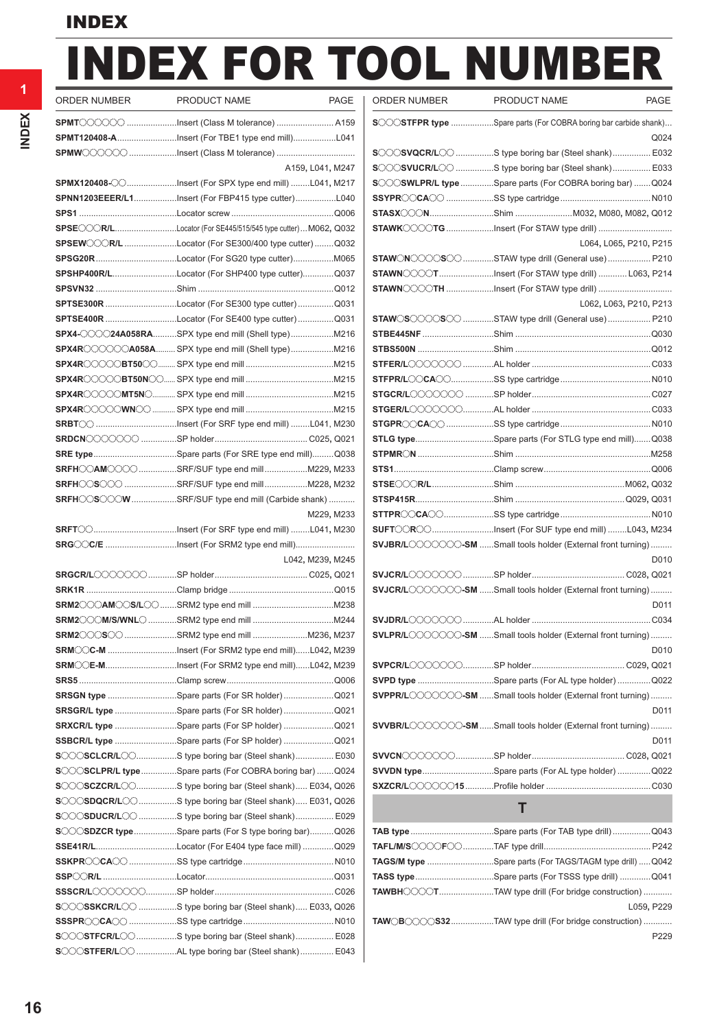# INDEX

# INDEX FOR TOOL NUMBER

| ORDER NUMBER | PRODUCT NAME | PAGE |
|---|---|---|
| **SPMT◌◌◌◌◌◌** | Insert (Class M tolerance) | A159 |
| **SPMT120408-A** | Insert (For TBE1 type end mill) | L041 |
| **SPMW◌◌◌◌◌◌** | Insert (Class M tolerance) | A159, L041, M247 |
| **SPMX120408-◌◌** | Insert (For SPX type end mill) | L041, M217 |
| **SPNN1203EEER/L1** | Insert (For FBP415 type cutter) | L040 |
| **SPS1** | Locator screw | Q006 |
| **SPSE◌◌◌R/L** | Locator (For SE445/515/545 type cutter) | M062, Q032 |
| **SPSEW◌◌◌R/L** | Locator (For SE300/400 type cutter) | Q032 |
| **SPSG20R** | Locator (For SG20 type cutter) | M065 |
| **SPSHP400R/L** | Locator (For SHP400 type cutter) | Q037 |
| **SPSVN32** | Shim | Q012 |
| **SPTSE300R** | Locator (For SE300 type cutter) | Q031 |
| **SPTSE400R** | Locator (For SE400 type cutter) | Q031 |
| **SPX4-◌◌◌◌24A058RA** | SPX type end mill (Shell type) | M216 |
| **SPX4R◌◌◌◌◌◌A058A** | SPX type end mill (Shell type) | M216 |
| **SPX4R◌◌◌◌◌BT50◌◌** | SPX type end mill | M215 |
| **SPX4R◌◌◌◌◌BT50N◌◌** | SPX type end mill | M215 |
| **SPX4R◌◌◌◌◌MT5N◌** | SPX type end mill | M215 |
| **SPX4R◌◌◌◌◌WN◌◌** | SPX type end mill | M215 |
| **SRBT◌◌** | Insert (For SRF type end mill) | L041, M230 |
| **SRDCN◌◌◌◌◌◌◌** | SP holder | C025, Q021 |
| **SRE type** | Spare parts (For SRE type end mill) | Q038 |
| **SRFH◌◌AM◌◌◌◌** | SRF/SUF type end mill | M229, M233 |
| **SRFH◌◌S◌◌◌** | SRF/SUF type end mill | M228, M232 |
| **SRFH◌◌S◌◌◌W** | SRF/SUF type end mill (Carbide shank) | M229, M233 |
| **SRFT◌◌** | Insert (For SRF type end mill) | L041, M230 |
| **SRG◌◌C/E** | Insert (For SRM2 type end mill) | L042, M239, M245 |
| **SRGCR/L◌◌◌◌◌◌◌** | SP holder | C025, Q021 |
| **SRK1R** | Clamp bridge | Q015 |
| **SRM2◌◌◌AM◌◌S/L◌◌** | SRM2 type end mill | M238 |
| **SRM2◌◌◌M/S/WNL◌** | SRM2 type end mill | M244 |
| **SRM2◌◌◌S◌◌** | SRM2 type end mill | M236, M237 |
| **SRM◌◌C-M** | Insert (For SRM2 type end mill) | L042, M239 |
| **SRM◌◌E-M** | Insert (For SRM2 type end mill) | L042, M239 |
| **SRS5** | Clamp screw | Q006 |
| **SRSGN type** | Spare parts (For SR holder) | Q021 |
| **SRSGR/L type** | Spare parts (For SR holder) | Q021 |
| **SRXCR/L type** | Spare parts (For SP holder) | Q021 |
| **SSBCR/L type** | Spare parts (For SP holder) | Q021 |
| **S◌◌◌SCLCR/L◌◌** | S type boring bar (Steel shank) | E030 |
| **S◌◌◌SCLPR/L type** | Spare parts (For COBRA boring bar) | Q024 |
| **S◌◌◌SCZCR/L◌◌** | S type boring bar (Steel shank) | E034, Q026 |
| **S◌◌◌SDQCR/L◌◌** | S type boring bar (Steel shank) | E031, Q026 |
| **S◌◌◌SDUCR/L◌◌** | S type boring bar (Steel shank) | E029 |
| **S◌◌◌SDZCR type** | Spare parts (For S type boring bar) | Q026 |
| **SSE41R/L** | Locator (For E404 type face mill) | Q029 |
| **SSKPR◌◌CA◌◌** | SS type cartridge | N010 |
| **SSP◌◌R/L** | Locator | Q031 |
| **SSSCR/L◌◌◌◌◌◌◌** | SP holder | C026 |
| **S◌◌◌SSKCR/L◌◌** | S type boring bar (Steel shank) | E033, Q026 |
| **SSSPR◌◌CA◌◌** | SS type cartridge | N010 |
| **S◌◌◌STFCR/L◌◌** | S type boring bar (Steel shank) | E028 |
| **S◌◌◌STFER/L◌◌** | AL type boring bar (Steel shank) | E043 |
| **S◌◌◌STFPR type** | Spare parts (For COBRA boring bar carbide shank) | Q024 |
| **S◌◌◌SVQCR/L◌◌** | S type boring bar (Steel shank) | E032 |
| **S◌◌◌SVUCR/L◌◌** | S type boring bar (Steel shank) | E033 |
| **S◌◌◌SWLPR/L type** | Spare parts (For COBRA boring bar) | Q024 |
| **SSYPR◌◌CA◌◌** | SS type cartridge | N010 |
| **STASX◌◌◌N** | Shim | M032, M080, M082, Q012 |
| **STAWK◌◌◌◌TG** | Insert (For STAW type drill) | L064, L065, P210, P215 |
| **STAW◌N◌◌◌◌S◌◌** | STAW type drill (General use) | P210 |
| **STAWN◌◌◌◌T** | Insert (For STAW type drill) | L063, P214 |
| **STAWN◌◌◌◌TH** | Insert (For STAW type drill) | L062, L063, P210, P213 |
| **STAW◌S◌◌◌◌S◌◌** | STAW type drill (General use) | P210 |
| **STBE445NF** | Shim | Q030 |
| **STBS500N** | Shim | Q012 |
| **STFER/L◌◌◌◌◌◌◌** | AL holder | C033 |
| **STFPR/L◌◌CA◌◌** | SS type cartridge | N010 |
| **STGCR/L◌◌◌◌◌◌◌** | SP holder | C027 |
| **STGER/L◌◌◌◌◌◌◌** | AL holder | C033 |
| **STGPR◌◌CA◌◌** | SS type cartridge | N010 |
| **STLG type** | Spare parts (For STLG type end mill) | Q038 |
| **STPMR◌N** | Shim | M258 |
| **STS1** | Clamp screw | Q006 |
| **STSE◌◌◌R/L** | Shim | M062, Q032 |
| **STSP415R** | Shim | Q029, Q031 |
| **STTPR◌◌CA◌◌** | SS type cartridge | N010 |
| **SUFT◌◌R◌◌** | Insert (For SUF type end mill) | L043, M234 |
| **SVJBR/L◌◌◌◌◌◌◌-SM** | Small tools holder (External front turning) | D010 |
| **SVJCR/L◌◌◌◌◌◌◌** | SP holder | C028, Q021 |
| **SVJCR/L◌◌◌◌◌◌◌-SM** | Small tools holder (External front turning) | D011 |
| **SVJDR/L◌◌◌◌◌◌◌** | AL holder | C034 |
| **SVLPR/L◌◌◌◌◌◌◌-SM** | Small tools holder (External front turning) | D010 |
| **SVPCR/L◌◌◌◌◌◌◌** | SP holder | C029, Q021 |
| **SVPD type** | Spare parts (For AL type holder) | Q022 |
| **SVPPR/L◌◌◌◌◌◌◌-SM** | Small tools holder (External front turning) | D011 |
| **SVVBR/L◌◌◌◌◌◌◌-SM** | Small tools holder (External front turning) | D011 |
| **SVVCN◌◌◌◌◌◌◌** | SP holder | C028, Q021 |
| **SVVDN type** | Spare parts (For AL type holder) | Q022 |
| **SXZCR/L◌◌◌◌◌◌15** | Profile holder | C030 |

## T

| ORDER NUMBER | PRODUCT NAME | PAGE |
|---|---|---|
| **TAB type** | Spare parts (For TAB type drill) | Q043 |
| **TAFL/M/S◌◌◌◌F◌◌** | TAF type drill | P242 |
| **TAGS/M type** | Spare parts (For TAGS/TAGM type drill) | Q042 |
| **TASS type** | Spare parts (For TSSS type drill) | Q041 |
| **TAWBH◌◌◌◌T** | TAW type drill (For bridge construction) | L059, P229 |
| **TAW◌B◌◌◌◌S32** | TAW type drill (For bridge construction) | P229 |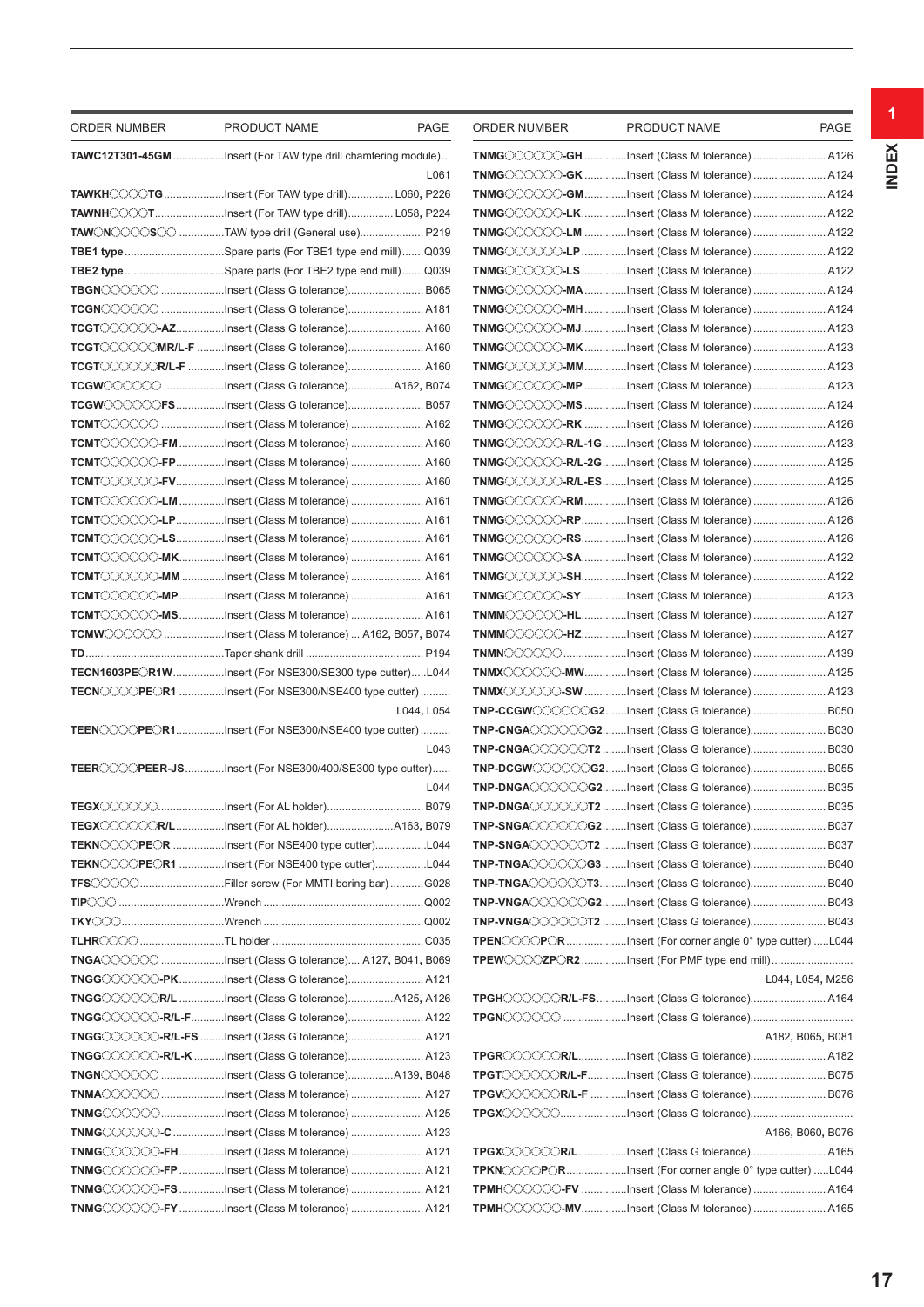| ORDER NUMBER | PRODUCT NAME | PAGE |
|---|---|---|
| **TAWC12T301-45GM** | Insert (For TAW type drill chamfering module) | L061 |
| **TAWKH○○○○TG** | Insert (For TAW type drill) | L060, P226 |
| **TAWNH○○○○T** | Insert (For TAW type drill) | L058, P224 |
| **TAW○N○○○○S○○** | TAW type drill (General use) | P219 |
| **TBE1 type** | Spare parts (For TBE1 type end mill) | Q039 |
| **TBE2 type** | Spare parts (For TBE2 type end mill) | Q039 |
| **TBGN○○○○○○** | Insert (Class G tolerance) | B065 |
| **TCGN○○○○○○** | Insert (Class G tolerance) | A181 |
| **TCGT○○○○○○-AZ** | Insert (Class G tolerance) | A160 |
| **TCGT○○○○○○MR/L-F** | Insert (Class G tolerance) | A160 |
| **TCGT○○○○○○R/L-F** | Insert (Class G tolerance) | A160 |
| **TCGW○○○○○○** | Insert (Class G tolerance) | A162, B074 |
| **TCGW○○○○○○FS** | Insert (Class G tolerance) | B057 |
| **TCMT○○○○○○** | Insert (Class M tolerance) | A162 |
| **TCMT○○○○○○-FM** | Insert (Class M tolerance) | A160 |
| **TCMT○○○○○○-FP** | Insert (Class M tolerance) | A160 |
| **TCMT○○○○○○-FV** | Insert (Class M tolerance) | A160 |
| **TCMT○○○○○○-LM** | Insert (Class M tolerance) | A161 |
| **TCMT○○○○○○-LP** | Insert (Class M tolerance) | A161 |
| **TCMT○○○○○○-LS** | Insert (Class M tolerance) | A161 |
| **TCMT○○○○○○-MK** | Insert (Class M tolerance) | A161 |
| **TCMT○○○○○○-MM** | Insert (Class M tolerance) | A161 |
| **TCMT○○○○○○-MP** | Insert (Class M tolerance) | A161 |
| **TCMT○○○○○○-MS** | Insert (Class M tolerance) | A161 |
| **TCMW○○○○○○** | Insert (Class M tolerance) | A162, B057, B074 |
| **TD** | Taper shank drill | P194 |
| **TECN1603PE○R1W** | Insert (For NSE300/SE300 type cutter) | L044 |
| **TECN○○○○PE○R1** | Insert (For NSE300/NSE400 type cutter) | L044, L054 |
| **TEEN○○○○PE○R1** | Insert (For NSE300/NSE400 type cutter) | L043 |
| **TEER○○○○PEER-JS** | Insert (For NSE300/400/SE300 type cutter) | L044 |
| **TEGX○○○○○○** | Insert (For AL holder) | B079 |
| **TEGX○○○○○○R/L** | Insert (For AL holder) | A163, B079 |
| **TEKN○○○○PE○R** | Insert (For NSE400 type cutter) | L044 |
| **TEKN○○○○PE○R1** | Insert (For NSE400 type cutter) | L044 |
| **TFS○○○○○** | Filler screw (For MMTI boring bar) | G028 |
| **TIP○○○** | Wrench | Q002 |
| **TKY○○○** | Wrench | Q002 |
| **TLHR○○○○** | TL holder | C035 |
| **TNGA○○○○○○** | Insert (Class G tolerance) | A127, B041, B069 |
| **TNGG○○○○○○-PK** | Insert (Class G tolerance) | A121 |
| **TNGG○○○○○○R/L** | Insert (Class G tolerance) | A125, A126 |
| **TNGG○○○○○○-R/L-F** | Insert (Class G tolerance) | A122 |
| **TNGG○○○○○○-R/L-FS** | Insert (Class G tolerance) | A121 |
| **TNGG○○○○○○-R/L-K** | Insert (Class G tolerance) | A123 |
| **TNGN○○○○○○** | Insert (Class G tolerance) | A139, B048 |
| **TNMA○○○○○○** | Insert (Class M tolerance) | A127 |
| **TNMG○○○○○○** | Insert (Class M tolerance) | A125 |
| **TNMG○○○○○○-C** | Insert (Class M tolerance) | A123 |
| **TNMG○○○○○○-FH** | Insert (Class M tolerance) | A121 |
| **TNMG○○○○○○-FP** | Insert (Class M tolerance) | A121 |
| **TNMG○○○○○○-FS** | Insert (Class M tolerance) | A121 |
| **TNMG○○○○○○-FY** | Insert (Class M tolerance) | A121 |
| **TNMG○○○○○○-GH** | Insert (Class M tolerance) | A126 |
| **TNMG○○○○○○-GK** | Insert (Class M tolerance) | A124 |
| **TNMG○○○○○○-GM** | Insert (Class M tolerance) | A124 |
| **TNMG○○○○○○-LK** | Insert (Class M tolerance) | A122 |
| **TNMG○○○○○○-LM** | Insert (Class M tolerance) | A122 |
| **TNMG○○○○○○-LP** | Insert (Class M tolerance) | A122 |
| **TNMG○○○○○○-LS** | Insert (Class M tolerance) | A122 |
| **TNMG○○○○○○-MA** | Insert (Class M tolerance) | A124 |
| **TNMG○○○○○○-MH** | Insert (Class M tolerance) | A124 |
| **TNMG○○○○○○-MJ** | Insert (Class M tolerance) | A123 |
| **TNMG○○○○○○-MK** | Insert (Class M tolerance) | A123 |
| **TNMG○○○○○○-MM** | Insert (Class M tolerance) | A123 |
| **TNMG○○○○○○-MP** | Insert (Class M tolerance) | A123 |
| **TNMG○○○○○○-MS** | Insert (Class M tolerance) | A124 |
| **TNMG○○○○○○-RK** | Insert (Class M tolerance) | A126 |
| **TNMG○○○○○○-R/L-1G** | Insert (Class M tolerance) | A123 |
| **TNMG○○○○○○-R/L-2G** | Insert (Class M tolerance) | A125 |
| **TNMG○○○○○○-R/L-ES** | Insert (Class M tolerance) | A125 |
| **TNMG○○○○○○-RM** | Insert (Class M tolerance) | A126 |
| **TNMG○○○○○○-RP** | Insert (Class M tolerance) | A126 |
| **TNMG○○○○○○-RS** | Insert (Class M tolerance) | A126 |
| **TNMG○○○○○○-SA** | Insert (Class M tolerance) | A122 |
| **TNMG○○○○○○-SH** | Insert (Class M tolerance) | A122 |
| **TNMG○○○○○○-SY** | Insert (Class M tolerance) | A123 |
| **TNMM○○○○○○-HL** | Insert (Class M tolerance) | A127 |
| **TNMM○○○○○○-HZ** | Insert (Class M tolerance) | A127 |
| **TNMN○○○○○○** | Insert (Class M tolerance) | A139 |
| **TNMX○○○○○○-MW** | Insert (Class M tolerance) | A125 |
| **TNMX○○○○○○-SW** | Insert (Class M tolerance) | A123 |
| **TNP-CCGW○○○○○○G2** | Insert (Class G tolerance) | B050 |
| **TNP-CNGA○○○○○○G2** | Insert (Class G tolerance) | B030 |
| **TNP-CNGA○○○○○○T2** | Insert (Class G tolerance) | B030 |
| **TNP-DCGW○○○○○○G2** | Insert (Class G tolerance) | B055 |
| **TNP-DNGA○○○○○○G2** | Insert (Class G tolerance) | B035 |
| **TNP-DNGA○○○○○○T2** | Insert (Class G tolerance) | B035 |
| **TNP-SNGA○○○○○○G2** | Insert (Class G tolerance) | B037 |
| **TNP-SNGA○○○○○○T2** | Insert (Class G tolerance) | B037 |
| **TNP-TNGA○○○○○○G3** | Insert (Class G tolerance) | B040 |
| **TNP-TNGA○○○○○○T3** | Insert (Class G tolerance) | B040 |
| **TNP-VNGA○○○○○○G2** | Insert (Class G tolerance) | B043 |
| **TNP-VNGA○○○○○○T2** | Insert (Class G tolerance) | B043 |
| **TPEN○○○○P○R** | Insert (For corner angle 0° type cutter) | L044 |
| **TPEW○○○○ZP○R2** | Insert (For PMF type end mill) | L044, L054, M256 |
| **TPGH○○○○○○R/L-FS** | Insert (Class G tolerance) | A164 |
| **TPGN○○○○○○** | Insert (Class G tolerance) | A182, B065, B081 |
| **TPGR○○○○○○R/L** | Insert (Class G tolerance) | A182 |
| **TPGT○○○○○○R/L-F** | Insert (Class G tolerance) | B075 |
| **TPGV○○○○○○R/L-F** | Insert (Class G tolerance) | B076 |
| **TPGX○○○○○○** | Insert (Class G tolerance) | A166, B060, B076 |
| **TPGX○○○○○○R/L** | Insert (Class G tolerance) | A165 |
| **TPKN○○○○P○R** | Insert (For corner angle 0° type cutter) | L044 |
| **TPMH○○○○○○-FV** | Insert (Class M tolerance) | A164 |
| **TPMH○○○○○○-MV** | Insert (Class M tolerance) | A165 |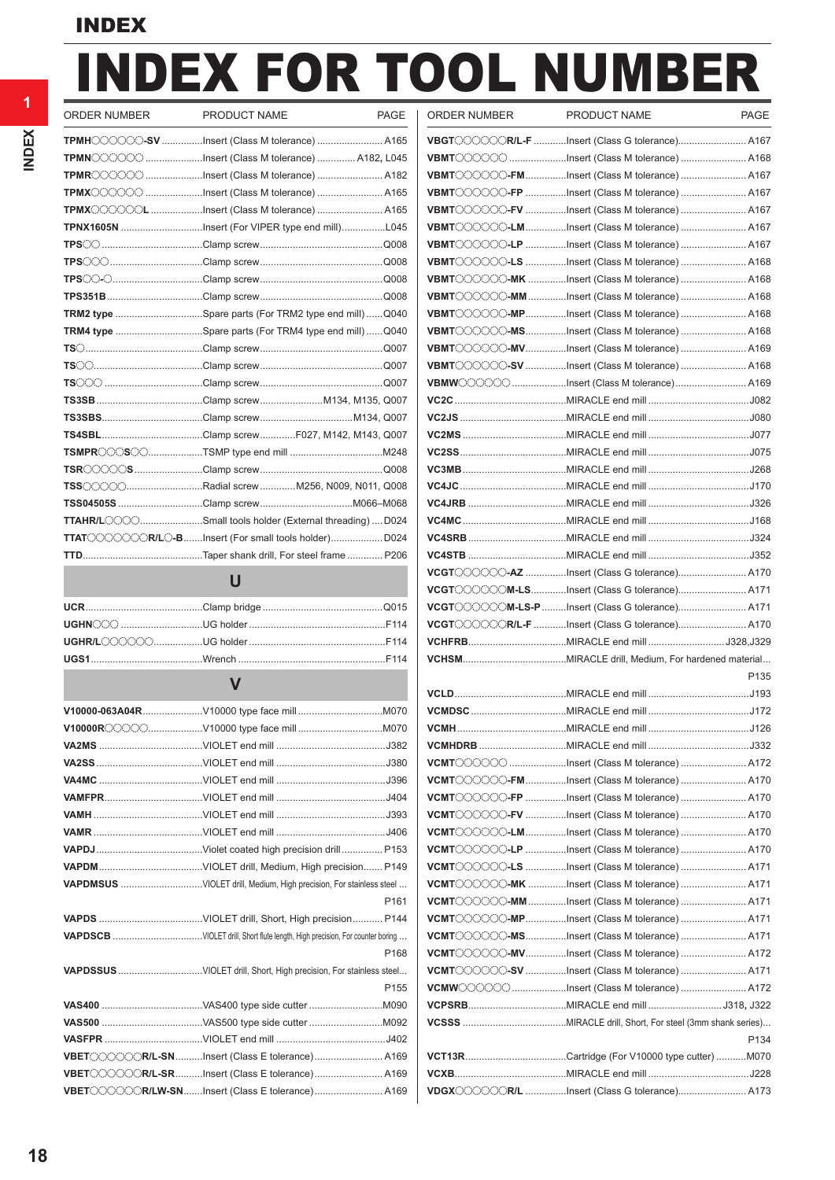# INDEX FOR TOOL NUMBER

| ORDER NUMBER | PRODUCT NAME | PAGE |
|---|---|---|
| **TPMH◯◯◯◯◯◯-SV** | Insert (Class M tolerance) | A165 |
| **TPMN◯◯◯◯◯◯** | Insert (Class M tolerance) | A182, L045 |
| **TPMR◯◯◯◯◯◯** | Insert (Class M tolerance) | A182 |
| **TPMX◯◯◯◯◯◯** | Insert (Class M tolerance) | A165 |
| **TPMX◯◯◯◯◯◯L** | Insert (Class M tolerance) | A165 |
| **TPNX1605N** | Insert (For VIPER type end mill) | L045 |
| **TPS◯◯** | Clamp screw | Q008 |
| **TPS◯◯◯** | Clamp screw | Q008 |
| **TPS◯◯-◯** | Clamp screw | Q008 |
| **TPS351B** | Clamp screw | Q008 |
| **TRM2 type** | Spare parts (For TRM2 type end mill) | Q040 |
| **TRM4 type** | Spare parts (For TRM4 type end mill) | Q040 |
| **TS◯** | Clamp screw | Q007 |
| **TS◯◯** | Clamp screw | Q007 |
| **TS◯◯◯** | Clamp screw | Q007 |
| **TS3SB** | Clamp screw | M134, M135, Q007 |
| **TS3SBS** | Clamp screw | M134, Q007 |
| **TS4SBL** | Clamp screw | F027, M142, M143, Q007 |
| **TSMPR◯◯◯S◯◯** | TSMP type end mill | M248 |
| **TSR◯◯◯◯◯S** | Clamp screw | Q008 |
| **TSS◯◯◯◯◯** | Radial screw | M256, N009, N011, Q008 |
| **TSS04505S** | Clamp screw | M066–M068 |
| **TTAHR/L◯◯◯◯** | Small tools holder (External threading) | D024 |
| **TTAT◯◯◯◯◯◯◯R/L◯-B** | Insert (For small tools holder) | D024 |
| **TTD** | Taper shank drill, For steel frame | P206 |

## U

| ORDER NUMBER | PRODUCT NAME | PAGE |
|---|---|---|
| **UCR** | Clamp bridge | Q015 |
| **UGHN◯◯◯** | UG holder | F114 |
| **UGHR/L◯◯◯◯◯◯** | UG holder | F114 |
| **UGS1** | Wrench | F114 |

## V

| ORDER NUMBER | PRODUCT NAME | PAGE |
|---|---|---|
| **V10000-063A04R** | V10000 type face mill | M070 |
| **V10000R◯◯◯◯◯** | V10000 type face mill | M070 |
| **VA2MS** | VIOLET end mill | J382 |
| **VA2SS** | VIOLET end mill | J380 |
| **VA4MC** | VIOLET end mill | J396 |
| **VAMFPR** | VIOLET end mill | J404 |
| **VAMH** | VIOLET end mill | J393 |
| **VAMR** | VIOLET end mill | J406 |
| **VAPDJ** | Violet coated high precision drill | P153 |
| **VAPDM** | VIOLET drill, Medium, High precision | P149 |
| **VAPDMSUS** | VIOLET drill, Medium, High precision, For stainless steel | P161 |
| **VAPDS** | VIOLET drill, Short, High precision | P144 |
| **VAPDSCB** | VIOLET drill, Short flute length, High precision, For counter boring | P168 |
| **VAPDSSUS** | VIOLET drill, Short, High precision, For stainless steel | P155 |
| **VAS400** | VAS400 type side cutter | M090 |
| **VAS500** | VAS500 type side cutter | M092 |
| **VASFPR** | VIOLET end mill | J402 |
| **VBET◯◯◯◯◯◯R/L-SN** | Insert (Class E tolerance) | A169 |
| **VBET◯◯◯◯◯◯R/L-SR** | Insert (Class E tolerance) | A169 |
| **VBET◯◯◯◯◯◯R/LW-SN** | Insert (Class E tolerance) | A169 |
| **VBGT◯◯◯◯◯◯R/L-F** | Insert (Class G tolerance) | A167 |
| **VBMT◯◯◯◯◯◯** | Insert (Class M tolerance) | A168 |
| **VBMT◯◯◯◯◯◯-FM** | Insert (Class M tolerance) | A167 |
| **VBMT◯◯◯◯◯◯-FP** | Insert (Class M tolerance) | A167 |
| **VBMT◯◯◯◯◯◯-FV** | Insert (Class M tolerance) | A167 |
| **VBMT◯◯◯◯◯◯-LM** | Insert (Class M tolerance) | A167 |
| **VBMT◯◯◯◯◯◯-LP** | Insert (Class M tolerance) | A167 |
| **VBMT◯◯◯◯◯◯-LS** | Insert (Class M tolerance) | A168 |
| **VBMT◯◯◯◯◯◯-MK** | Insert (Class M tolerance) | A168 |
| **VBMT◯◯◯◯◯◯-MM** | Insert (Class M tolerance) | A168 |
| **VBMT◯◯◯◯◯◯-MP** | Insert (Class M tolerance) | A168 |
| **VBMT◯◯◯◯◯◯-MS** | Insert (Class M tolerance) | A168 |
| **VBMT◯◯◯◯◯◯-MV** | Insert (Class M tolerance) | A169 |
| **VBMT◯◯◯◯◯◯-SV** | Insert (Class M tolerance) | A168 |
| **VBMW◯◯◯◯◯◯** | Insert (Class M tolerance) | A169 |
| **VC2C** | MIRACLE end mill | J082 |
| **VC2JS** | MIRACLE end mill | J080 |
| **VC2MS** | MIRACLE end mill | J077 |
| **VC2SS** | MIRACLE end mill | J075 |
| **VC3MB** | MIRACLE end mill | J268 |
| **VC4JC** | MIRACLE end mill | J170 |
| **VC4JRB** | MIRACLE end mill | J326 |
| **VC4MC** | MIRACLE end mill | J168 |
| **VC4SRB** | MIRACLE end mill | J324 |
| **VC4STB** | MIRACLE end mill | J352 |
| **VCGT◯◯◯◯◯◯-AZ** | Insert (Class G tolerance) | A170 |
| **VCGT◯◯◯◯◯◯M-LS** | Insert (Class G tolerance) | A171 |
| **VCGT◯◯◯◯◯◯M-LS-P** | Insert (Class G tolerance) | A171 |
| **VCGT◯◯◯◯◯◯R/L-F** | Insert (Class G tolerance) | A170 |
| **VCHFRB** | MIRACLE end mill | J328, J329 |
| **VCHSM** | MIRACLE drill, Medium, For hardened material | P135 |
| **VCLD** | MIRACLE end mill | J193 |
| **VCMDSC** | MIRACLE end mill | J172 |
| **VCMH** | MIRACLE end mill | J126 |
| **VCMHDRB** | MIRACLE end mill | J332 |
| **VCMT◯◯◯◯◯◯** | Insert (Class M tolerance) | A172 |
| **VCMT◯◯◯◯◯◯-FM** | Insert (Class M tolerance) | A170 |
| **VCMT◯◯◯◯◯◯-FP** | Insert (Class M tolerance) | A170 |
| **VCMT◯◯◯◯◯◯-FV** | Insert (Class M tolerance) | A170 |
| **VCMT◯◯◯◯◯◯-LM** | Insert (Class M tolerance) | A170 |
| **VCMT◯◯◯◯◯◯-LP** | Insert (Class M tolerance) | A170 |
| **VCMT◯◯◯◯◯◯-LS** | Insert (Class M tolerance) | A171 |
| **VCMT◯◯◯◯◯◯-MK** | Insert (Class M tolerance) | A171 |
| **VCMT◯◯◯◯◯◯-MM** | Insert (Class M tolerance) | A171 |
| **VCMT◯◯◯◯◯◯-MP** | Insert (Class M tolerance) | A171 |
| **VCMT◯◯◯◯◯◯-MS** | Insert (Class M tolerance) | A171 |
| **VCMT◯◯◯◯◯◯-MV** | Insert (Class M tolerance) | A172 |
| **VCMT◯◯◯◯◯◯-SV** | Insert (Class M tolerance) | A171 |
| **VCMW◯◯◯◯◯◯** | Insert (Class M tolerance) | A172 |
| **VCPSRB** | MIRACLE end mill | J318, J322 |
| **VCSSS** | MIRACLE drill, Short, For steel (3mm shank series) | P134 |
| **VCT13R** | Cartridge (For V10000 type cutter) | M070 |
| **VCXB** | MIRACLE end mill | J228 |
| **VDGX◯◯◯◯◯◯R/L** | Insert (Class G tolerance) | A173 |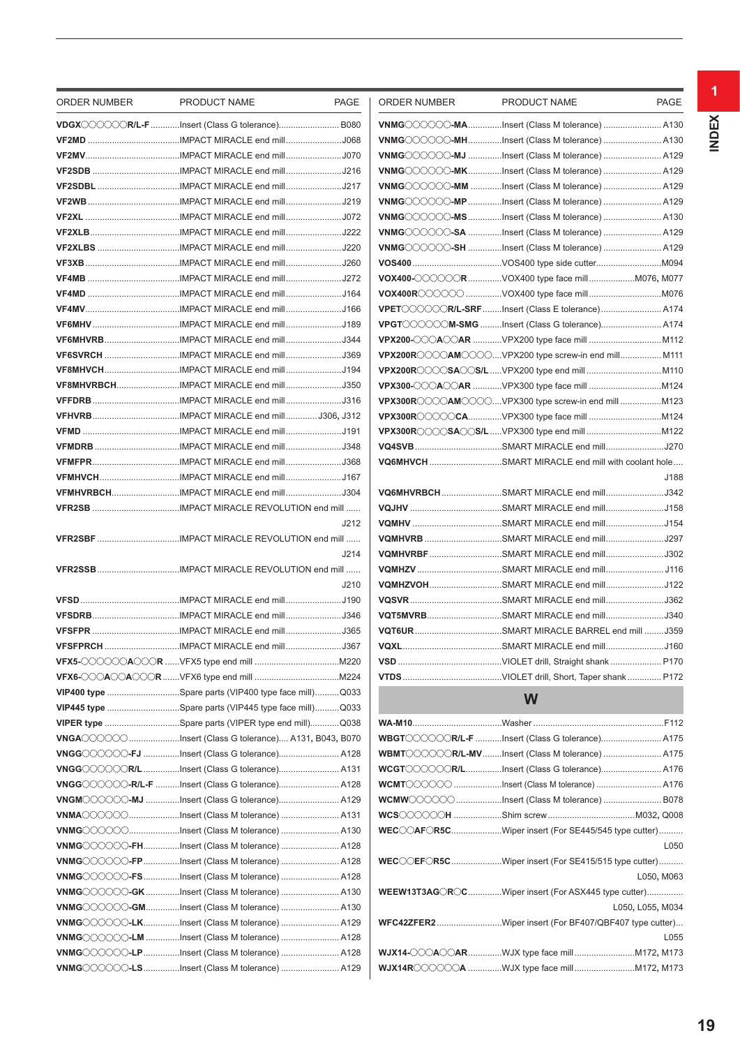| ORDER NUMBER | PRODUCT NAME | PAGE |
|---|---|---|
| **VDGX○○○○○○R/L-F** | Insert (Class G tolerance) | B080 |
| **VF2MD** | IMPACT MIRACLE end mill | J068 |
| **VF2MV** | IMPACT MIRACLE end mill | J070 |
| **VF2SDB** | IMPACT MIRACLE end mill | J216 |
| **VF2SDBL** | IMPACT MIRACLE end mill | J217 |
| **VF2WB** | IMPACT MIRACLE end mill | J219 |
| **VF2XL** | IMPACT MIRACLE end mill | J072 |
| **VF2XLB** | IMPACT MIRACLE end mill | J222 |
| **VF2XLBS** | IMPACT MIRACLE end mill | J220 |
| **VF3XB** | IMPACT MIRACLE end mill | J260 |
| **VF4MB** | IMPACT MIRACLE end mill | J272 |
| **VF4MD** | IMPACT MIRACLE end mill | J164 |
| **VF4MV** | IMPACT MIRACLE end mill | J166 |
| **VF6MHV** | IMPACT MIRACLE end mill | J189 |
| **VF6MHVRB** | IMPACT MIRACLE end mill | J344 |
| **VF6SVRCH** | IMPACT MIRACLE end mill | J369 |
| **VF8MHVCH** | IMPACT MIRACLE end mill | J194 |
| **VF8MHVRBCH** | IMPACT MIRACLE end mill | J350 |
| **VFFDRB** | IMPACT MIRACLE end mill | J316 |
| **VFHVRB** | IMPACT MIRACLE end mill | J306, J312 |
| **VFMD** | IMPACT MIRACLE end mill | J191 |
| **VFMDRB** | IMPACT MIRACLE end mill | J348 |
| **VFMFPR** | IMPACT MIRACLE end mill | J368 |
| **VFMHVCH** | IMPACT MIRACLE end mill | J167 |
| **VFMHVRBCH** | IMPACT MIRACLE end mill | J304 |
| **VFR2SB** | IMPACT MIRACLE REVOLUTION end mill | J212 |
| **VFR2SBF** | IMPACT MIRACLE REVOLUTION end mill | J214 |
| **VFR2SSB** | IMPACT MIRACLE REVOLUTION end mill | J210 |
| **VFSD** | IMPACT MIRACLE end mill | J190 |
| **VFSDRB** | IMPACT MIRACLE end mill | J346 |
| **VFSFPR** | IMPACT MIRACLE end mill | J365 |
| **VFSFPRCH** | IMPACT MIRACLE end mill | J367 |
| **VFX5-○○○○○○A○○○R** | VFX5 type end mill | M220 |
| **VFX6-○○○A○○A○○○R** | VFX6 type end mill | M224 |
| **VIP400 type** | Spare parts (VIP400 type face mill) | Q033 |
| **VIP445 type** | Spare parts (VIP445 type face mill) | Q033 |
| **VIPER type** | Spare parts (VIPER type end mill) | Q038 |
| **VNGA○○○○○○** | Insert (Class G tolerance) | A131, B043, B070 |
| **VNGG○○○○○○-FJ** | Insert (Class G tolerance) | A128 |
| **VNGG○○○○○○R/L** | Insert (Class G tolerance) | A131 |
| **VNGG○○○○○○-R/L-F** | Insert (Class G tolerance) | A128 |
| **VNGM○○○○○○-MJ** | Insert (Class G tolerance) | A129 |
| **VNMA○○○○○○** | Insert (Class M tolerance) | A131 |
| **VNMG○○○○○○** | Insert (Class M tolerance) | A130 |
| **VNMG○○○○○○-FH** | Insert (Class M tolerance) | A128 |
| **VNMG○○○○○○-FP** | Insert (Class M tolerance) | A128 |
| **VNMG○○○○○○-FS** | Insert (Class M tolerance) | A128 |
| **VNMG○○○○○○-GK** | Insert (Class M tolerance) | A130 |
| **VNMG○○○○○○-GM** | Insert (Class M tolerance) | A130 |
| **VNMG○○○○○○-LK** | Insert (Class M tolerance) | A129 |
| **VNMG○○○○○○-LM** | Insert (Class M tolerance) | A128 |
| **VNMG○○○○○○-LP** | Insert (Class M tolerance) | A128 |
| **VNMG○○○○○○-LS** | Insert (Class M tolerance) | A129 |
| **VNMG○○○○○○-MA** | Insert (Class M tolerance) | A130 |
| **VNMG○○○○○○-MH** | Insert (Class M tolerance) | A130 |
| **VNMG○○○○○○-MJ** | Insert (Class M tolerance) | A129 |
| **VNMG○○○○○○-MK** | Insert (Class M tolerance) | A129 |
| **VNMG○○○○○○-MM** | Insert (Class M tolerance) | A129 |
| **VNMG○○○○○○-MP** | Insert (Class M tolerance) | A129 |
| **VNMG○○○○○○-MS** | Insert (Class M tolerance) | A130 |
| **VNMG○○○○○○-SA** | Insert (Class M tolerance) | A129 |
| **VNMG○○○○○○-SH** | Insert (Class M tolerance) | A129 |
| **VOS400** | VOS400 type side cutter | M094 |
| **VOX400-○○○○○○R** | VOX400 type face mill | M076, M077 |
| **VOX400R○○○○○○** | VOX400 type face mill | M076 |
| **VPET○○○○○○R/L-SRF** | Insert (Class E tolerance) | A174 |
| **VPGT○○○○○○M-SMG** | Insert (Class G tolerance) | A174 |
| **VPX200-○○○A○○AR** | VPX200 type face mill | M112 |
| **VPX200R○○○○AM○○○○** | VPX200 type screw-in end mill | M111 |
| **VPX200R○○○○SA○○S/L** | VPX200 type end mill | M110 |
| **VPX300-○○○A○○AR** | VPX300 type face mill | M124 |
| **VPX300R○○○○AM○○○○** | VPX300 type screw-in end mill | M123 |
| **VPX300R○○○○○○CA** | VPX300 type face mill | M124 |
| **VPX300R○○○○SA○○S/L** | VPX300 type end mill | M122 |
| **VQ4SVB** | SMART MIRACLE end mill | J270 |
| **VQ6MHVCH** | SMART MIRACLE end mill with coolant hole | J188 |
| **VQ6MHVRBCH** | SMART MIRACLE end mill | J342 |
| **VQJHV** | SMART MIRACLE end mill | J158 |
| **VQMHV** | SMART MIRACLE end mill | J154 |
| **VQMHVRB** | SMART MIRACLE end mill | J297 |
| **VQMHVRBF** | SMART MIRACLE end mill | J302 |
| **VQMHZV** | SMART MIRACLE end mill | J116 |
| **VQMHZVOH** | SMART MIRACLE end mill | J122 |
| **VQSVR** | SMART MIRACLE end mill | J362 |
| **VQT5MVRB** | SMART MIRACLE end mill | J340 |
| **VQT6UR** | SMART MIRACLE BARREL end mill | J359 |
| **VQXL** | SMART MIRACLE end mill | J160 |
| **VSD** | VIOLET drill, Straight shank | P170 |
| **VTDS** | VIOLET drill, Short, Taper shank | P172 |

## W

| ORDER NUMBER | PRODUCT NAME | PAGE |
|---|---|---|
| **WA-M10** | Washer | F112 |
| **WBGT○○○○○○R/L-F** | Insert (Class G tolerance) | A175 |
| **WBMT○○○○○○R/L-MV** | Insert (Class M tolerance) | A175 |
| **WCGT○○○○○○R/L** | Insert (Class G tolerance) | A176 |
| **WCMT○○○○○○** | Insert (Class M tolerance) | A176 |
| **WCMW○○○○○○** | Insert (Class M tolerance) | B078 |
| **WCS○○○○○○H** | Shim screw | M032, Q008 |
| **WEC○○AF○R5C** | Wiper insert (For SE445/545 type cutter) | L050 |
| **WEC○○EF○R5C** | Wiper insert (For SE415/515 type cutter) | L050, M063 |
| **WEEW13T3AG○R○C** | Wiper insert (For ASX445 type cutter) | L050, L055, M034 |
| **WFC42ZFER2** | Wiper insert (For BF407/QBF407 type cutter) | L055 |
| **WJX14-○○○A○○AR** | WJX type face mill | M172, M173 |
| **WJX14R○○○○○○A** | WJX type face mill | M172, M173 |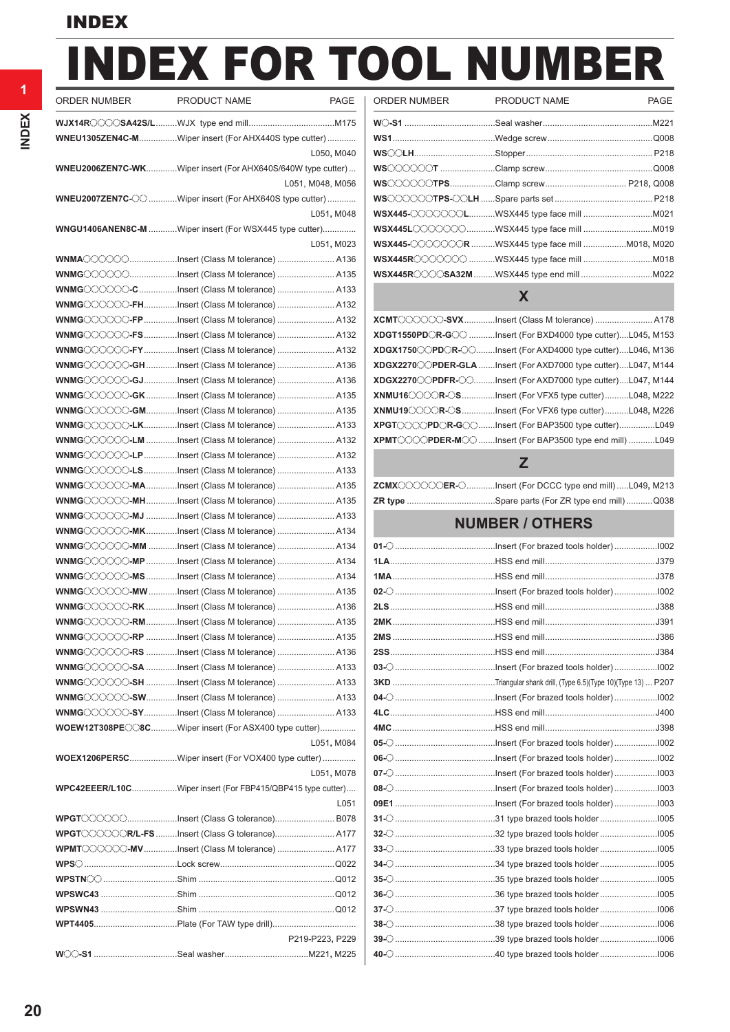# INDEX

# INDEX FOR TOOL NUMBER

| ORDER NUMBER | PRODUCT NAME | PAGE |
|---|---|---|
| **WJX14R◯◯◯SA42S/L** | WJX type end mill | M175 |
| **WNEU1305ZEN4C-M** | Wiper insert (For AHX440S type cutter) | L050, M040 |
| **WNEU2006ZEN7C-WK** | Wiper insert (For AHX640S/640W type cutter) | L051, M048, M056 |
| **WNEU2007ZEN7C-◯◯** | Wiper insert (For AHX640S type cutter) | L051, M048 |
| **WNGU1406ANEN8C-M** | Wiper insert (For WSX445 type cutter) | L051, M023 |
| **WNMA◯◯◯◯◯◯** | Insert (Class M tolerance) | A136 |
| **WNMG◯◯◯◯◯◯** | Insert (Class M tolerance) | A135 |
| **WNMG◯◯◯◯◯◯-C** | Insert (Class M tolerance) | A133 |
| **WNMG◯◯◯◯◯◯-FH** | Insert (Class M tolerance) | A132 |
| **WNMG◯◯◯◯◯◯-FP** | Insert (Class M tolerance) | A132 |
| **WNMG◯◯◯◯◯◯-FS** | Insert (Class M tolerance) | A132 |
| **WNMG◯◯◯◯◯◯-FY** | Insert (Class M tolerance) | A132 |
| **WNMG◯◯◯◯◯◯-GH** | Insert (Class M tolerance) | A136 |
| **WNMG◯◯◯◯◯◯-GJ** | Insert (Class M tolerance) | A136 |
| **WNMG◯◯◯◯◯◯-GK** | Insert (Class M tolerance) | A135 |
| **WNMG◯◯◯◯◯◯-GM** | Insert (Class M tolerance) | A135 |
| **WNMG◯◯◯◯◯◯-LK** | Insert (Class M tolerance) | A133 |
| **WNMG◯◯◯◯◯◯-LM** | Insert (Class M tolerance) | A132 |
| **WNMG◯◯◯◯◯◯-LP** | Insert (Class M tolerance) | A132 |
| **WNMG◯◯◯◯◯◯-LS** | Insert (Class M tolerance) | A133 |
| **WNMG◯◯◯◯◯◯-MA** | Insert (Class M tolerance) | A135 |
| **WNMG◯◯◯◯◯◯-MH** | Insert (Class M tolerance) | A135 |
| **WNMG◯◯◯◯◯◯-MJ** | Insert (Class M tolerance) | A133 |
| **WNMG◯◯◯◯◯◯-MK** | Insert (Class M tolerance) | A134 |
| **WNMG◯◯◯◯◯◯-MM** | Insert (Class M tolerance) | A134 |
| **WNMG◯◯◯◯◯◯-MP** | Insert (Class M tolerance) | A134 |
| **WNMG◯◯◯◯◯◯-MS** | Insert (Class M tolerance) | A134 |
| **WNMG◯◯◯◯◯◯-MW** | Insert (Class M tolerance) | A135 |
| **WNMG◯◯◯◯◯◯-RK** | Insert (Class M tolerance) | A136 |
| **WNMG◯◯◯◯◯◯-RM** | Insert (Class M tolerance) | A135 |
| **WNMG◯◯◯◯◯◯-RP** | Insert (Class M tolerance) | A135 |
| **WNMG◯◯◯◯◯◯-RS** | Insert (Class M tolerance) | A136 |
| **WNMG◯◯◯◯◯◯-SA** | Insert (Class M tolerance) | A133 |
| **WNMG◯◯◯◯◯◯-SH** | Insert (Class M tolerance) | A133 |
| **WNMG◯◯◯◯◯◯-SW** | Insert (Class M tolerance) | A133 |
| **WNMG◯◯◯◯◯◯-SY** | Insert (Class M tolerance) | A133 |
| **WOEW12T308PE◯◯8C** | Wiper insert (For ASX400 type cutter) | L051, M084 |
| **WOEX1206PER5C** | Wiper insert (For VOX400 type cutter) | L051, M078 |
| **WPC42EEER/L10C** | Wiper insert (For FBP415/QBP415 type cutter) | L051 |
| **WPGT◯◯◯◯◯◯** | Insert (Class G tolerance) | B078 |
| **WPGT◯◯◯◯◯◯R/L-FS** | Insert (Class G tolerance) | A177 |
| **WPMT◯◯◯◯◯◯-MV** | Insert (Class M tolerance) | A177 |
| **WPS◯** | Lock screw | Q022 |
| **WPSTN◯◯** | Shim | Q012 |
| **WPSWC43** | Shim | Q012 |
| **WPSWN43** | Shim | Q012 |
| **WPT4405** | Plate (For TAW type drill) | P219-P223, P229 |
| **W◯◯-S1** | Seal washer | M221, M225 |
| **W◯-S1** | Seal washer | M221 |
| **WS1** | Wedge screw | Q008 |
| **WS◯◯LH** | Stopper | P218 |
| **WS◯◯◯◯◯◯T** | Clamp screw | Q008 |
| **WS◯◯◯◯◯◯TPS** | Clamp screw | P218, Q008 |
| **WS◯◯◯◯◯◯TPS-◯◯LH** | Spare parts set | P218 |
| **WSX445-◯◯◯◯◯◯◯L** | WSX445 type face mill | M021 |
| **WSX445L◯◯◯◯◯◯◯** | WSX445 type face mill | M019 |
| **WSX445-◯◯◯◯◯◯◯R** | WSX445 type face mill | M018, M020 |
| **WSX445R◯◯◯◯◯◯◯** | WSX445 type face mill | M018 |
| **WSX445R◯◯◯◯SA32M** | WSX445 type end mill | M022 |

## X

| ORDER NUMBER | PRODUCT NAME | PAGE |
|---|---|---|
| **XCMT◯◯◯◯◯◯-SVX** | Insert (Class M tolerance) | A178 |
| **XDGT1550PD◯R-G◯◯** | Insert (For BXD4000 type cutter) | L045, M153 |
| **XDGX1750◯◯PD◯R-◯◯** | Insert (For AXD4000 type cutter) | L046, M136 |
| **XDGX2270◯◯PDER-GLA** | Insert (For AXD7000 type cutter) | L047, M144 |
| **XDGX2270◯◯PDFR-◯◯** | Insert (For AXD7000 type cutter) | L047, M144 |
| **XNMU16◯◯◯◯R-◯S** | Insert (For VFX5 type cutter) | L048, M222 |
| **XNMU19◯◯◯◯R-◯S** | Insert (For VFX6 type cutter) | L048, M226 |
| **XPGT◯◯◯◯PD◯R-G◯◯** | Insert (For BAP3500 type cutter) | L049 |
| **XPMT◯◯◯◯PDER-M◯◯** | Insert (For BAP3500 type end mill) | L049 |

## Z

| ORDER NUMBER | PRODUCT NAME | PAGE |
|---|---|---|
| **ZCMX◯◯◯◯◯◯ER-◯** | Insert (For DCCC type end mill) | L049, M213 |
| **ZR type** | Spare parts (For ZR type end mill) | Q038 |

## NUMBER / OTHERS

| ORDER NUMBER | PRODUCT NAME | PAGE |
|---|---|---|
| **01-◯** | Insert (For brazed tools holder) | I002 |
| **1LA** | HSS end mill | J379 |
| **1MA** | HSS end mill | J378 |
| **02-◯** | Insert (For brazed tools holder) | I002 |
| **2LS** | HSS end mill | J388 |
| **2MK** | HSS end mill | J391 |
| **2MS** | HSS end mill | J386 |
| **2SS** | HSS end mill | J384 |
| **03-◯** | Insert (For brazed tools holder) | I002 |
| **3KD** | Triangular shank drill, (Type 6.5)(Type 10)(Type 13) | P207 |
| **04-◯** | Insert (For brazed tools holder) | I002 |
| **4LC** | HSS end mill | J400 |
| **4MC** | HSS end mill | J398 |
| **05-◯** | Insert (For brazed tools holder) | I002 |
| **06-◯** | Insert (For brazed tools holder) | I002 |
| **07-◯** | Insert (For brazed tools holder) | I003 |
| **08-◯** | Insert (For brazed tools holder) | I003 |
| **09E1** | Insert (For brazed tools holder) | I003 |
| **31-◯** | 31 type brazed tools holder | I005 |
| **32-◯** | 32 type brazed tools holder | I005 |
| **33-◯** | 33 type brazed tools holder | I005 |
| **34-◯** | 34 type brazed tools holder | I005 |
| **35-◯** | 35 type brazed tools holder | I005 |
| **36-◯** | 36 type brazed tools holder | I005 |
| **37-◯** | 37 type brazed tools holder | I006 |
| **38-◯** | 38 type brazed tools holder | I006 |
| **39-◯** | 39 type brazed tools holder | I006 |
| **40-◯** | 40 type brazed tools holder | I006 |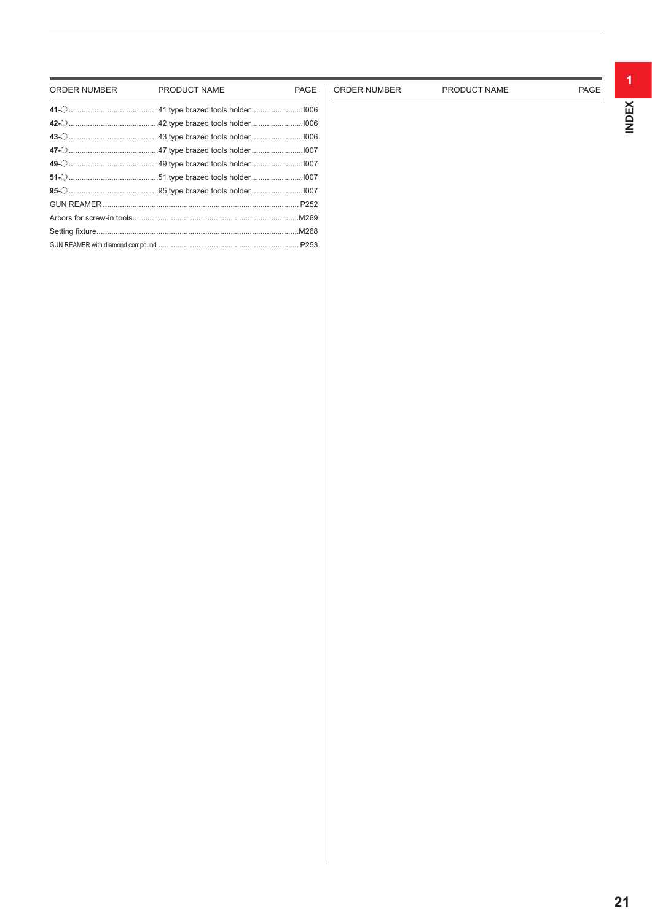| ORDER NUMBER | PRODUCT NAME | PAGE |
|---|---|---|
| **41-**○ | 41 type brazed tools holder | I006 |
| **42-**○ | 42 type brazed tools holder | I006 |
| **43-**○ | 43 type brazed tools holder | I006 |
| **47-**○ | 47 type brazed tools holder | I007 |
| **49-**○ | 49 type brazed tools holder | I007 |
| **51-**○ | 51 type brazed tools holder | I007 |
| **95-**○ | 95 type brazed tools holder | I007 |
| GUN REAMER | | P252 |
| Arbors for screw-in tools | | M269 |
| Setting fixture | | M268 |
| GUN REAMER with diamond compound | | P253 |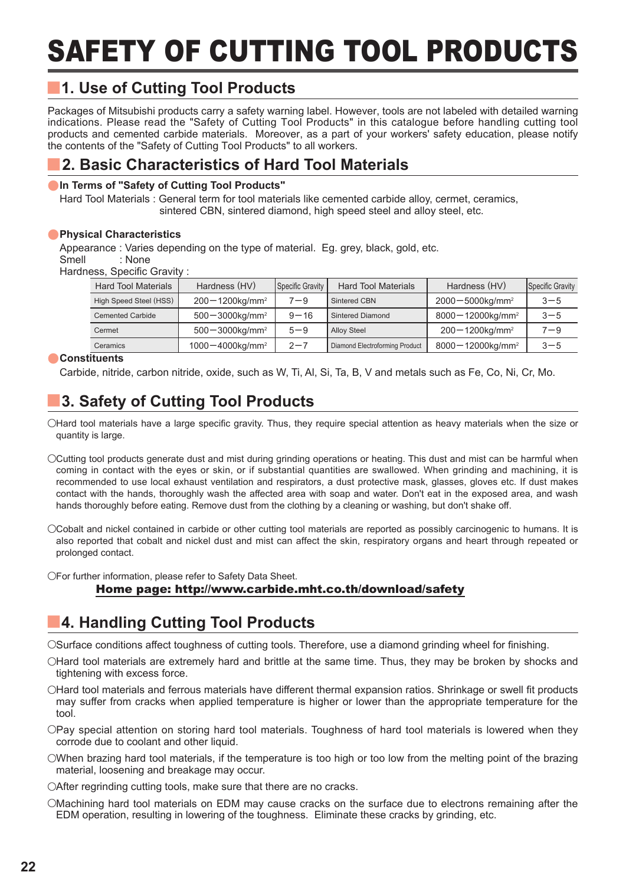# SAFETY OF CUTTING TOOL PRODUCTS

## 1. Use of Cutting Tool Products

Packages of Mitsubishi products carry a safety warning label. However, tools are not labeled with detailed warning indications. Please read the "Safety of Cutting Tool Products" in this catalogue before handling cutting tool products and cemented carbide materials. Moreover, as a part of your workers' safety education, please notify the contents of the "Safety of Cutting Tool Products" to all workers.

## 2. Basic Characteristics of Hard Tool Materials

**In Terms of "Safety of Cutting Tool Products"**

Hard Tool Materials : General term for tool materials like cemented carbide alloy, cermet, ceramics, sintered CBN, sintered diamond, high speed steel and alloy steel, etc.

**Physical Characteristics**

Appearance : Varies depending on the type of material. Eg. grey, black, gold, etc.
Smell : None
Hardness, Specific Gravity :

| Hard Tool Materials | Hardness (HV) | Specific Gravity | Hard Tool Materials | Hardness (HV) | Specific Gravity |
|---|---|---|---|---|---|
| High Speed Steel (HSS) | 200−1200kg/mm$^2$ | 7−9 | Sintered CBN | 2000−5000kg/mm$^2$ | 3−5 |
| Cemented Carbide | 500−3000kg/mm$^2$ | 9−16 | Sintered Diamond | 8000−12000kg/mm$^2$ | 3−5 |
| Cermet | 500−3000kg/mm$^2$ | 5−9 | Alloy Steel | 200−1200kg/mm$^2$ | 7−9 |
| Ceramics | 1000−4000kg/mm$^2$ | 2−7 | Diamond Electroforming Product | 8000−12000kg/mm$^2$ | 3−5 |

**Constituents**

Carbide, nitride, carbon nitride, oxide, such as W, Ti, Al, Si, Ta, B, V and metals such as Fe, Co, Ni, Cr, Mo.

## 3. Safety of Cutting Tool Products

○Hard tool materials have a large specific gravity. Thus, they require special attention as heavy materials when the size or quantity is large.

○Cutting tool products generate dust and mist during grinding operations or heating. This dust and mist can be harmful when coming in contact with the eyes or skin, or if substantial quantities are swallowed. When grinding and machining, it is recommended to use local exhaust ventilation and respirators, a dust protective mask, glasses, gloves etc. If dust makes contact with the hands, thoroughly wash the affected area with soap and water. Don't eat in the exposed area, and wash hands thoroughly before eating. Remove dust from the clothing by a cleaning or washing, but don't shake off.

○Cobalt and nickel contained in carbide or other cutting tool materials are reported as possibly carcinogenic to humans. It is also reported that cobalt and nickel dust and mist can affect the skin, respiratory organs and heart through repeated or prolonged contact.

○For further information, please refer to Safety Data Sheet.

**Home page: http://www.carbide.mht.co.th/download/safety**

## 4. Handling Cutting Tool Products

○Surface conditions affect toughness of cutting tools. Therefore, use a diamond grinding wheel for finishing.

○Hard tool materials are extremely hard and brittle at the same time. Thus, they may be broken by shocks and tightening with excess force.

○Hard tool materials and ferrous materials have different thermal expansion ratios. Shrinkage or swell fit products may suffer from cracks when applied temperature is higher or lower than the appropriate temperature for the tool.

○Pay special attention on storing hard tool materials. Toughness of hard tool materials is lowered when they corrode due to coolant and other liquid.

○When brazing hard tool materials, if the temperature is too high or too low from the melting point of the brazing material, loosening and breakage may occur.

○After regrinding cutting tools, make sure that there are no cracks.

○Machining hard tool materials on EDM may cause cracks on the surface due to electrons remaining after the EDM operation, resulting in lowering of the toughness. Eliminate these cracks by grinding, etc.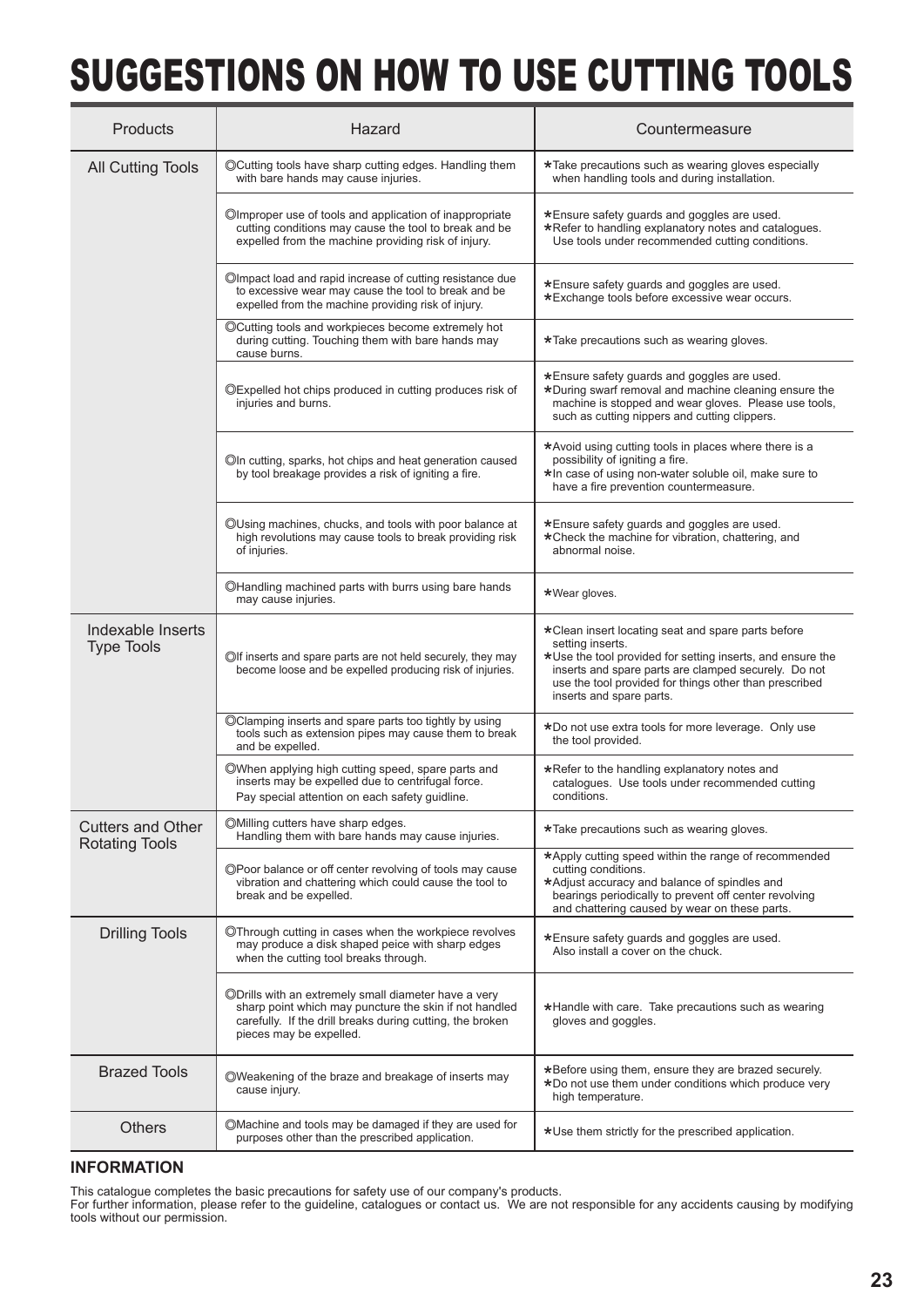# SUGGESTIONS ON HOW TO USE CUTTING TOOLS

| Products | Hazard | Countermeasure |
|---|---|---|
| All Cutting Tools | ◎Cutting tools have sharp cutting edges. Handling them with bare hands may cause injuries. | *Take precautions such as wearing gloves especially when handling tools and during installation. |
| | ◎Improper use of tools and application of inappropriate cutting conditions may cause the tool to break and be expelled from the machine providing risk of injury. | *Ensure safety guards and goggles are used.<br>*Refer to handling explanatory notes and catalogues. Use tools under recommended cutting conditions. |
| | ◎Impact load and rapid increase of cutting resistance due to excessive wear may cause the tool to break and be expelled from the machine providing risk of injury. | *Ensure safety guards and goggles are used.<br>*Exchange tools before excessive wear occurs. |
| | ◎Cutting tools and workpieces become extremely hot during cutting. Touching them with bare hands may cause burns. | *Take precautions such as wearing gloves. |
| | ◎Expelled hot chips produced in cutting produces risk of injuries and burns. | *Ensure safety guards and goggles are used.<br>*During swarf removal and machine cleaning ensure the machine is stopped and wear gloves. Please use tools, such as cutting nippers and cutting clippers. |
| | ◎In cutting, sparks, hot chips and heat generation caused by tool breakage provides a risk of igniting a fire. | *Avoid using cutting tools in places where there is a possibility of igniting a fire.<br>*In case of using non-water soluble oil, make sure to have a fire prevention countermeasure. |
| | ◎Using machines, chucks, and tools with poor balance at high revolutions may cause tools to break providing risk of injuries. | *Ensure safety guards and goggles are used.<br>*Check the machine for vibration, chattering, and abnormal noise. |
| | ◎Handling machined parts with burrs using bare hands may cause injuries. | *Wear gloves. |
| Indexable Inserts Type Tools | ◎If inserts and spare parts are not held securely, they may become loose and be expelled producing risk of injuries. | *Clean insert locating seat and spare parts before setting inserts.<br>*Use the tool provided for setting inserts, and ensure the inserts and spare parts are clamped securely. Do not use the tool provided for things other than prescribed inserts and spare parts. |
| | ◎Clamping inserts and spare parts too tightly by using tools such as extension pipes may cause them to break and be expelled. | *Do not use extra tools for more leverage. Only use the tool provided. |
| | ◎When applying high cutting speed, spare parts and inserts may be expelled due to centrifugal force.<br>Pay special attention on each safety guidline. | *Refer to the handling explanatory notes and catalogues. Use tools under recommended cutting conditions. |
| Cutters and Other Rotating Tools | ◎Milling cutters have sharp edges.<br>Handling them with bare hands may cause injuries. | *Take precautions such as wearing gloves. |
| | ◎Poor balance or off center revolving of tools may cause vibration and chattering which could cause the tool to break and be expelled. | *Apply cutting speed within the range of recommended cutting conditions.<br>*Adjust accuracy and balance of spindles and bearings periodically to prevent off center revolving and chattering caused by wear on these parts. |
| Drilling Tools | ◎Through cutting in cases when the workpiece revolves may produce a disk shaped peice with sharp edges when the cutting tool breaks through. | *Ensure safety guards and goggles are used. Also install a cover on the chuck. |
| | ◎Drills with an extremely small diameter have a very sharp point which may puncture the skin if not handled carefully. If the drill breaks during cutting, the broken pieces may be expelled. | *Handle with care. Take precautions such as wearing gloves and goggles. |
| Brazed Tools | ◎Weakening of the braze and breakage of inserts may cause injury. | *Before using them, ensure they are brazed securely.<br>*Do not use them under conditions which produce very high temperature. |
| Others | ◎Machine and tools may be damaged if they are used for purposes other than the prescribed application. | *Use them strictly for the prescribed application. |

**INFORMATION**

This catalogue completes the basic precautions for safety use of our company's products.
For further information, please refer to the guideline, catalogues or contact us. We are not responsible for any accidents causing by modifying tools without our permission.